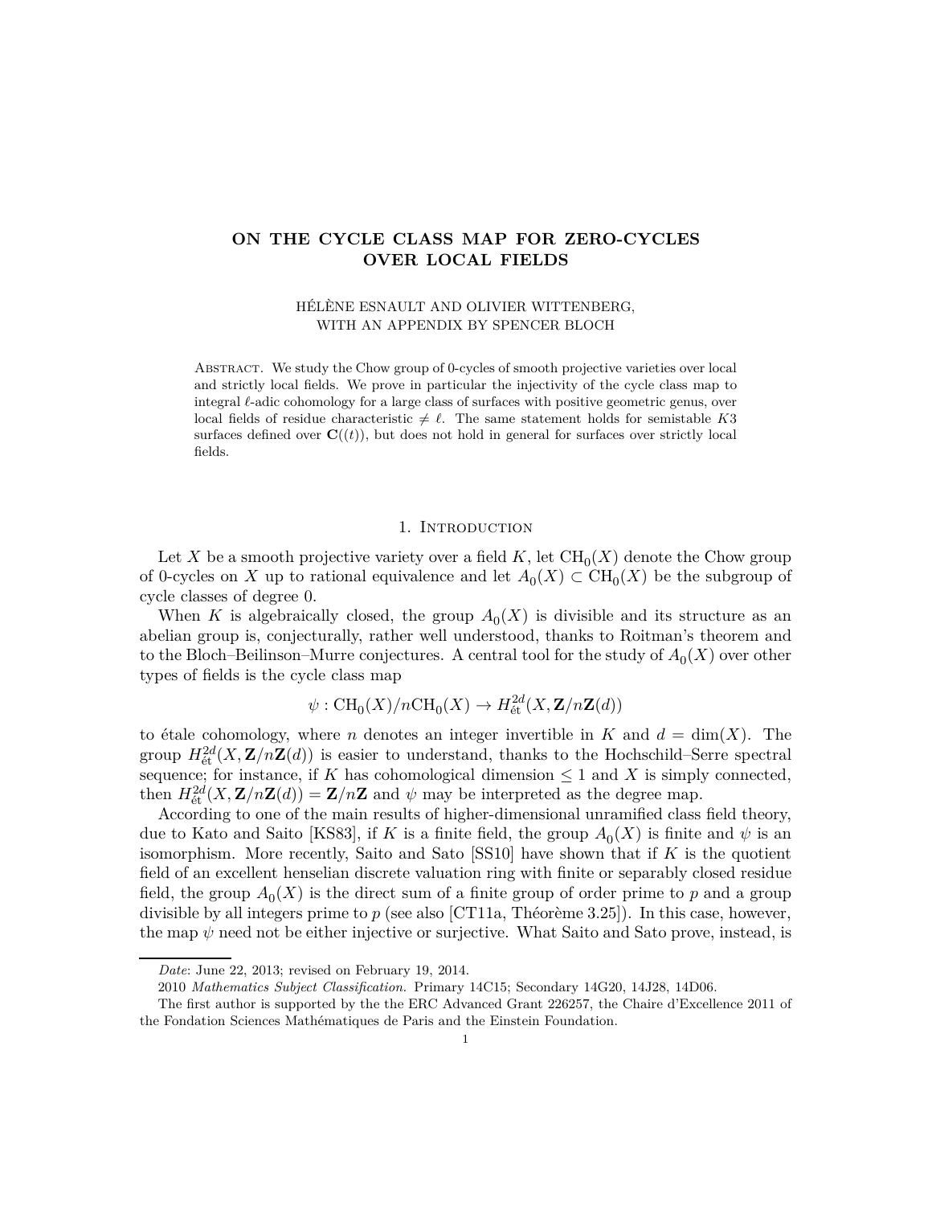# ON THE CYCLE CLASS MAP FOR ZERO-CYCLES OVER LOCAL FIELDS

HÉLÈNE ESNAULT AND OLIVIER WITTENBERG,
WITH AN APPENDIX BY SPENCER BLOCH

Abstract. We study the Chow group of 0-cycles of smooth projective varieties over local and strictly local fields. We prove in particular the injectivity of the cycle class map to integral $\ell$-adic cohomology for a large class of surfaces with positive geometric genus, over local fields of residue characteristic $\neq \ell$. The same statement holds for semistable $K3$ surfaces defined over $\mathbf{C}((t))$, but does not hold in general for surfaces over strictly local fields.

## 1. Introduction

Let $X$ be a smooth projective variety over a field $K$, let $\mathrm{CH}_0(X)$ denote the Chow group of 0-cycles on $X$ up to rational equivalence and let $A_0(X) \subset \mathrm{CH}_0(X)$ be the subgroup of cycle classes of degree 0.

When $K$ is algebraically closed, the group $A_0(X)$ is divisible and its structure as an abelian group is, conjecturally, rather well understood, thanks to Roitman's theorem and to the Bloch–Beilinson–Murre conjectures. A central tool for the study of $A_0(X)$ over other types of fields is the cycle class map

$$\psi : \mathrm{CH}_0(X)/n\mathrm{CH}_0(X) \to H^{2d}_{\text{ét}}(X, \mathbf{Z}/n\mathbf{Z}(d))$$

to étale cohomology, where $n$ denotes an integer invertible in $K$ and $d = \dim(X)$. The group $H^{2d}_{\text{ét}}(X, \mathbf{Z}/n\mathbf{Z}(d))$ is easier to understand, thanks to the Hochschild–Serre spectral sequence; for instance, if $K$ has cohomological dimension $\leq 1$ and $X$ is simply connected, then $H^{2d}_{\text{ét}}(X, \mathbf{Z}/n\mathbf{Z}(d)) = \mathbf{Z}/n\mathbf{Z}$ and $\psi$ may be interpreted as the degree map.

According to one of the main results of higher-dimensional unramified class field theory, due to Kato and Saito [KS83], if $K$ is a finite field, the group $A_0(X)$ is finite and $\psi$ is an isomorphism. More recently, Saito and Sato [SS10] have shown that if $K$ is the quotient field of an excellent henselian discrete valuation ring with finite or separably closed residue field, the group $A_0(X)$ is the direct sum of a finite group of order prime to $p$ and a group divisible by all integers prime to $p$ (see also [CT11a, Théorème 3.25]). In this case, however, the map $\psi$ need not be either injective or surjective. What Saito and Sato prove, instead, is

*Date*: June 22, 2013; revised on February 19, 2014.

2010 *Mathematics Subject Classification.* Primary 14C15; Secondary 14G20, 14J28, 14D06.

The first author is supported by the the ERC Advanced Grant 226257, the Chaire d'Excellence 2011 of the Fondation Sciences Mathématiques de Paris and the Einstein Foundation.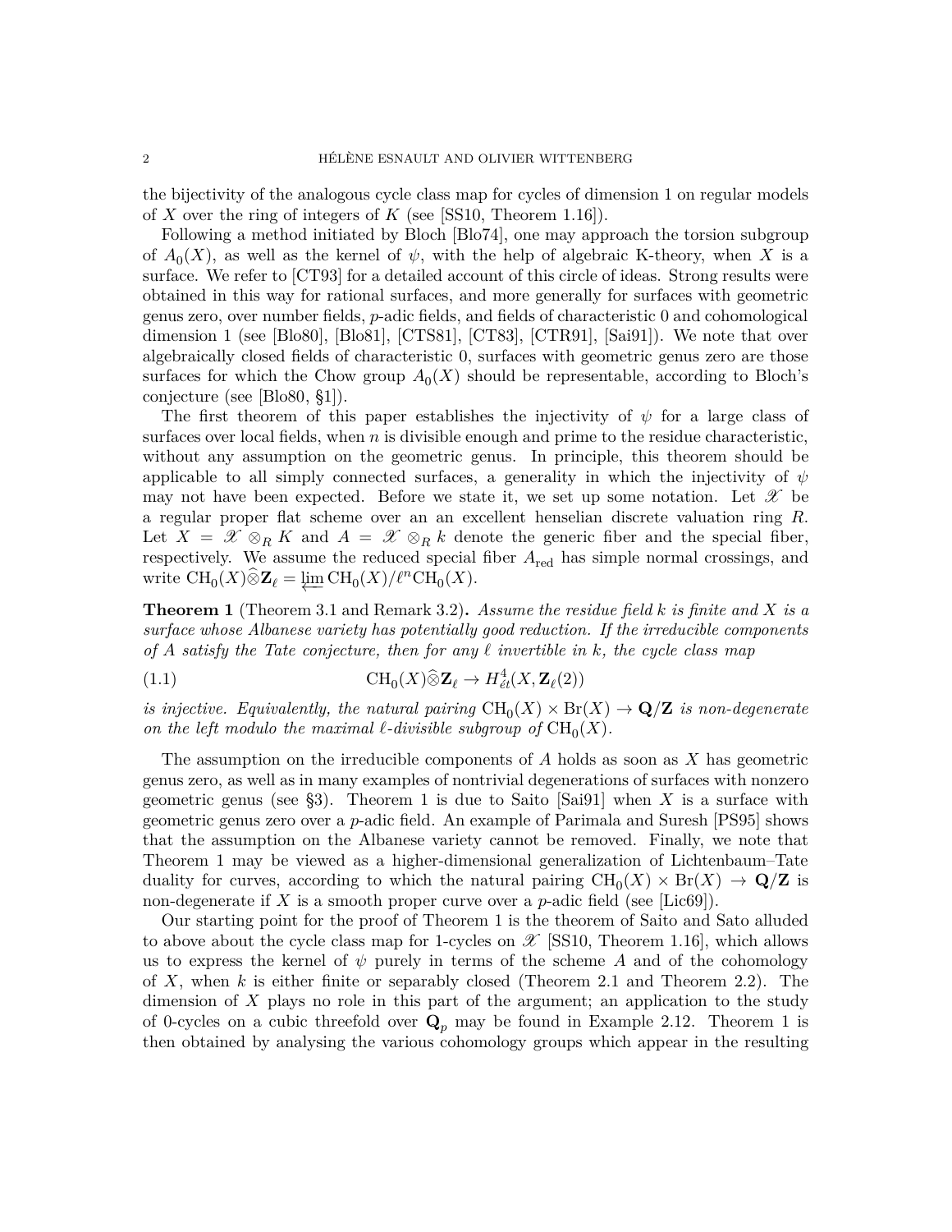the bijectivity of the analogous cycle class map for cycles of dimension 1 on regular models of $X$ over the ring of integers of $K$ (see [SS10, Theorem 1.16]).

Following a method initiated by Bloch [Blo74], one may approach the torsion subgroup of $A_0(X)$, as well as the kernel of $\psi$, with the help of algebraic K-theory, when $X$ is a surface. We refer to [CT93] for a detailed account of this circle of ideas. Strong results were obtained in this way for rational surfaces, and more generally for surfaces with geometric genus zero, over number fields, $p$-adic fields, and fields of characteristic 0 and cohomological dimension 1 (see [Blo80], [Blo81], [CTS81], [CT83], [CTR91], [Sai91]). We note that over algebraically closed fields of characteristic 0, surfaces with geometric genus zero are those surfaces for which the Chow group $A_0(X)$ should be representable, according to Bloch's conjecture (see [Blo80, §1]).

The first theorem of this paper establishes the injectivity of $\psi$ for a large class of surfaces over local fields, when $n$ is divisible enough and prime to the residue characteristic, without any assumption on the geometric genus. In principle, this theorem should be applicable to all simply connected surfaces, a generality in which the injectivity of $\psi$ may not have been expected. Before we state it, we set up some notation. Let $\mathscr{X}$ be a regular proper flat scheme over an an excellent henselian discrete valuation ring $R$. Let $X = \mathscr{X} \otimes_R K$ and $A = \mathscr{X} \otimes_R k$ denote the generic fiber and the special fiber, respectively. We assume the reduced special fiber $A_{\mathrm{red}}$ has simple normal crossings, and write $\mathrm{CH}_0(X)\widehat{\otimes}\mathbf{Z}_\ell = \varprojlim \mathrm{CH}_0(X)/\ell^n\mathrm{CH}_0(X)$.

**Theorem 1** (Theorem 3.1 and Remark 3.2)**.** *Assume the residue field $k$ is finite and $X$ is a surface whose Albanese variety has potentially good reduction. If the irreducible components of $A$ satisfy the Tate conjecture, then for any $\ell$ invertible in $k$, the cycle class map*

$$\mathrm{CH}_0(X)\widehat{\otimes}\mathbf{Z}_\ell \to H^4_{ét}(X, \mathbf{Z}_\ell(2)) \tag{1.1}$$

*is injective. Equivalently, the natural pairing $\mathrm{CH}_0(X) \times \mathrm{Br}(X) \to \mathbf{Q}/\mathbf{Z}$ is non-degenerate on the left modulo the maximal $\ell$-divisible subgroup of $\mathrm{CH}_0(X)$.*

The assumption on the irreducible components of $A$ holds as soon as $X$ has geometric genus zero, as well as in many examples of nontrivial degenerations of surfaces with nonzero geometric genus (see §3). Theorem 1 is due to Saito [Sai91] when $X$ is a surface with geometric genus zero over a $p$-adic field. An example of Parimala and Suresh [PS95] shows that the assumption on the Albanese variety cannot be removed. Finally, we note that Theorem 1 may be viewed as a higher-dimensional generalization of Lichtenbaum–Tate duality for curves, according to which the natural pairing $\mathrm{CH}_0(X) \times \mathrm{Br}(X) \to \mathbf{Q}/\mathbf{Z}$ is non-degenerate if $X$ is a smooth proper curve over a $p$-adic field (see [Lic69]).

Our starting point for the proof of Theorem 1 is the theorem of Saito and Sato alluded to above about the cycle class map for 1-cycles on $\mathscr{X}$ [SS10, Theorem 1.16], which allows us to express the kernel of $\psi$ purely in terms of the scheme $A$ and of the cohomology of $X$, when $k$ is either finite or separably closed (Theorem 2.1 and Theorem 2.2). The dimension of $X$ plays no role in this part of the argument; an application to the study of 0-cycles on a cubic threefold over $\mathbf{Q}_p$ may be found in Example 2.12. Theorem 1 is then obtained by analysing the various cohomology groups which appear in the resulting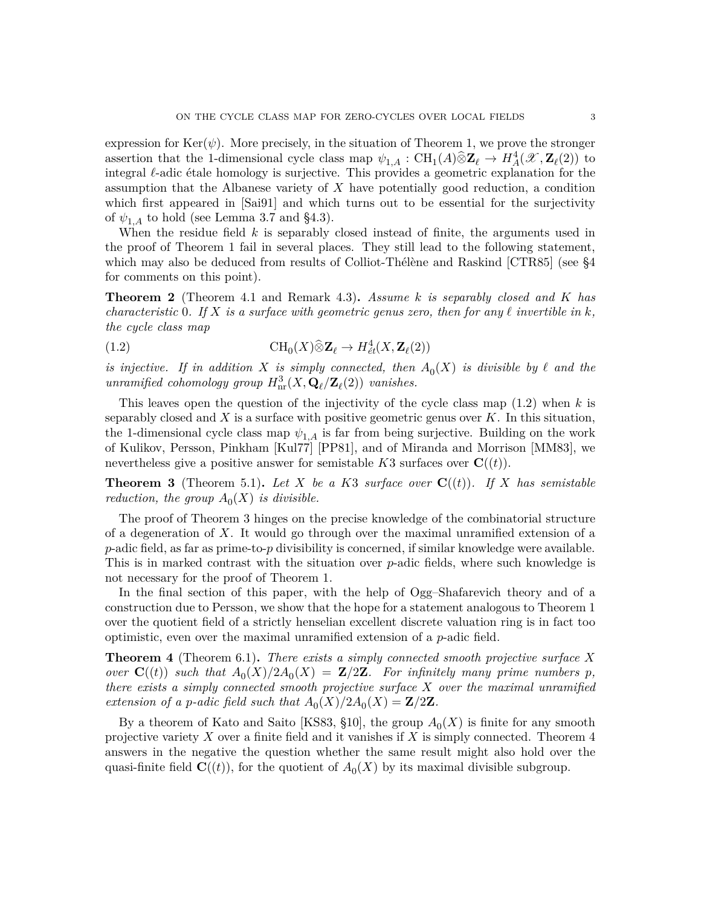expression for $\mathrm{Ker}(\psi)$. More precisely, in the situation of Theorem 1, we prove the stronger assertion that the 1-dimensional cycle class map $\psi_{1,A} : \mathrm{CH}_1(A)\widehat{\otimes}\mathbf{Z}_\ell \to H^4_A(\mathscr{X}, \mathbf{Z}_\ell(2))$ to integral $\ell$-adic étale homology is surjective. This provides a geometric explanation for the assumption that the Albanese variety of $X$ have potentially good reduction, a condition which first appeared in [Sai91] and which turns out to be essential for the surjectivity of $\psi_{1,A}$ to hold (see Lemma 3.7 and §4.3).

When the residue field $k$ is separably closed instead of finite, the arguments used in the proof of Theorem 1 fail in several places. They still lead to the following statement, which may also be deduced from results of Colliot-Thélène and Raskind [CTR85] (see §4 for comments on this point).

**Theorem 2** (Theorem 4.1 and Remark 4.3)**.** *Assume $k$ is separably closed and $K$ has characteristic 0. If $X$ is a surface with geometric genus zero, then for any $\ell$ invertible in $k$, the cycle class map*

$$\mathrm{CH}_0(X)\widehat{\otimes}\mathbf{Z}_\ell \to H^4_{\acute{e}t}(X, \mathbf{Z}_\ell(2)) \tag{1.2}$$

*is injective. If in addition $X$ is simply connected, then $A_0(X)$ is divisible by $\ell$ and the unramified cohomology group $H^3_{\mathrm{nr}}(X, \mathbf{Q}_\ell/\mathbf{Z}_\ell(2))$ vanishes.*

This leaves open the question of the injectivity of the cycle class map (1.2) when $k$ is separably closed and $X$ is a surface with positive geometric genus over $K$. In this situation, the 1-dimensional cycle class map $\psi_{1,A}$ is far from being surjective. Building on the work of Kulikov, Persson, Pinkham [Kul77] [PP81], and of Miranda and Morrison [MM83], we nevertheless give a positive answer for semistable $K3$ surfaces over $\mathbf{C}((t))$.

**Theorem 3** (Theorem 5.1)**.** *Let $X$ be a $K3$ surface over $\mathbf{C}((t))$. If $X$ has semistable reduction, the group $A_0(X)$ is divisible.*

The proof of Theorem 3 hinges on the precise knowledge of the combinatorial structure of a degeneration of $X$. It would go through over the maximal unramified extension of a $p$-adic field, as far as prime-to-$p$ divisibility is concerned, if similar knowledge were available. This is in marked contrast with the situation over $p$-adic fields, where such knowledge is not necessary for the proof of Theorem 1.

In the final section of this paper, with the help of Ogg–Shafarevich theory and of a construction due to Persson, we show that the hope for a statement analogous to Theorem 1 over the quotient field of a strictly henselian excellent discrete valuation ring is in fact too optimistic, even over the maximal unramified extension of a $p$-adic field.

**Theorem 4** (Theorem 6.1)**.** *There exists a simply connected smooth projective surface $X$ over $\mathbf{C}((t))$ such that $A_0(X)/2A_0(X) = \mathbf{Z}/2\mathbf{Z}$. For infinitely many prime numbers $p$, there exists a simply connected smooth projective surface $X$ over the maximal unramified extension of a $p$-adic field such that $A_0(X)/2A_0(X) = \mathbf{Z}/2\mathbf{Z}$.*

By a theorem of Kato and Saito [KS83, §10], the group $A_0(X)$ is finite for any smooth projective variety $X$ over a finite field and it vanishes if $X$ is simply connected. Theorem 4 answers in the negative the question whether the same result might also hold over the quasi-finite field $\mathbf{C}((t))$, for the quotient of $A_0(X)$ by its maximal divisible subgroup.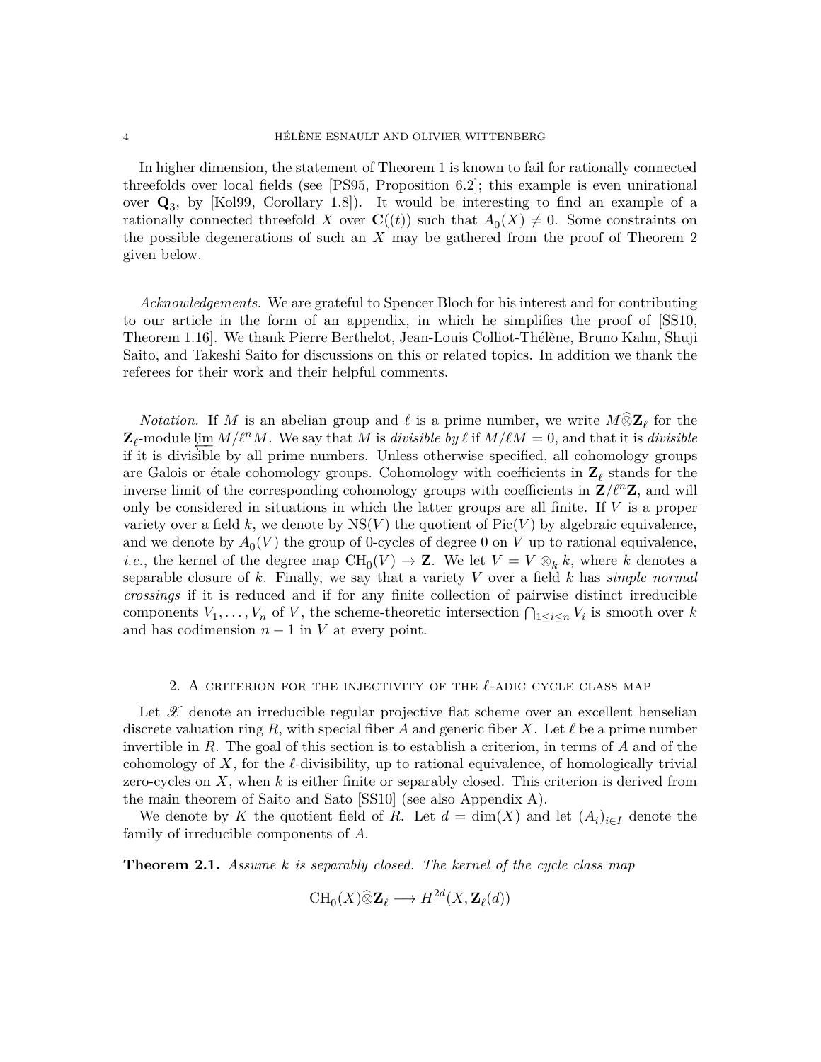In higher dimension, the statement of Theorem 1 is known to fail for rationally connected threefolds over local fields (see [PS95, Proposition 6.2]; this example is even unirational over $\mathbf{Q}_3$, by [Kol99, Corollary 1.8]). It would be interesting to find an example of a rationally connected threefold $X$ over $\mathbf{C}((t))$ such that $A_0(X) \neq 0$. Some constraints on the possible degenerations of such an $X$ may be gathered from the proof of Theorem 2 given below.

*Acknowledgements.* We are grateful to Spencer Bloch for his interest and for contributing to our article in the form of an appendix, in which he simplifies the proof of [SS10, Theorem 1.16]. We thank Pierre Berthelot, Jean-Louis Colliot-Thélène, Bruno Kahn, Shuji Saito, and Takeshi Saito for discussions on this or related topics. In addition we thank the referees for their work and their helpful comments.

*Notation.* If $M$ is an abelian group and $\ell$ is a prime number, we write $M\widehat{\otimes}\mathbf{Z}_\ell$ for the $\mathbf{Z}_\ell$-module $\varprojlim M/\ell^n M$. We say that $M$ is *divisible by* $\ell$ if $M/\ell M = 0$, and that it is *divisible* if it is divisible by all prime numbers. Unless otherwise specified, all cohomology groups are Galois or étale cohomology groups. Cohomology with coefficients in $\mathbf{Z}_\ell$ stands for the inverse limit of the corresponding cohomology groups with coefficients in $\mathbf{Z}/\ell^n\mathbf{Z}$, and will only be considered in situations in which the latter groups are all finite. If $V$ is a proper variety over a field $k$, we denote by $\mathrm{NS}(V)$ the quotient of $\mathrm{Pic}(V)$ by algebraic equivalence, and we denote by $A_0(V)$ the group of 0-cycles of degree 0 on $V$ up to rational equivalence, *i.e.*, the kernel of the degree map $\mathrm{CH}_0(V) \to \mathbf{Z}$. We let $\bar{V} = V \otimes_k \bar{k}$, where $\bar{k}$ denotes a separable closure of $k$. Finally, we say that a variety $V$ over a field $k$ has *simple normal crossings* if it is reduced and if for any finite collection of pairwise distinct irreducible components $V_1, \ldots, V_n$ of $V$, the scheme-theoretic intersection $\bigcap_{1 \leq i \leq n} V_i$ is smooth over $k$ and has codimension $n-1$ in $V$ at every point.

## 2. A criterion for the injectivity of the $\ell$-adic cycle class map

Let $\mathscr{X}$ denote an irreducible regular projective flat scheme over an excellent henselian discrete valuation ring $R$, with special fiber $A$ and generic fiber $X$. Let $\ell$ be a prime number invertible in $R$. The goal of this section is to establish a criterion, in terms of $A$ and of the cohomology of $X$, for the $\ell$-divisibility, up to rational equivalence, of homologically trivial zero-cycles on $X$, when $k$ is either finite or separably closed. This criterion is derived from the main theorem of Saito and Sato [SS10] (see also Appendix A).

We denote by $K$ the quotient field of $R$. Let $d = \dim(X)$ and let $(A_i)_{i \in I}$ denote the family of irreducible components of $A$.

**Theorem 2.1.** *Assume $k$ is separably closed. The kernel of the cycle class map*

$$\mathrm{CH}_0(X)\widehat{\otimes}\mathbf{Z}_\ell \longrightarrow H^{2d}(X, \mathbf{Z}_\ell(d))$$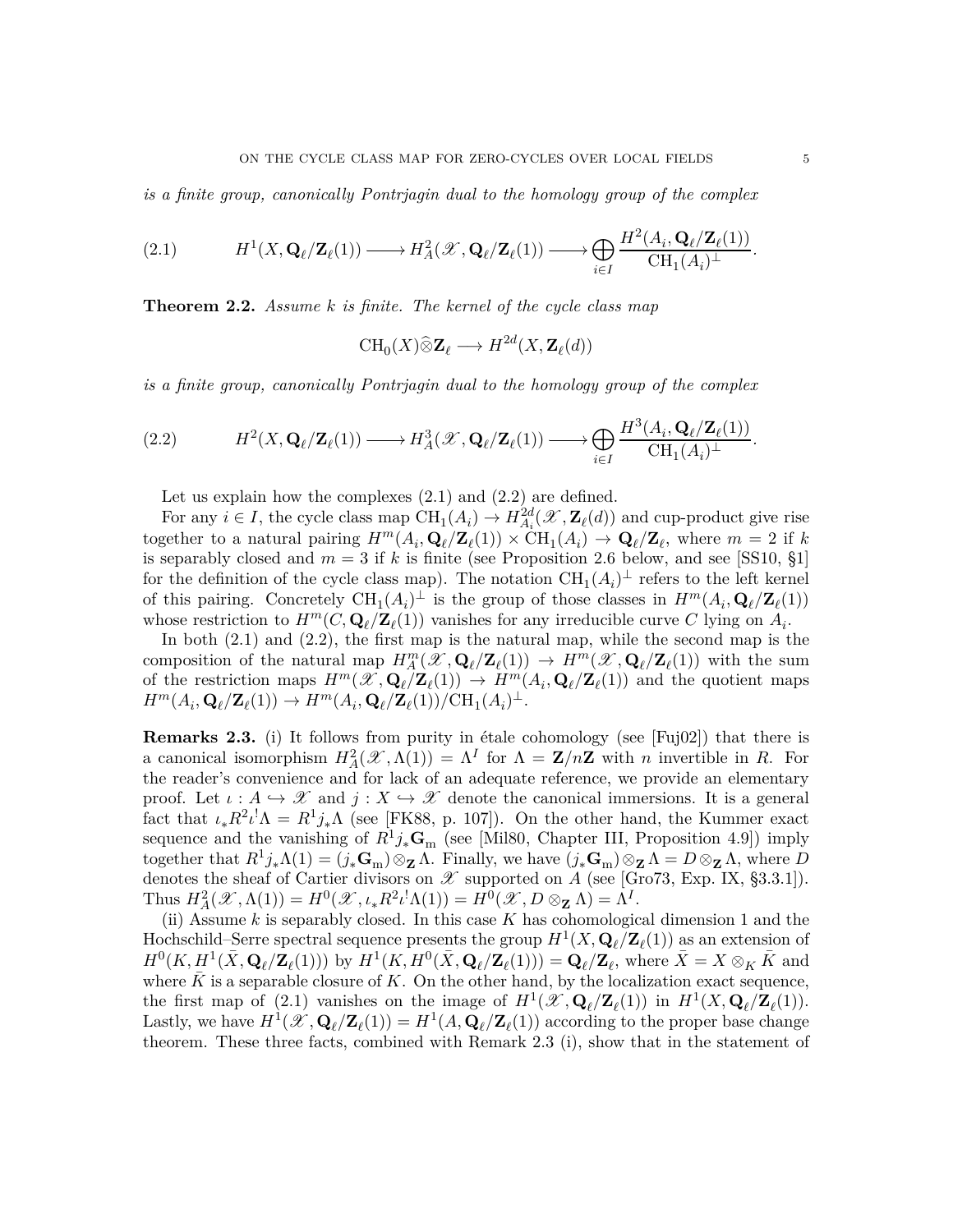*is a finite group, canonically Pontrjagin dual to the homology group of the complex*

$$H^1(X, \mathbf{Q}_\ell/\mathbf{Z}_\ell(1)) \longrightarrow H^2_A(\mathscr{X}, \mathbf{Q}_\ell/\mathbf{Z}_\ell(1)) \longrightarrow \bigoplus_{i\in I} \frac{H^2(A_i, \mathbf{Q}_\ell/\mathbf{Z}_\ell(1))}{\mathrm{CH}_1(A_i)^\perp}. \tag{2.1}$$

**Theorem 2.2.** *Assume $k$ is finite. The kernel of the cycle class map*

$$\mathrm{CH}_0(X)\widehat{\otimes}\mathbf{Z}_\ell \longrightarrow H^{2d}(X, \mathbf{Z}_\ell(d))$$

*is a finite group, canonically Pontrjagin dual to the homology group of the complex*

$$H^2(X, \mathbf{Q}_\ell/\mathbf{Z}_\ell(1)) \longrightarrow H^3_A(\mathscr{X}, \mathbf{Q}_\ell/\mathbf{Z}_\ell(1)) \longrightarrow \bigoplus_{i\in I} \frac{H^3(A_i, \mathbf{Q}_\ell/\mathbf{Z}_\ell(1))}{\mathrm{CH}_1(A_i)^\perp}. \tag{2.2}$$

Let us explain how the complexes (2.1) and (2.2) are defined.

For any $i \in I$, the cycle class map $\mathrm{CH}_1(A_i) \to H^{2d}_{A_i}(\mathscr{X}, \mathbf{Z}_\ell(d))$ and cup-product give rise together to a natural pairing $H^m(A_i, \mathbf{Q}_\ell/\mathbf{Z}_\ell(1)) \times \mathrm{CH}_1(A_i) \to \mathbf{Q}_\ell/\mathbf{Z}_\ell$, where $m = 2$ if $k$ is separably closed and $m = 3$ if $k$ is finite (see Proposition 2.6 below, and see [SS10, §1] for the definition of the cycle class map). The notation $\mathrm{CH}_1(A_i)^\perp$ refers to the left kernel of this pairing. Concretely $\mathrm{CH}_1(A_i)^\perp$ is the group of those classes in $H^m(A_i, \mathbf{Q}_\ell/\mathbf{Z}_\ell(1))$ whose restriction to $H^m(C, \mathbf{Q}_\ell/\mathbf{Z}_\ell(1))$ vanishes for any irreducible curve $C$ lying on $A_i$.

In both (2.1) and (2.2), the first map is the natural map, while the second map is the composition of the natural map $H^m_A(\mathscr{X}, \mathbf{Q}_\ell/\mathbf{Z}_\ell(1)) \to H^m(\mathscr{X}, \mathbf{Q}_\ell/\mathbf{Z}_\ell(1))$ with the sum of the restriction maps $H^m(\mathscr{X}, \mathbf{Q}_\ell/\mathbf{Z}_\ell(1)) \to H^m(A_i, \mathbf{Q}_\ell/\mathbf{Z}_\ell(1))$ and the quotient maps $H^m(A_i, \mathbf{Q}_\ell/\mathbf{Z}_\ell(1)) \to H^m(A_i, \mathbf{Q}_\ell/\mathbf{Z}_\ell(1))/\mathrm{CH}_1(A_i)^\perp$.

**Remarks 2.3.** (i) It follows from purity in étale cohomology (see [Fuj02]) that there is a canonical isomorphism $H^2_A(\mathscr{X}, \Lambda(1)) = \Lambda^I$ for $\Lambda = \mathbf{Z}/n\mathbf{Z}$ with $n$ invertible in $R$. For the reader's convenience and for lack of an adequate reference, we provide an elementary proof. Let $\iota : A \hookrightarrow \mathscr{X}$ and $j : X \hookrightarrow \mathscr{X}$ denote the canonical immersions. It is a general fact that $\iota_* R^2\iota^!\Lambda = R^1 j_*\Lambda$ (see [FK88, p. 107]). On the other hand, the Kummer exact sequence and the vanishing of $R^1 j_*\mathbf{G}_\mathrm{m}$ (see [Mil80, Chapter III, Proposition 4.9]) imply together that $R^1 j_*\Lambda(1) = (j_*\mathbf{G}_\mathrm{m}) \otimes_\mathbf{Z} \Lambda$. Finally, we have $(j_*\mathbf{G}_\mathrm{m}) \otimes_\mathbf{Z} \Lambda = D \otimes_\mathbf{Z} \Lambda$, where $D$ denotes the sheaf of Cartier divisors on $\mathscr{X}$ supported on $A$ (see [Gro73, Exp. IX, §3.3.1]). Thus $H^2_A(\mathscr{X}, \Lambda(1)) = H^0(\mathscr{X}, \iota_* R^2\iota^!\Lambda(1)) = H^0(\mathscr{X}, D \otimes_\mathbf{Z} \Lambda) = \Lambda^I$.

(ii) Assume $k$ is separably closed. In this case $K$ has cohomological dimension 1 and the Hochschild–Serre spectral sequence presents the group $H^1(X, \mathbf{Q}_\ell/\mathbf{Z}_\ell(1))$ as an extension of $H^0(K, H^1(\bar{X}, \mathbf{Q}_\ell/\mathbf{Z}_\ell(1)))$ by $H^1(K, H^0(\bar{X}, \mathbf{Q}_\ell/\mathbf{Z}_\ell(1))) = \mathbf{Q}_\ell/\mathbf{Z}_\ell$, where $\bar{X} = X \otimes_K \bar{K}$ and where $\bar{K}$ is a separable closure of $K$. On the other hand, by the localization exact sequence, the first map of (2.1) vanishes on the image of $H^1(\mathscr{X}, \mathbf{Q}_\ell/\mathbf{Z}_\ell(1))$ in $H^1(X, \mathbf{Q}_\ell/\mathbf{Z}_\ell(1))$. Lastly, we have $H^1(\mathscr{X}, \mathbf{Q}_\ell/\mathbf{Z}_\ell(1)) = H^1(A, \mathbf{Q}_\ell/\mathbf{Z}_\ell(1))$ according to the proper base change theorem. These three facts, combined with Remark 2.3 (i), show that in the statement of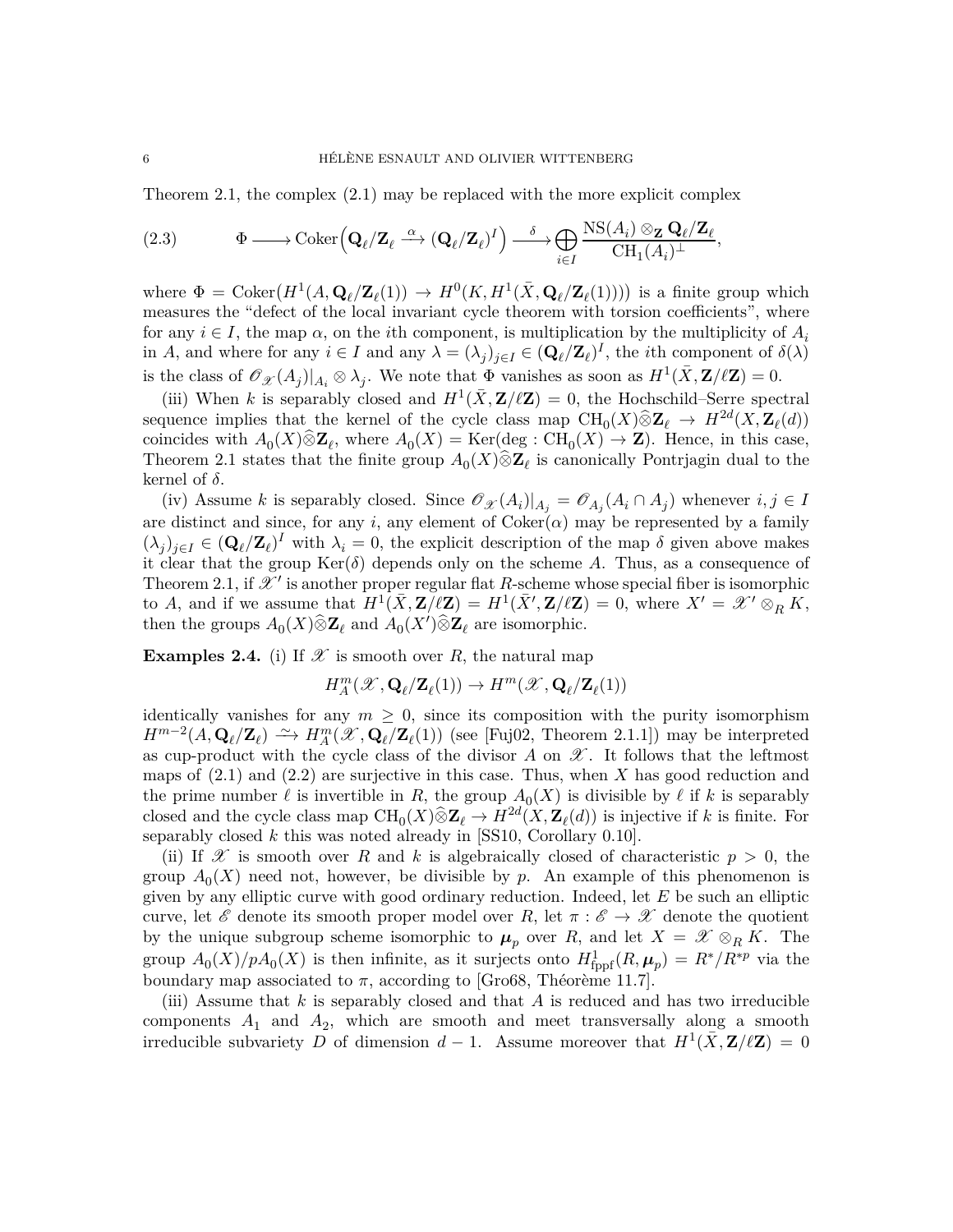Theorem 2.1, the complex (2.1) may be replaced with the more explicit complex

$$\Phi \longrightarrow \mathrm{Coker}\Big(\mathbf{Q}_\ell/\mathbf{Z}_\ell \xrightarrow{\alpha} (\mathbf{Q}_\ell/\mathbf{Z}_\ell)^I\Big) \xrightarrow{\delta} \bigoplus_{i\in I} \frac{\mathrm{NS}(A_i)\otimes_{\mathbf{Z}} \mathbf{Q}_\ell/\mathbf{Z}_\ell}{\mathrm{CH}_1(A_i)^\perp}, \tag{2.3}$$

where $\Phi = \mathrm{Coker}(H^1(A, \mathbf{Q}_\ell/\mathbf{Z}_\ell(1)) \to H^0(K, H^1(\bar{X}, \mathbf{Q}_\ell/\mathbf{Z}_\ell(1))))$ is a finite group which measures the "defect of the local invariant cycle theorem with torsion coefficients", where for any $i \in I$, the map $\alpha$, on the $i$th component, is multiplication by the multiplicity of $A_i$ in $A$, and where for any $i \in I$ and any $\lambda = (\lambda_j)_{j\in I} \in (\mathbf{Q}_\ell/\mathbf{Z}_\ell)^I$, the $i$th component of $\delta(\lambda)$ is the class of $\mathscr{O}_{\mathscr{X}}(A_j)|_{A_i} \otimes \lambda_j$. We note that $\Phi$ vanishes as soon as $H^1(\bar{X}, \mathbf{Z}/\ell\mathbf{Z}) = 0$.

(iii) When $k$ is separably closed and $H^1(\bar{X}, \mathbf{Z}/\ell\mathbf{Z}) = 0$, the Hochschild–Serre spectral sequence implies that the kernel of the cycle class map $\mathrm{CH}_0(X)\widehat{\otimes}\mathbf{Z}_\ell \to H^{2d}(X, \mathbf{Z}_\ell(d))$ coincides with $A_0(X)\widehat{\otimes}\mathbf{Z}_\ell$, where $A_0(X) = \mathrm{Ker}(\deg : \mathrm{CH}_0(X) \to \mathbf{Z})$. Hence, in this case, Theorem 2.1 states that the finite group $A_0(X)\widehat{\otimes}\mathbf{Z}_\ell$ is canonically Pontrjagin dual to the kernel of $\delta$.

(iv) Assume $k$ is separably closed. Since $\mathscr{O}_{\mathscr{X}}(A_i)|_{A_j} = \mathscr{O}_{A_j}(A_i \cap A_j)$ whenever $i, j \in I$ are distinct and since, for any $i$, any element of $\mathrm{Coker}(\alpha)$ may be represented by a family $(\lambda_j)_{j\in I} \in (\mathbf{Q}_\ell/\mathbf{Z}_\ell)^I$ with $\lambda_i = 0$, the explicit description of the map $\delta$ given above makes it clear that the group $\mathrm{Ker}(\delta)$ depends only on the scheme $A$. Thus, as a consequence of Theorem 2.1, if $\mathscr{X}'$ is another proper regular flat $R$-scheme whose special fiber is isomorphic to $A$, and if we assume that $H^1(\bar{X}, \mathbf{Z}/\ell\mathbf{Z}) = H^1(\bar{X}', \mathbf{Z}/\ell\mathbf{Z}) = 0$, where $X' = \mathscr{X}' \otimes_R K$, then the groups $A_0(X)\widehat{\otimes}\mathbf{Z}_\ell$ and $A_0(X')\widehat{\otimes}\mathbf{Z}_\ell$ are isomorphic.

**Examples 2.4.** (i) If $\mathscr{X}$ is smooth over $R$, the natural map

$$H^m_A(\mathscr{X}, \mathbf{Q}_\ell/\mathbf{Z}_\ell(1)) \to H^m(\mathscr{X}, \mathbf{Q}_\ell/\mathbf{Z}_\ell(1))$$

identically vanishes for any $m \geq 0$, since its composition with the purity isomorphism $H^{m-2}(A, \mathbf{Q}_\ell/\mathbf{Z}_\ell) \xrightarrow{\sim} H^m_A(\mathscr{X}, \mathbf{Q}_\ell/\mathbf{Z}_\ell(1))$ (see [Fuj02, Theorem 2.1.1]) may be interpreted as cup-product with the cycle class of the divisor $A$ on $\mathscr{X}$. It follows that the leftmost maps of (2.1) and (2.2) are surjective in this case. Thus, when $X$ has good reduction and the prime number $\ell$ is invertible in $R$, the group $A_0(X)$ is divisible by $\ell$ if $k$ is separably closed and the cycle class map $\mathrm{CH}_0(X)\widehat{\otimes}\mathbf{Z}_\ell \to H^{2d}(X, \mathbf{Z}_\ell(d))$ is injective if $k$ is finite. For separably closed $k$ this was noted already in [SS10, Corollary 0.10].

(ii) If $\mathscr{X}$ is smooth over $R$ and $k$ is algebraically closed of characteristic $p > 0$, the group $A_0(X)$ need not, however, be divisible by $p$. An example of this phenomenon is given by any elliptic curve with good ordinary reduction. Indeed, let $E$ be such an elliptic curve, let $\mathscr{E}$ denote its smooth proper model over $R$, let $\pi : \mathscr{E} \to \mathscr{X}$ denote the quotient by the unique subgroup scheme isomorphic to $\boldsymbol{\mu}_p$ over $R$, and let $X = \mathscr{X} \otimes_R K$. The group $A_0(X)/pA_0(X)$ is then infinite, as it surjects onto $H^1_{\mathrm{fppf}}(R, \boldsymbol{\mu}_p) = R^*/R^{*p}$ via the boundary map associated to $\pi$, according to [Gro68, Théorème 11.7].

(iii) Assume that $k$ is separably closed and that $A$ is reduced and has two irreducible components $A_1$ and $A_2$, which are smooth and meet transversally along a smooth irreducible subvariety $D$ of dimension $d - 1$. Assume moreover that $H^1(\bar{X}, \mathbf{Z}/\ell\mathbf{Z}) = 0$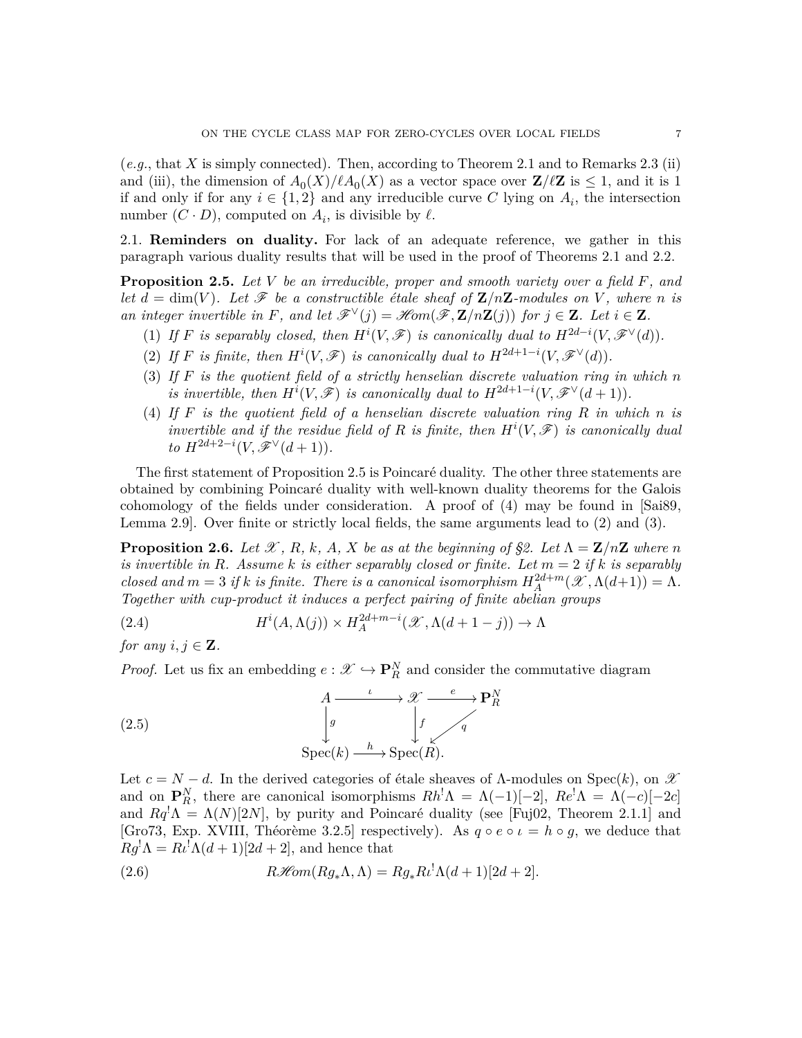(*e.g.*, that $X$ is simply connected). Then, according to Theorem 2.1 and to Remarks 2.3 (ii) and (iii), the dimension of $A_0(X)/\ell A_0(X)$ as a vector space over $\mathbf{Z}/\ell\mathbf{Z}$ is $\leq 1$, and it is 1 if and only if for any $i \in \{1,2\}$ and any irreducible curve $C$ lying on $A_i$, the intersection number $(C \cdot D)$, computed on $A_i$, is divisible by $\ell$.

2.1. **Reminders on duality.** For lack of an adequate reference, we gather in this paragraph various duality results that will be used in the proof of Theorems 2.1 and 2.2.

**Proposition 2.5.** *Let $V$ be an irreducible, proper and smooth variety over a field $F$, and let $d = \dim(V)$. Let $\mathscr{F}$ be a constructible étale sheaf of $\mathbf{Z}/n\mathbf{Z}$-modules on $V$, where $n$ is an integer invertible in $F$, and let $\mathscr{F}^\vee(j) = \mathscr{H}om(\mathscr{F}, \mathbf{Z}/n\mathbf{Z}(j))$ for $j \in \mathbf{Z}$. Let $i \in \mathbf{Z}$.*

1. *If $F$ is separably closed, then $H^i(V,\mathscr{F})$ is canonically dual to $H^{2d-i}(V,\mathscr{F}^\vee(d))$.*
2. *If $F$ is finite, then $H^i(V,\mathscr{F})$ is canonically dual to $H^{2d+1-i}(V,\mathscr{F}^\vee(d))$.*
3. *If $F$ is the quotient field of a strictly henselian discrete valuation ring in which $n$ is invertible, then $H^i(V,\mathscr{F})$ is canonically dual to $H^{2d+1-i}(V,\mathscr{F}^\vee(d+1))$.*
4. *If $F$ is the quotient field of a henselian discrete valuation ring $R$ in which $n$ is invertible and if the residue field of $R$ is finite, then $H^i(V,\mathscr{F})$ is canonically dual to $H^{2d+2-i}(V,\mathscr{F}^\vee(d+1))$.*

The first statement of Proposition 2.5 is Poincaré duality. The other three statements are obtained by combining Poincaré duality with well-known duality theorems for the Galois cohomology of the fields under consideration. A proof of (4) may be found in [Sai89, Lemma 2.9]. Over finite or strictly local fields, the same arguments lead to (2) and (3).

**Proposition 2.6.** *Let $\mathscr{X}$, $R$, $k$, $A$, $X$ be as at the beginning of §2. Let $\Lambda = \mathbf{Z}/n\mathbf{Z}$ where $n$ is invertible in $R$. Assume $k$ is either separably closed or finite. Let $m = 2$ if $k$ is separably closed and $m = 3$ if $k$ is finite. There is a canonical isomorphism $H^{2d+m}_A(\mathscr{X}, \Lambda(d+1)) = \Lambda$. Together with cup-product it induces a perfect pairing of finite abelian groups*

$$H^i(A, \Lambda(j)) \times H^{2d+m-i}_A(\mathscr{X}, \Lambda(d+1-j)) \to \Lambda \tag{2.4}$$

*for any $i, j \in \mathbf{Z}$.*

*Proof.* Let us fix an embedding $e : \mathscr{X} \hookrightarrow \mathbf{P}^N_R$ and consider the commutative diagram

$$\begin{array}{ccccc} A & \xrightarrow{\iota} & \mathscr{X} & \xrightarrow{e} & \mathbf{P}^N_R \\ \downarrow{\scriptstyle g} & & \downarrow{\scriptstyle f} & \swarrow{\scriptstyle q} & \\ \mathrm{Spec}(k) & \xrightarrow{h} & \mathrm{Spec}(R). & & \end{array} \tag{2.5}$$

Let $c = N - d$. In the derived categories of étale sheaves of $\Lambda$-modules on $\mathrm{Spec}(k)$, on $\mathscr{X}$ and on $\mathbf{P}^N_R$, there are canonical isomorphisms $Rh^!\Lambda = \Lambda(-1)[-2]$, $Re^!\Lambda = \Lambda(-c)[-2c]$ and $Rq^!\Lambda = \Lambda(N)[2N]$, by purity and Poincaré duality (see [Fuj02, Theorem 2.1.1] and [Gro73, Exp. XVIII, Théorème 3.2.5] respectively). As $q \circ e \circ \iota = h \circ g$, we deduce that $Rg^!\Lambda = R\iota^!\Lambda(d+1)[2d+2]$, and hence that

$$R\mathscr{H}om(Rg_*\Lambda, \Lambda) = Rg_*R\iota^!\Lambda(d+1)[2d+2]. \tag{2.6}$$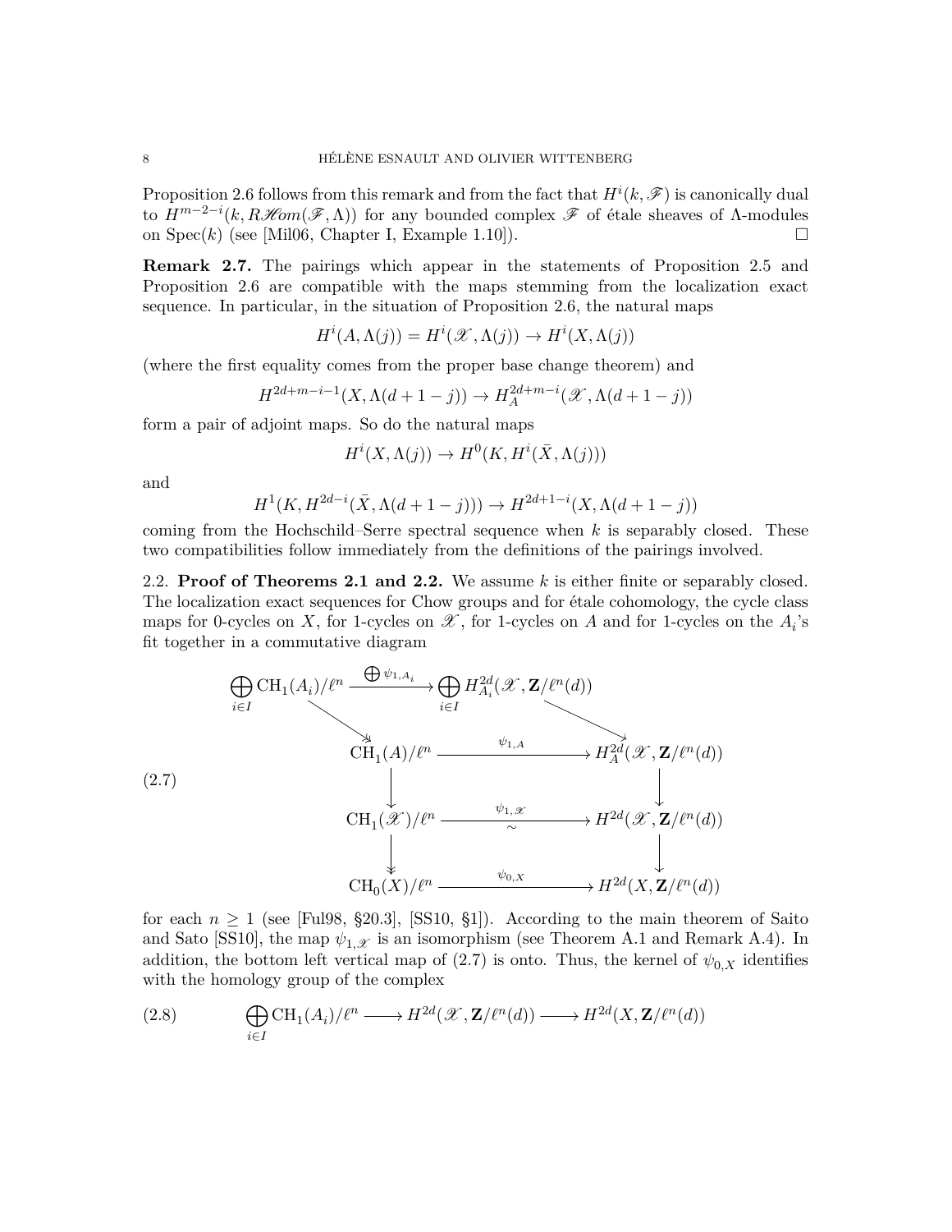Proposition 2.6 follows from this remark and from the fact that $H^i(k, \mathscr{F})$ is canonically dual to $H^{m-2-i}(k, R\mathscr{H}om(\mathscr{F}, \Lambda))$ for any bounded complex $\mathscr{F}$ of étale sheaves of $\Lambda$-modules on $\mathrm{Spec}(k)$ (see [Mil06, Chapter I, Example 1.10]). $\square$

**Remark 2.7.** The pairings which appear in the statements of Proposition 2.5 and Proposition 2.6 are compatible with the maps stemming from the localization exact sequence. In particular, in the situation of Proposition 2.6, the natural maps

$$H^i(A, \Lambda(j)) = H^i(\mathscr{X}, \Lambda(j)) \to H^i(X, \Lambda(j))$$

(where the first equality comes from the proper base change theorem) and

$$H^{2d+m-i-1}(X, \Lambda(d+1-j)) \to H^{2d+m-i}_A(\mathscr{X}, \Lambda(d+1-j))$$

form a pair of adjoint maps. So do the natural maps

$$H^i(X, \Lambda(j)) \to H^0(K, H^i(\bar{X}, \Lambda(j)))$$

and

$$H^1(K, H^{2d-i}(\bar{X}, \Lambda(d+1-j))) \to H^{2d+1-i}(X, \Lambda(d+1-j))$$

coming from the Hochschild–Serre spectral sequence when $k$ is separably closed. These two compatibilities follow immediately from the definitions of the pairings involved.

2.2. **Proof of Theorems 2.1 and 2.2.** We assume $k$ is either finite or separably closed. The localization exact sequences for Chow groups and for étale cohomology, the cycle class maps for 0-cycles on $X$, for 1-cycles on $\mathscr{X}$, for 1-cycles on $A$ and for 1-cycles on the $A_i$'s fit together in a commutative diagram

$$(2.7)\qquad \begin{array}{ccc} \bigoplus_{i \in I} \mathrm{CH}_1(A_i)/\ell^n & \xrightarrow{\bigoplus \psi_{1,A_i}} & \bigoplus_{i \in I} H^{2d}_{A_i}(\mathscr{X}, \mathbf{Z}/\ell^n(d)) \\ \searrow & & \searrow \\ \mathrm{CH}_1(A)/\ell^n & \xrightarrow{\psi_{1,A}} & H^{2d}_A(\mathscr{X}, \mathbf{Z}/\ell^n(d)) \\ \downarrow & & \downarrow \\ \mathrm{CH}_1(\mathscr{X})/\ell^n & \xrightarrow[\sim]{\psi_{1,\mathscr{X}}} & H^{2d}(\mathscr{X}, \mathbf{Z}/\ell^n(d)) \\ \downarrow & & \downarrow \\ \mathrm{CH}_0(X)/\ell^n & \xrightarrow{\psi_{0,X}} & H^{2d}(X, \mathbf{Z}/\ell^n(d)) \end{array}$$

for each $n \geq 1$ (see [Ful98, §20.3], [SS10, §1]). According to the main theorem of Saito and Sato [SS10], the map $\psi_{1,\mathscr{X}}$ is an isomorphism (see Theorem A.1 and Remark A.4). In addition, the bottom left vertical map of (2.7) is onto. Thus, the kernel of $\psi_{0,X}$ identifies with the homology group of the complex

$$(2.8)\qquad \bigoplus_{i \in I} \mathrm{CH}_1(A_i)/\ell^n \longrightarrow H^{2d}(\mathscr{X}, \mathbf{Z}/\ell^n(d)) \longrightarrow H^{2d}(X, \mathbf{Z}/\ell^n(d))$$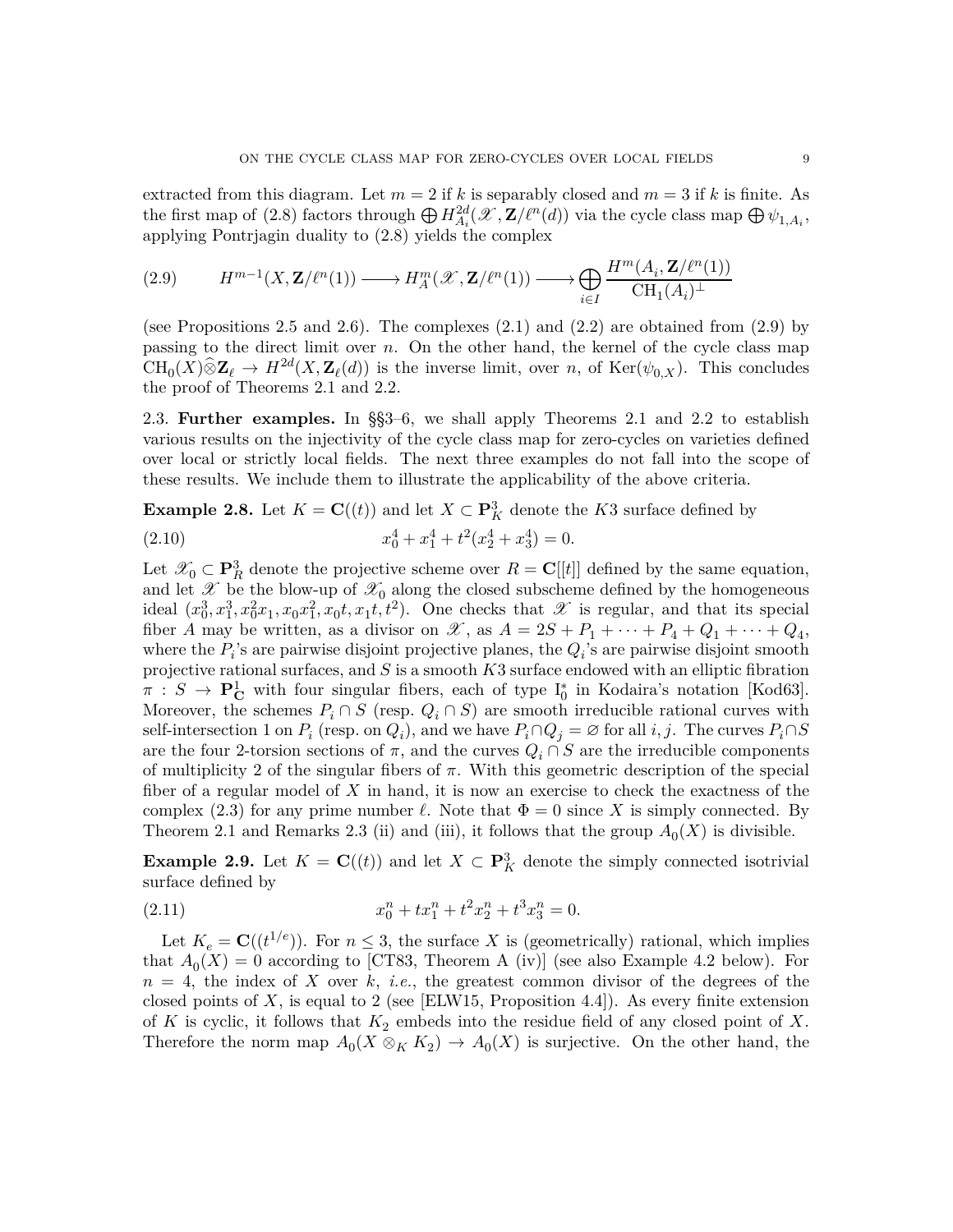extracted from this diagram. Let $m = 2$ if $k$ is separably closed and $m = 3$ if $k$ is finite. As the first map of (2.8) factors through $\bigoplus H^{2d}_{A_i}(\mathscr{X}, \mathbf{Z}/\ell^n(d))$ via the cycle class map $\bigoplus \psi_{1,A_i}$, applying Pontrjagin duality to (2.8) yields the complex

$$H^{m-1}(X, \mathbf{Z}/\ell^n(1)) \longrightarrow H^m_A(\mathscr{X}, \mathbf{Z}/\ell^n(1)) \longrightarrow \bigoplus_{i \in I} \frac{H^m(A_i, \mathbf{Z}/\ell^n(1))}{\mathrm{CH}_1(A_i)^\perp} \tag{2.9}$$

(see Propositions 2.5 and 2.6). The complexes (2.1) and (2.2) are obtained from (2.9) by passing to the direct limit over $n$. On the other hand, the kernel of the cycle class map $\mathrm{CH}_0(X)\widehat{\otimes}\mathbf{Z}_\ell \to H^{2d}(X, \mathbf{Z}_\ell(d))$ is the inverse limit, over $n$, of $\mathrm{Ker}(\psi_{0,X})$. This concludes the proof of Theorems 2.1 and 2.2.

2.3. **Further examples.** In §§3–6, we shall apply Theorems 2.1 and 2.2 to establish various results on the injectivity of the cycle class map for zero-cycles on varieties defined over local or strictly local fields. The next three examples do not fall into the scope of these results. We include them to illustrate the applicability of the above criteria.

**Example 2.8.** Let $K = \mathbf{C}((t))$ and let $X \subset \mathbf{P}^3_K$ denote the $K3$ surface defined by

$$x_0^4 + x_1^4 + t^2(x_2^4 + x_3^4) = 0. \tag{2.10}$$

Let $\mathscr{X}_0 \subset \mathbf{P}^3_R$ denote the projective scheme over $R = \mathbf{C}[[t]]$ defined by the same equation, and let $\mathscr{X}$ be the blow-up of $\mathscr{X}_0$ along the closed subscheme defined by the homogeneous ideal $(x_0^3, x_1^3, x_0^2 x_1, x_0 x_1^2, x_0 t, x_1 t, t^2)$. One checks that $\mathscr{X}$ is regular, and that its special fiber $A$ may be written, as a divisor on $\mathscr{X}$, as $A = 2S + P_1 + \cdots + P_4 + Q_1 + \cdots + Q_4$, where the $P_i$'s are pairwise disjoint projective planes, the $Q_i$'s are pairwise disjoint smooth projective rational surfaces, and $S$ is a smooth $K3$ surface endowed with an elliptic fibration $\pi : S \to \mathbf{P}^1_{\mathbf{C}}$ with four singular fibers, each of type $\mathrm{I}_0^*$ in Kodaira's notation [Kod63]. Moreover, the schemes $P_i \cap S$ (resp. $Q_i \cap S$) are smooth irreducible rational curves with self-intersection 1 on $P_i$ (resp. on $Q_i$), and we have $P_i \cap Q_j = \varnothing$ for all $i, j$. The curves $P_i \cap S$ are the four 2-torsion sections of $\pi$, and the curves $Q_i \cap S$ are the irreducible components of multiplicity 2 of the singular fibers of $\pi$. With this geometric description of the special fiber of a regular model of $X$ in hand, it is now an exercise to check the exactness of the complex (2.3) for any prime number $\ell$. Note that $\Phi = 0$ since $X$ is simply connected. By Theorem 2.1 and Remarks 2.3 (ii) and (iii), it follows that the group $A_0(X)$ is divisible.

**Example 2.9.** Let $K = \mathbf{C}((t))$ and let $X \subset \mathbf{P}^3_K$ denote the simply connected isotrivial surface defined by

$$x_0^n + t x_1^n + t^2 x_2^n + t^3 x_3^n = 0. \tag{2.11}$$

Let $K_e = \mathbf{C}((t^{1/e}))$. For $n \leq 3$, the surface $X$ is (geometrically) rational, which implies that $A_0(X) = 0$ according to [CT83, Theorem A (iv)] (see also Example 4.2 below). For $n = 4$, the index of $X$ over $k$, *i.e.*, the greatest common divisor of the degrees of the closed points of $X$, is equal to 2 (see [ELW15, Proposition 4.4]). As every finite extension of $K$ is cyclic, it follows that $K_2$ embeds into the residue field of any closed point of $X$. Therefore the norm map $A_0(X \otimes_K K_2) \to A_0(X)$ is surjective. On the other hand, the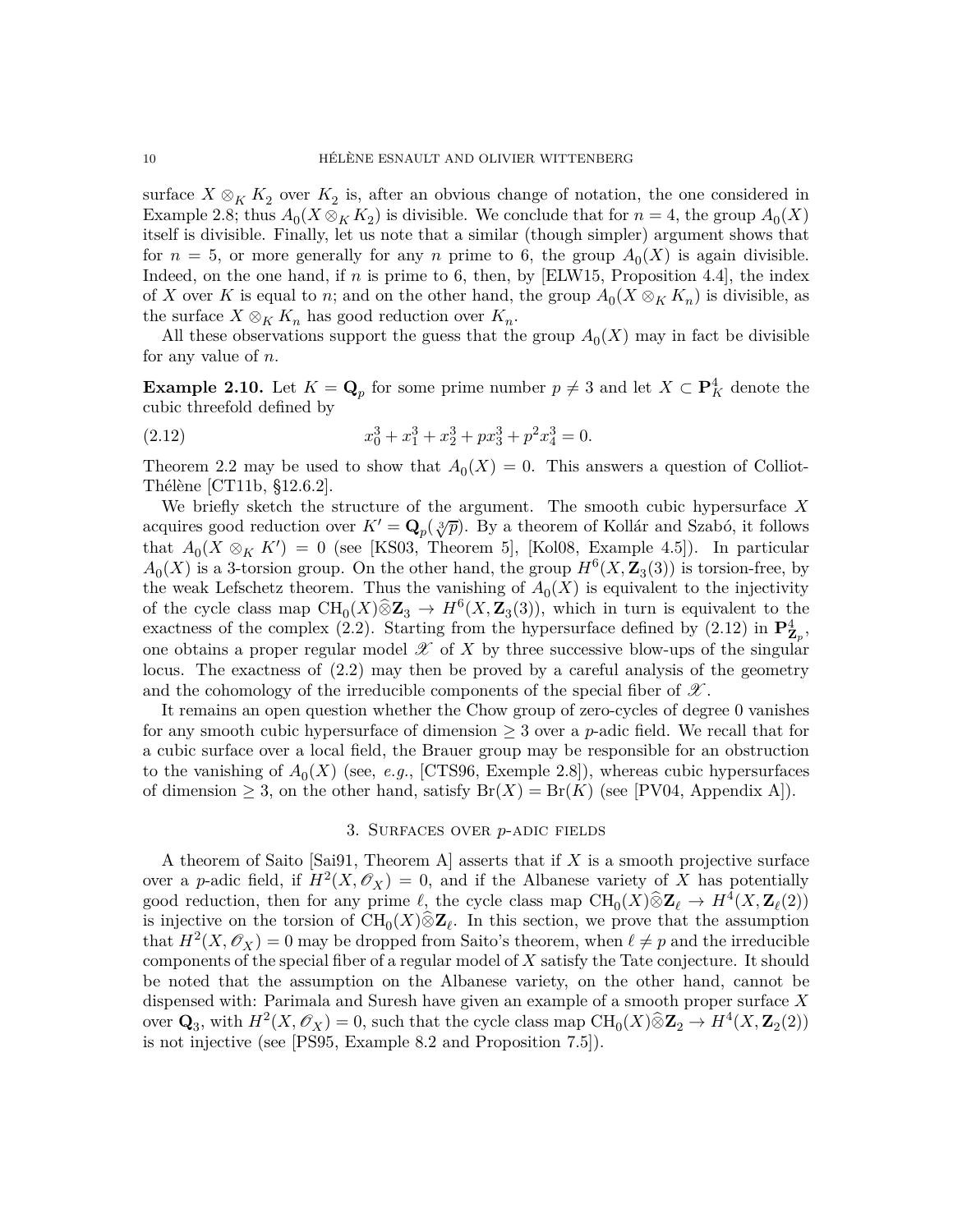surface $X \otimes_K K_2$ over $K_2$ is, after an obvious change of notation, the one considered in Example 2.8; thus $A_0(X \otimes_K K_2)$ is divisible. We conclude that for $n = 4$, the group $A_0(X)$ itself is divisible. Finally, let us note that a similar (though simpler) argument shows that for $n = 5$, or more generally for any $n$ prime to 6, the group $A_0(X)$ is again divisible. Indeed, on the one hand, if $n$ is prime to 6, then, by [ELW15, Proposition 4.4], the index of $X$ over $K$ is equal to $n$; and on the other hand, the group $A_0(X \otimes_K K_n)$ is divisible, as the surface $X \otimes_K K_n$ has good reduction over $K_n$.

All these observations support the guess that the group $A_0(X)$ may in fact be divisible for any value of $n$.

**Example 2.10.** Let $K = \mathbf{Q}_p$ for some prime number $p \neq 3$ and let $X \subset \mathbf{P}^4_K$ denote the cubic threefold defined by

$$x_0^3 + x_1^3 + x_2^3 + px_3^3 + p^2x_4^3 = 0. \tag{2.12}$$

Theorem 2.2 may be used to show that $A_0(X) = 0$. This answers a question of Colliot-Thélène [CT11b, §12.6.2].

We briefly sketch the structure of the argument. The smooth cubic hypersurface $X$ acquires good reduction over $K' = \mathbf{Q}_p(\sqrt[3]{p})$. By a theorem of Kollár and Szabó, it follows that $A_0(X \otimes_K K') = 0$ (see [KS03, Theorem 5], [Kol08, Example 4.5]). In particular $A_0(X)$ is a 3-torsion group. On the other hand, the group $H^6(X, \mathbf{Z}_3(3))$ is torsion-free, by the weak Lefschetz theorem. Thus the vanishing of $A_0(X)$ is equivalent to the injectivity of the cycle class map $\mathrm{CH}_0(X)\widehat{\otimes}\mathbf{Z}_3 \to H^6(X, \mathbf{Z}_3(3))$, which in turn is equivalent to the exactness of the complex (2.2). Starting from the hypersurface defined by (2.12) in $\mathbf{P}^4_{\mathbf{Z}_p}$, one obtains a proper regular model $\mathscr{X}$ of $X$ by three successive blow-ups of the singular locus. The exactness of (2.2) may then be proved by a careful analysis of the geometry and the cohomology of the irreducible components of the special fiber of $\mathscr{X}$.

It remains an open question whether the Chow group of zero-cycles of degree 0 vanishes for any smooth cubic hypersurface of dimension $\geq 3$ over a $p$-adic field. We recall that for a cubic surface over a local field, the Brauer group may be responsible for an obstruction to the vanishing of $A_0(X)$ (see, *e.g.*, [CTS96, Exemple 2.8]), whereas cubic hypersurfaces of dimension $\geq 3$, on the other hand, satisfy $\mathrm{Br}(X) = \mathrm{Br}(K)$ (see [PV04, Appendix A]).

## 3. Surfaces over $p$-adic fields

A theorem of Saito [Sai91, Theorem A] asserts that if $X$ is a smooth projective surface over a $p$-adic field, if $H^2(X, \mathscr{O}_X) = 0$, and if the Albanese variety of $X$ has potentially good reduction, then for any prime $\ell$, the cycle class map $\mathrm{CH}_0(X)\widehat{\otimes}\mathbf{Z}_\ell \to H^4(X, \mathbf{Z}_\ell(2))$ is injective on the torsion of $\mathrm{CH}_0(X)\widehat{\otimes}\mathbf{Z}_\ell$. In this section, we prove that the assumption that $H^2(X, \mathscr{O}_X) = 0$ may be dropped from Saito's theorem, when $\ell \neq p$ and the irreducible components of the special fiber of a regular model of $X$ satisfy the Tate conjecture. It should be noted that the assumption on the Albanese variety, on the other hand, cannot be dispensed with: Parimala and Suresh have given an example of a smooth proper surface $X$ over $\mathbf{Q}_3$, with $H^2(X, \mathscr{O}_X) = 0$, such that the cycle class map $\mathrm{CH}_0(X)\widehat{\otimes}\mathbf{Z}_2 \to H^4(X, \mathbf{Z}_2(2))$ is not injective (see [PS95, Example 8.2 and Proposition 7.5]).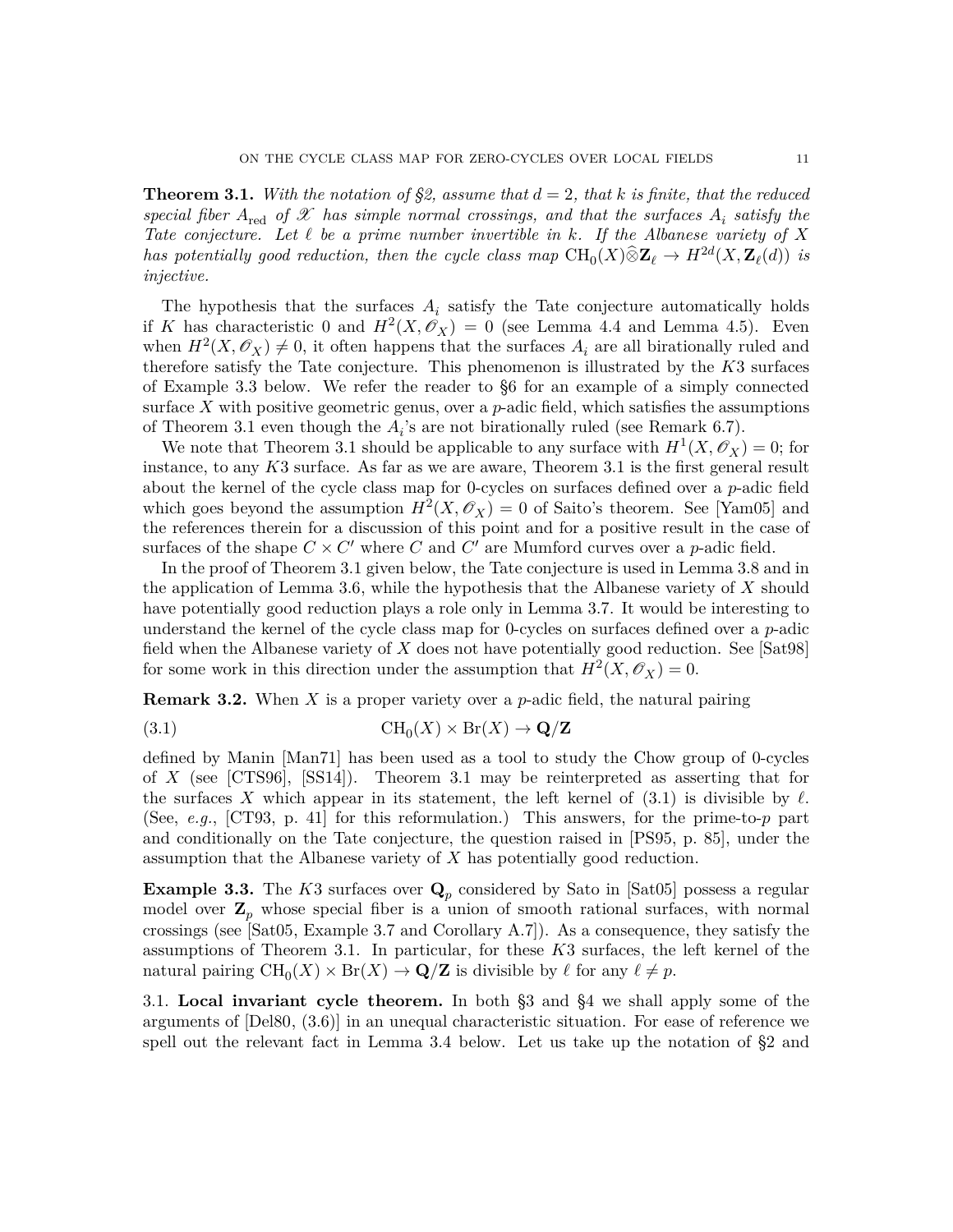**Theorem 3.1.** *With the notation of §2, assume that $d = 2$, that $k$ is finite, that the reduced special fiber $A_{\mathrm{red}}$ of $\mathscr{X}$ has simple normal crossings, and that the surfaces $A_i$ satisfy the Tate conjecture. Let $\ell$ be a prime number invertible in $k$. If the Albanese variety of $X$ has potentially good reduction, then the cycle class map $\mathrm{CH}_0(X)\widehat{\otimes}\mathbf{Z}_\ell \to H^{2d}(X, \mathbf{Z}_\ell(d))$ is injective.*

The hypothesis that the surfaces $A_i$ satisfy the Tate conjecture automatically holds if $K$ has characteristic 0 and $H^2(X, \mathscr{O}_X) = 0$ (see Lemma 4.4 and Lemma 4.5). Even when $H^2(X, \mathscr{O}_X) \neq 0$, it often happens that the surfaces $A_i$ are all birationally ruled and therefore satisfy the Tate conjecture. This phenomenon is illustrated by the $K3$ surfaces of Example 3.3 below. We refer the reader to §6 for an example of a simply connected surface $X$ with positive geometric genus, over a $p$-adic field, which satisfies the assumptions of Theorem 3.1 even though the $A_i$'s are not birationally ruled (see Remark 6.7).

We note that Theorem 3.1 should be applicable to any surface with $H^1(X, \mathscr{O}_X) = 0$; for instance, to any $K3$ surface. As far as we are aware, Theorem 3.1 is the first general result about the kernel of the cycle class map for 0-cycles on surfaces defined over a $p$-adic field which goes beyond the assumption $H^2(X, \mathscr{O}_X) = 0$ of Saito's theorem. See [Yam05] and the references therein for a discussion of this point and for a positive result in the case of surfaces of the shape $C \times C'$ where $C$ and $C'$ are Mumford curves over a $p$-adic field.

In the proof of Theorem 3.1 given below, the Tate conjecture is used in Lemma 3.8 and in the application of Lemma 3.6, while the hypothesis that the Albanese variety of $X$ should have potentially good reduction plays a role only in Lemma 3.7. It would be interesting to understand the kernel of the cycle class map for 0-cycles on surfaces defined over a $p$-adic field when the Albanese variety of $X$ does not have potentially good reduction. See [Sat98] for some work in this direction under the assumption that $H^2(X, \mathscr{O}_X) = 0$.

**Remark 3.2.** When $X$ is a proper variety over a $p$-adic field, the natural pairing

$$\mathrm{CH}_0(X) \times \mathrm{Br}(X) \to \mathbf{Q}/\mathbf{Z} \tag{3.1}$$

defined by Manin [Man71] has been used as a tool to study the Chow group of 0-cycles of $X$ (see [CTS96], [SS14]). Theorem 3.1 may be reinterpreted as asserting that for the surfaces $X$ which appear in its statement, the left kernel of (3.1) is divisible by $\ell$. (See, *e.g.*, [CT93, p. 41] for this reformulation.) This answers, for the prime-to-$p$ part and conditionally on the Tate conjecture, the question raised in [PS95, p. 85], under the assumption that the Albanese variety of $X$ has potentially good reduction.

**Example 3.3.** The $K3$ surfaces over $\mathbf{Q}_p$ considered by Sato in [Sat05] possess a regular model over $\mathbf{Z}_p$ whose special fiber is a union of smooth rational surfaces, with normal crossings (see [Sat05, Example 3.7 and Corollary A.7]). As a consequence, they satisfy the assumptions of Theorem 3.1. In particular, for these $K3$ surfaces, the left kernel of the natural pairing $\mathrm{CH}_0(X) \times \mathrm{Br}(X) \to \mathbf{Q}/\mathbf{Z}$ is divisible by $\ell$ for any $\ell \neq p$.

3.1. **Local invariant cycle theorem.** In both §3 and §4 we shall apply some of the arguments of [Del80, (3.6)] in an unequal characteristic situation. For ease of reference we spell out the relevant fact in Lemma 3.4 below. Let us take up the notation of §2 and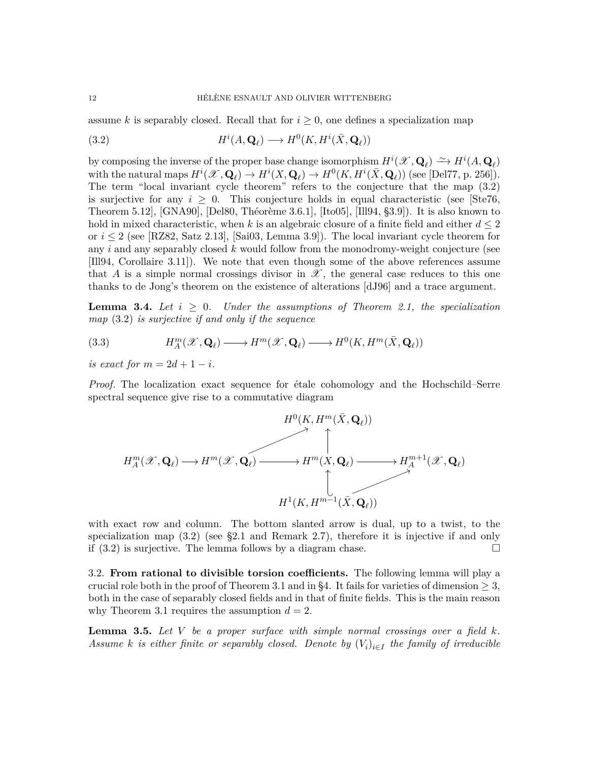assume $k$ is separably closed. Recall that for $i \geq 0$, one defines a specialization map

$$H^i(A, \mathbf{Q}_\ell) \longrightarrow H^0(K, H^i(\bar{X}, \mathbf{Q}_\ell)) \tag{3.2}$$

by composing the inverse of the proper base change isomorphism $H^i(\mathscr{X}, \mathbf{Q}_\ell) \xrightarrow{\sim} H^i(A, \mathbf{Q}_\ell)$ with the natural maps $H^i(\mathscr{X}, \mathbf{Q}_\ell) \to H^i(X, \mathbf{Q}_\ell) \to H^0(K, H^i(\bar{X}, \mathbf{Q}_\ell))$ (see [Del77, p. 256]). The term "local invariant cycle theorem" refers to the conjecture that the map (3.2) is surjective for any $i \geq 0$. This conjecture holds in equal characteristic (see [Ste76, Theorem 5.12], [GNA90], [Del80, Théorème 3.6.1], [Ito05], [Ill94, §3.9]). It is also known to hold in mixed characteristic, when $k$ is an algebraic closure of a finite field and either $d \leq 2$ or $i \leq 2$ (see [RZ82, Satz 2.13], [Sai03, Lemma 3.9]). The local invariant cycle theorem for any $i$ and any separably closed $k$ would follow from the monodromy-weight conjecture (see [Ill94, Corollaire 3.11]). We note that even though some of the above references assume that $A$ is a simple normal crossings divisor in $\mathscr{X}$, the general case reduces to this one thanks to de Jong's theorem on the existence of alterations [dJ96] and a trace argument.

**Lemma 3.4.** *Let $i \geq 0$. Under the assumptions of Theorem 2.1, the specialization map* (3.2) *is surjective if and only if the sequence*

$$H^m_A(\mathscr{X}, \mathbf{Q}_\ell) \longrightarrow H^m(\mathscr{X}, \mathbf{Q}_\ell) \longrightarrow H^0(K, H^m(\bar{X}, \mathbf{Q}_\ell)) \tag{3.3}$$

*is exact for $m = 2d + 1 - i$.*

*Proof.* The localization exact sequence for étale cohomology and the Hochschild–Serre spectral sequence give rise to a commutative diagram

$$\begin{array}{ccccccc}
 & & & & H^0(K, H^m(\bar{X}, \mathbf{Q}_\ell)) & & \\
 & & & \nearrow & \uparrow & & \\
H^m_A(\mathscr{X}, \mathbf{Q}_\ell) & \longrightarrow & H^m(\mathscr{X}, \mathbf{Q}_\ell) & \longrightarrow & H^m(X, \mathbf{Q}_\ell) & \longrightarrow & H^{m+1}_A(\mathscr{X}, \mathbf{Q}_\ell) \\
 & & & & \uparrow & \nearrow & \\
 & & & & H^1(K, H^{m-1}(\bar{X}, \mathbf{Q}_\ell)) & &
\end{array}$$

with exact row and column. The bottom slanted arrow is dual, up to a twist, to the specialization map (3.2) (see §2.1 and Remark 2.7), therefore it is injective if and only if (3.2) is surjective. The lemma follows by a diagram chase. $\square$

3.2. **From rational to divisible torsion coefficients.** The following lemma will play a crucial role both in the proof of Theorem 3.1 and in §4. It fails for varieties of dimension $\geq 3$, both in the case of separably closed fields and in that of finite fields. This is the main reason why Theorem 3.1 requires the assumption $d = 2$.

**Lemma 3.5.** *Let $V$ be a proper surface with simple normal crossings over a field $k$. Assume $k$ is either finite or separably closed. Denote by $(V_i)_{i \in I}$ the family of irreducible*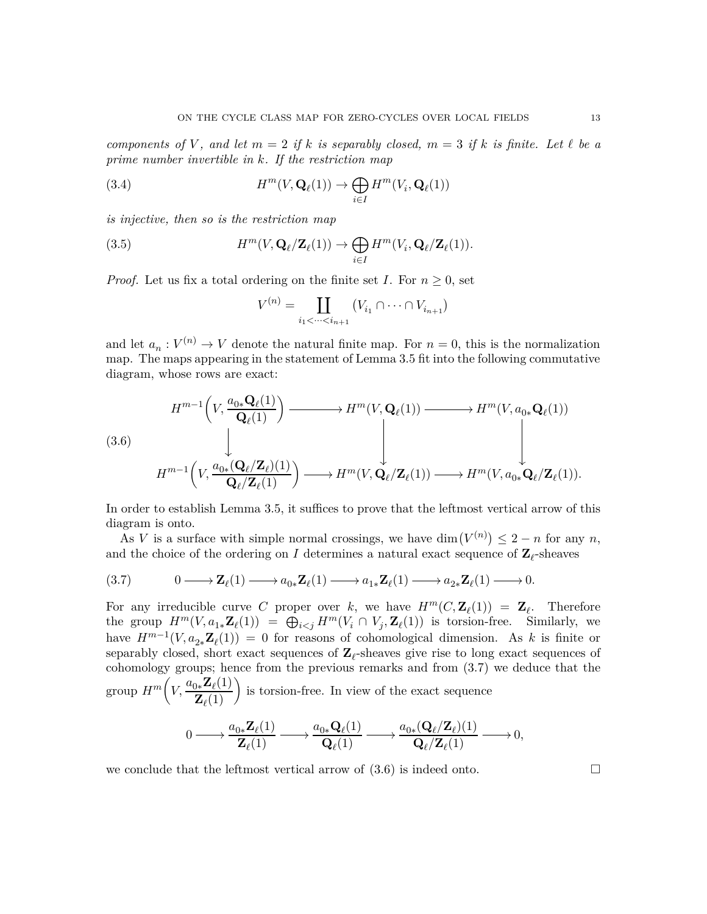*components of $V$, and let $m = 2$ if $k$ is separably closed, $m = 3$ if $k$ is finite. Let $\ell$ be a prime number invertible in $k$. If the restriction map*

$$H^m(V, \mathbf{Q}_\ell(1)) \to \bigoplus_{i \in I} H^m(V_i, \mathbf{Q}_\ell(1)) \tag{3.4}$$

*is injective, then so is the restriction map*

$$H^m(V, \mathbf{Q}_\ell/\mathbf{Z}_\ell(1)) \to \bigoplus_{i \in I} H^m(V_i, \mathbf{Q}_\ell/\mathbf{Z}_\ell(1)). \tag{3.5}$$

*Proof.* Let us fix a total ordering on the finite set $I$. For $n \geq 0$, set

$$V^{(n)} = \coprod_{i_1 < \cdots < i_{n+1}} (V_{i_1} \cap \cdots \cap V_{i_{n+1}})$$

and let $a_n : V^{(n)} \to V$ denote the natural finite map. For $n = 0$, this is the normalization map. The maps appearing in the statement of Lemma 3.5 fit into the following commutative diagram, whose rows are exact:

$$\begin{array}{ccccc} H^{m-1}\left(V, \dfrac{a_{0*}\mathbf{Q}_\ell(1)}{\mathbf{Q}_\ell(1)}\right) & \longrightarrow & H^m(V, \mathbf{Q}_\ell(1)) & \longrightarrow & H^m(V, a_{0*}\mathbf{Q}_\ell(1)) \\ \downarrow & & \downarrow & & \downarrow \\ H^{m-1}\left(V, \dfrac{a_{0*}(\mathbf{Q}_\ell/\mathbf{Z}_\ell)(1)}{\mathbf{Q}_\ell/\mathbf{Z}_\ell(1)}\right) & \longrightarrow & H^m(V, \mathbf{Q}_\ell/\mathbf{Z}_\ell(1)) & \longrightarrow & H^m(V, a_{0*}\mathbf{Q}_\ell/\mathbf{Z}_\ell(1)). \end{array} \tag{3.6}$$

In order to establish Lemma 3.5, it suffices to prove that the leftmost vertical arrow of this diagram is onto.

As $V$ is a surface with simple normal crossings, we have $\dim(V^{(n)}) \leq 2 - n$ for any $n$, and the choice of the ordering on $I$ determines a natural exact sequence of $\mathbf{Z}_\ell$-sheaves

$$0 \longrightarrow \mathbf{Z}_\ell(1) \longrightarrow a_{0*}\mathbf{Z}_\ell(1) \longrightarrow a_{1*}\mathbf{Z}_\ell(1) \longrightarrow a_{2*}\mathbf{Z}_\ell(1) \longrightarrow 0. \tag{3.7}$$

For any irreducible curve $C$ proper over $k$, we have $H^m(C, \mathbf{Z}_\ell(1)) = \mathbf{Z}_\ell$. Therefore the group $H^m(V, a_{1*}\mathbf{Z}_\ell(1)) = \bigoplus_{i<j} H^m(V_i \cap V_j, \mathbf{Z}_\ell(1))$ is torsion-free. Similarly, we have $H^{m-1}(V, a_{2*}\mathbf{Z}_\ell(1)) = 0$ for reasons of cohomological dimension. As $k$ is finite or separably closed, short exact sequences of $\mathbf{Z}_\ell$-sheaves give rise to long exact sequences of cohomology groups; hence from the previous remarks and from (3.7) we deduce that the group $H^m\left(V, \dfrac{a_{0*}\mathbf{Z}_\ell(1)}{\mathbf{Z}_\ell(1)}\right)$ is torsion-free. In view of the exact sequence

$$0 \longrightarrow \frac{a_{0*}\mathbf{Z}_\ell(1)}{\mathbf{Z}_\ell(1)} \longrightarrow \frac{a_{0*}\mathbf{Q}_\ell(1)}{\mathbf{Q}_\ell(1)} \longrightarrow \frac{a_{0*}(\mathbf{Q}_\ell/\mathbf{Z}_\ell)(1)}{\mathbf{Q}_\ell/\mathbf{Z}_\ell(1)} \longrightarrow 0,$$

we conclude that the leftmost vertical arrow of (3.6) is indeed onto. $\square$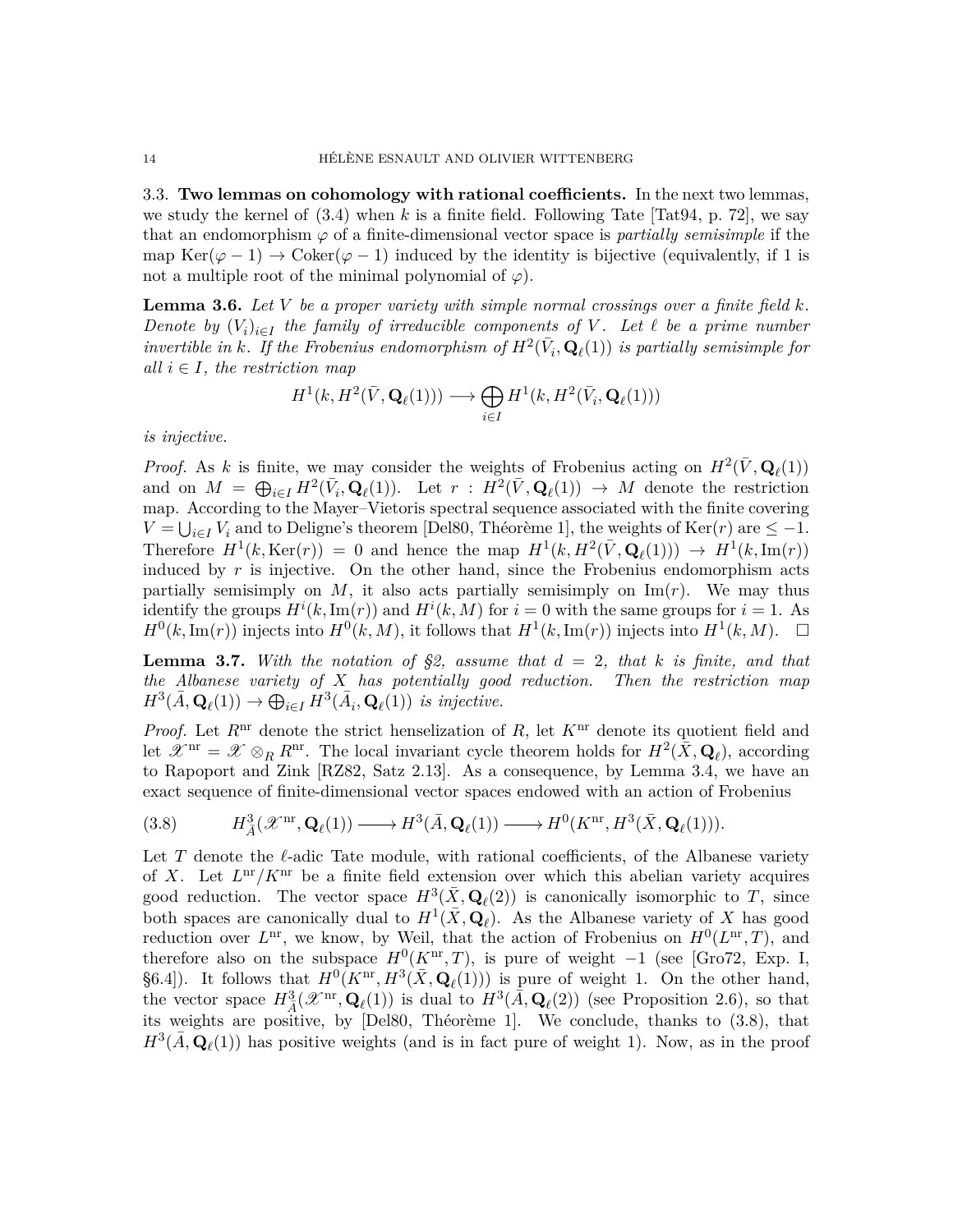### 3.3. **Two lemmas on cohomology with rational coefficients.**

In the next two lemmas, we study the kernel of (3.4) when $k$ is a finite field. Following Tate [Tat94, p. 72], we say that an endomorphism $\varphi$ of a finite-dimensional vector space is *partially semisimple* if the map $\mathrm{Ker}(\varphi - 1) \to \mathrm{Coker}(\varphi - 1)$ induced by the identity is bijective (equivalently, if 1 is not a multiple root of the minimal polynomial of $\varphi$).

**Lemma 3.6.** *Let $V$ be a proper variety with simple normal crossings over a finite field $k$. Denote by $(V_i)_{i \in I}$ the family of irreducible components of $V$. Let $\ell$ be a prime number invertible in $k$. If the Frobenius endomorphism of $H^2(\bar{V}_i, \mathbf{Q}_\ell(1))$ is partially semisimple for all $i \in I$, the restriction map*

$$H^1(k, H^2(\bar{V}, \mathbf{Q}_\ell(1))) \longrightarrow \bigoplus_{i \in I} H^1(k, H^2(\bar{V}_i, \mathbf{Q}_\ell(1)))$$

*is injective.*

*Proof.* As $k$ is finite, we may consider the weights of Frobenius acting on $H^2(\bar{V}, \mathbf{Q}_\ell(1))$ and on $M = \bigoplus_{i \in I} H^2(\bar{V}_i, \mathbf{Q}_\ell(1))$. Let $r : H^2(\bar{V}, \mathbf{Q}_\ell(1)) \to M$ denote the restriction map. According to the Mayer–Vietoris spectral sequence associated with the finite covering $V = \bigcup_{i \in I} V_i$ and to Deligne's theorem [Del80, Théorème 1], the weights of $\mathrm{Ker}(r)$ are $\leq -1$. Therefore $H^1(k, \mathrm{Ker}(r)) = 0$ and hence the map $H^1(k, H^2(\bar{V}, \mathbf{Q}_\ell(1))) \to H^1(k, \mathrm{Im}(r))$ induced by $r$ is injective. On the other hand, since the Frobenius endomorphism acts partially semisimply on $M$, it also acts partially semisimply on $\mathrm{Im}(r)$. We may thus identify the groups $H^i(k, \mathrm{Im}(r))$ and $H^i(k, M)$ for $i = 0$ with the same groups for $i = 1$. As $H^0(k, \mathrm{Im}(r))$ injects into $H^0(k, M)$, it follows that $H^1(k, \mathrm{Im}(r))$ injects into $H^1(k, M)$. $\square$

**Lemma 3.7.** *With the notation of §2, assume that $d = 2$, that $k$ is finite, and that the Albanese variety of $X$ has potentially good reduction. Then the restriction map $H^3(\bar{A}, \mathbf{Q}_\ell(1)) \to \bigoplus_{i \in I} H^3(\bar{A}_i, \mathbf{Q}_\ell(1))$ is injective.*

*Proof.* Let $R^{\mathrm{nr}}$ denote the strict henselization of $R$, let $K^{\mathrm{nr}}$ denote its quotient field and let $\mathscr{X}^{\mathrm{nr}} = \mathscr{X} \otimes_R R^{\mathrm{nr}}$. The local invariant cycle theorem holds for $H^2(\bar{X}, \mathbf{Q}_\ell)$, according to Rapoport and Zink [RZ82, Satz 2.13]. As a consequence, by Lemma 3.4, we have an exact sequence of finite-dimensional vector spaces endowed with an action of Frobenius

$$H^3_{\bar{A}}(\mathscr{X}^{\mathrm{nr}}, \mathbf{Q}_\ell(1)) \longrightarrow H^3(\bar{A}, \mathbf{Q}_\ell(1)) \longrightarrow H^0(K^{\mathrm{nr}}, H^3(\bar{X}, \mathbf{Q}_\ell(1))). \tag{3.8}$$

Let $T$ denote the $\ell$-adic Tate module, with rational coefficients, of the Albanese variety of $X$. Let $L^{\mathrm{nr}}/K^{\mathrm{nr}}$ be a finite field extension over which this abelian variety acquires good reduction. The vector space $H^3(\bar{X}, \mathbf{Q}_\ell(2))$ is canonically isomorphic to $T$, since both spaces are canonically dual to $H^1(\bar{X}, \mathbf{Q}_\ell)$. As the Albanese variety of $X$ has good reduction over $L^{\mathrm{nr}}$, we know, by Weil, that the action of Frobenius on $H^0(L^{\mathrm{nr}}, T)$, and therefore also on the subspace $H^0(K^{\mathrm{nr}}, T)$, is pure of weight $-1$ (see [Gro72, Exp. I, §6.4]). It follows that $H^0(K^{\mathrm{nr}}, H^3(\bar{X}, \mathbf{Q}_\ell(1)))$ is pure of weight 1. On the other hand, the vector space $H^3_{\bar{A}}(\mathscr{X}^{\mathrm{nr}}, \mathbf{Q}_\ell(1))$ is dual to $H^3(\bar{A}, \mathbf{Q}_\ell(2))$ (see Proposition 2.6), so that its weights are positive, by [Del80, Théorème 1]. We conclude, thanks to (3.8), that $H^3(\bar{A}, \mathbf{Q}_\ell(1))$ has positive weights (and is in fact pure of weight 1). Now, as in the proof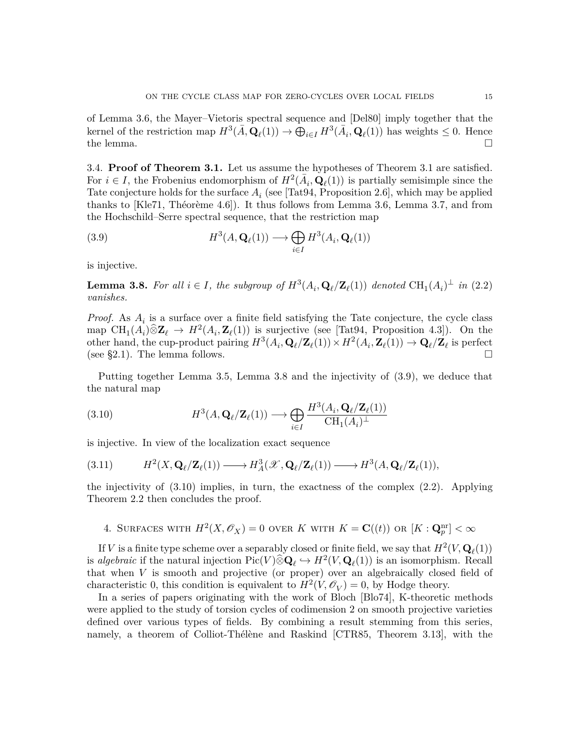of Lemma 3.6, the Mayer–Vietoris spectral sequence and [Del80] imply together that the kernel of the restriction map $H^3(\bar{A}, \mathbf{Q}_\ell(1)) \to \bigoplus_{i \in I} H^3(\bar{A}_i, \mathbf{Q}_\ell(1))$ has weights $\leq 0$. Hence the lemma. $\square$

3.4. **Proof of Theorem 3.1.** Let us assume the hypotheses of Theorem 3.1 are satisfied. For $i \in I$, the Frobenius endomorphism of $H^2(\bar{A}_i, \mathbf{Q}_\ell(1))$ is partially semisimple since the Tate conjecture holds for the surface $A_i$ (see [Tat94, Proposition 2.6], which may be applied thanks to [Kle71, Théorème 4.6]). It thus follows from Lemma 3.6, Lemma 3.7, and from the Hochschild–Serre spectral sequence, that the restriction map

$$H^3(A, \mathbf{Q}_\ell(1)) \longrightarrow \bigoplus_{i \in I} H^3(A_i, \mathbf{Q}_\ell(1)) \tag{3.9}$$

is injective.

**Lemma 3.8.** *For all $i \in I$, the subgroup of $H^3(A_i, \mathbf{Q}_\ell/\mathbf{Z}_\ell(1))$ denoted $\mathrm{CH}_1(A_i)^\perp$ in (2.2) vanishes.*

*Proof.* As $A_i$ is a surface over a finite field satisfying the Tate conjecture, the cycle class map $\mathrm{CH}_1(A_i)\widehat{\otimes}\mathbf{Z}_\ell \to H^2(A_i, \mathbf{Z}_\ell(1))$ is surjective (see [Tat94, Proposition 4.3]). On the other hand, the cup-product pairing $H^3(A_i, \mathbf{Q}_\ell/\mathbf{Z}_\ell(1)) \times H^2(A_i, \mathbf{Z}_\ell(1)) \to \mathbf{Q}_\ell/\mathbf{Z}_\ell$ is perfect (see §2.1). The lemma follows. $\square$

Putting together Lemma 3.5, Lemma 3.8 and the injectivity of (3.9), we deduce that the natural map

$$H^3(A, \mathbf{Q}_\ell/\mathbf{Z}_\ell(1)) \longrightarrow \bigoplus_{i \in I} \frac{H^3(A_i, \mathbf{Q}_\ell/\mathbf{Z}_\ell(1))}{\mathrm{CH}_1(A_i)^\perp} \tag{3.10}$$

is injective. In view of the localization exact sequence

$$H^2(X, \mathbf{Q}_\ell/\mathbf{Z}_\ell(1)) \longrightarrow H^3_A(\mathscr{X}, \mathbf{Q}_\ell/\mathbf{Z}_\ell(1)) \longrightarrow H^3(A, \mathbf{Q}_\ell/\mathbf{Z}_\ell(1)), \tag{3.11}$$

the injectivity of (3.10) implies, in turn, the exactness of the complex (2.2). Applying Theorem 2.2 then concludes the proof.

## 4. Surfaces with $H^2(X, \mathscr{O}_X) = 0$ over $K$ with $K = \mathbf{C}((t))$ or $[K : \mathbf{Q}_p^{\mathrm{nr}}] < \infty$

If $V$ is a finite type scheme over a separably closed or finite field, we say that $H^2(V, \mathbf{Q}_\ell(1))$ is *algebraic* if the natural injection $\mathrm{Pic}(V)\widehat{\otimes}\mathbf{Q}_\ell \hookrightarrow H^2(V, \mathbf{Q}_\ell(1))$ is an isomorphism. Recall that when $V$ is smooth and projective (or proper) over an algebraically closed field of characteristic 0, this condition is equivalent to $H^2(V, \mathscr{O}_V) = 0$, by Hodge theory.

In a series of papers originating with the work of Bloch [Blo74], K-theoretic methods were applied to the study of torsion cycles of codimension 2 on smooth projective varieties defined over various types of fields. By combining a result stemming from this series, namely, a theorem of Colliot-Thélène and Raskind [CTR85, Theorem 3.13], with the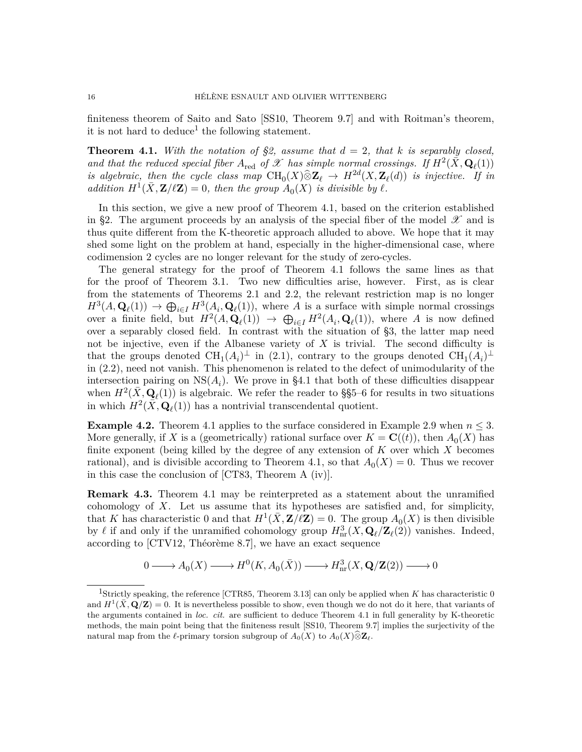finiteness theorem of Saito and Sato [SS10, Theorem 9.7] and with Roitman's theorem, it is not hard to deduce[1] the following statement.

**Theorem 4.1.** *With the notation of §2, assume that $d = 2$, that $k$ is separably closed, and that the reduced special fiber $A_{\mathrm{red}}$ of $\mathscr{X}$ has simple normal crossings. If $H^2(\bar{X}, \mathbf{Q}_\ell(1))$ is algebraic, then the cycle class map $\mathrm{CH}_0(X)\widehat{\otimes}\mathbf{Z}_\ell \to H^{2d}(X, \mathbf{Z}_\ell(d))$ is injective. If in addition $H^1(\bar{X}, \mathbf{Z}/\ell\mathbf{Z}) = 0$, then the group $A_0(X)$ is divisible by $\ell$.*

In this section, we give a new proof of Theorem 4.1, based on the criterion established in §2. The argument proceeds by an analysis of the special fiber of the model $\mathscr{X}$ and is thus quite different from the K-theoretic approach alluded to above. We hope that it may shed some light on the problem at hand, especially in the higher-dimensional case, where codimension 2 cycles are no longer relevant for the study of zero-cycles.

The general strategy for the proof of Theorem 4.1 follows the same lines as that for the proof of Theorem 3.1. Two new difficulties arise, however. First, as is clear from the statements of Theorems 2.1 and 2.2, the relevant restriction map is no longer $H^3(A, \mathbf{Q}_\ell(1)) \to \bigoplus_{i \in I} H^3(A_i, \mathbf{Q}_\ell(1))$, where $A$ is a surface with simple normal crossings over a finite field, but $H^2(A, \mathbf{Q}_\ell(1)) \to \bigoplus_{i \in I} H^2(A_i, \mathbf{Q}_\ell(1))$, where $A$ is now defined over a separably closed field. In contrast with the situation of §3, the latter map need not be injective, even if the Albanese variety of $X$ is trivial. The second difficulty is that the groups denoted $\mathrm{CH}_1(A_i)^\perp$ in (2.1), contrary to the groups denoted $\mathrm{CH}_1(A_i)^\perp$ in (2.2), need not vanish. This phenomenon is related to the defect of unimodularity of the intersection pairing on $\mathrm{NS}(A_i)$. We prove in §4.1 that both of these difficulties disappear when $H^2(\bar{X}, \mathbf{Q}_\ell(1))$ is algebraic. We refer the reader to §§5–6 for results in two situations in which $H^2(\bar{X}, \mathbf{Q}_\ell(1))$ has a nontrivial transcendental quotient.

**Example 4.2.** Theorem 4.1 applies to the surface considered in Example 2.9 when $n \leq 3$. More generally, if $X$ is a (geometrically) rational surface over $K = \mathbf{C}((t))$, then $A_0(X)$ has finite exponent (being killed by the degree of any extension of $K$ over which $X$ becomes rational), and is divisible according to Theorem 4.1, so that $A_0(X) = 0$. Thus we recover in this case the conclusion of [CT83, Theorem A (iv)].

**Remark 4.3.** Theorem 4.1 may be reinterpreted as a statement about the unramified cohomology of $X$. Let us assume that its hypotheses are satisfied and, for simplicity, that $K$ has characteristic 0 and that $H^1(\bar{X}, \mathbf{Z}/\ell\mathbf{Z}) = 0$. The group $A_0(X)$ is then divisible by $\ell$ if and only if the unramified cohomology group $H^3_{\mathrm{nr}}(X, \mathbf{Q}_\ell/\mathbf{Z}_\ell(2))$ vanishes. Indeed, according to [CTV12, Théorème 8.7], we have an exact sequence

$$0 \longrightarrow A_0(X) \longrightarrow H^0(K, A_0(\bar{X})) \longrightarrow H^3_{\mathrm{nr}}(X, \mathbf{Q}/\mathbf{Z}(2)) \longrightarrow 0$$

[1] Strictly speaking, the reference [CTR85, Theorem 3.13] can only be applied when $K$ has characteristic 0 and $H^1(\bar{X}, \mathbf{Q}/\mathbf{Z}) = 0$. It is nevertheless possible to show, even though we do not do it here, that variants of the arguments contained in *loc. cit.* are sufficient to deduce Theorem 4.1 in full generality by K-theoretic methods, the main point being that the finiteness result [SS10, Theorem 9.7] implies the surjectivity of the natural map from the $\ell$-primary torsion subgroup of $A_0(X)$ to $A_0(X)\widehat{\otimes}\mathbf{Z}_\ell$.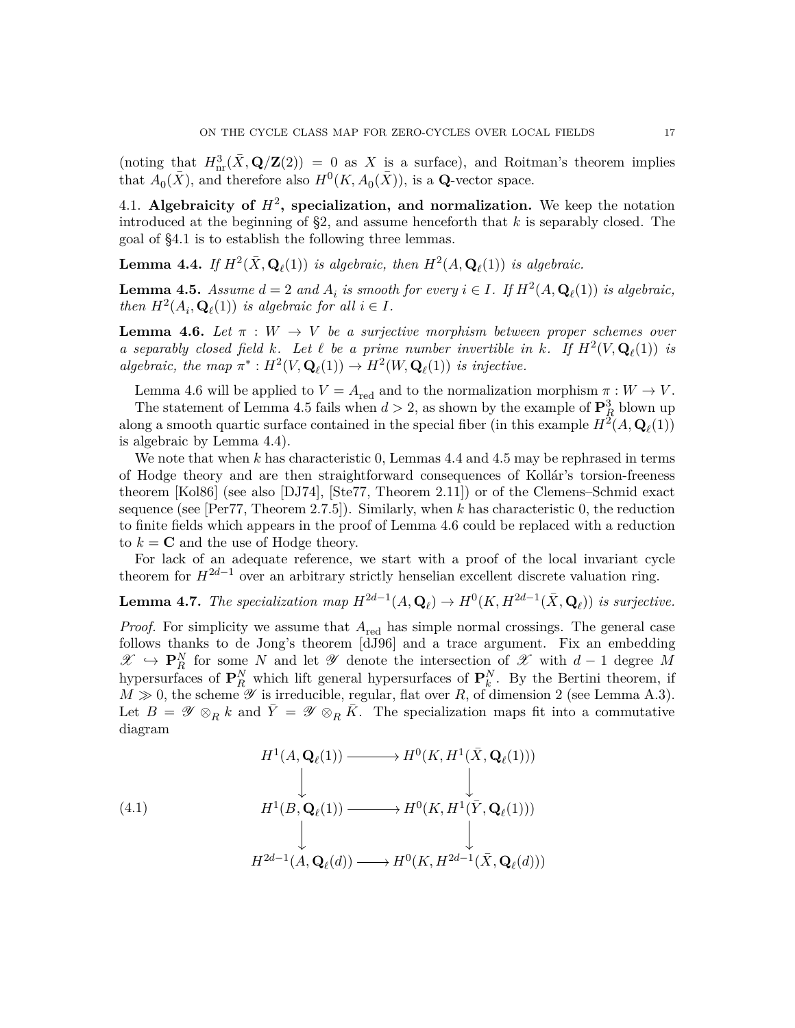(noting that $H^3_{\mathrm{nr}}(\bar{X}, \mathbf{Q}/\mathbf{Z}(2)) = 0$ as $X$ is a surface), and Roitman's theorem implies that $A_0(\bar{X})$, and therefore also $H^0(K, A_0(\bar{X}))$, is a $\mathbf{Q}$-vector space.

### 4.1. Algebraicity of $H^2$, specialization, and normalization.

We keep the notation introduced at the beginning of §2, and assume henceforth that $k$ is separably closed. The goal of §4.1 is to establish the following three lemmas.

**Lemma 4.4.** *If $H^2(\bar{X}, \mathbf{Q}_\ell(1))$ is algebraic, then $H^2(A, \mathbf{Q}_\ell(1))$ is algebraic.*

**Lemma 4.5.** *Assume $d = 2$ and $A_i$ is smooth for every $i \in I$. If $H^2(A, \mathbf{Q}_\ell(1))$ is algebraic, then $H^2(A_i, \mathbf{Q}_\ell(1))$ is algebraic for all $i \in I$.*

**Lemma 4.6.** *Let $\pi : W \to V$ be a surjective morphism between proper schemes over a separably closed field $k$. Let $\ell$ be a prime number invertible in $k$. If $H^2(V, \mathbf{Q}_\ell(1))$ is algebraic, the map $\pi^* : H^2(V, \mathbf{Q}_\ell(1)) \to H^2(W, \mathbf{Q}_\ell(1))$ is injective.*

Lemma 4.6 will be applied to $V = A_{\mathrm{red}}$ and to the normalization morphism $\pi : W \to V$.

The statement of Lemma 4.5 fails when $d > 2$, as shown by the example of $\mathbf{P}^3_R$ blown up along a smooth quartic surface contained in the special fiber (in this example $H^2(A, \mathbf{Q}_\ell(1))$ is algebraic by Lemma 4.4).

We note that when $k$ has characteristic 0, Lemmas 4.4 and 4.5 may be rephrased in terms of Hodge theory and are then straightforward consequences of Kollár's torsion-freeness theorem [Kol86] (see also [DJ74], [Ste77, Theorem 2.11]) or of the Clemens–Schmid exact sequence (see [Per77, Theorem 2.7.5]). Similarly, when $k$ has characteristic 0, the reduction to finite fields which appears in the proof of Lemma 4.6 could be replaced with a reduction to $k = \mathbf{C}$ and the use of Hodge theory.

For lack of an adequate reference, we start with a proof of the local invariant cycle theorem for $H^{2d-1}$ over an arbitrary strictly henselian excellent discrete valuation ring.

**Lemma 4.7.** *The specialization map $H^{2d-1}(A, \mathbf{Q}_\ell) \to H^0(K, H^{2d-1}(\bar{X}, \mathbf{Q}_\ell))$ is surjective.*

*Proof.* For simplicity we assume that $A_{\mathrm{red}}$ has simple normal crossings. The general case follows thanks to de Jong's theorem [dJ96] and a trace argument. Fix an embedding $\mathscr{X} \hookrightarrow \mathbf{P}^N_R$ for some $N$ and let $\mathscr{Y}$ denote the intersection of $\mathscr{X}$ with $d-1$ degree $M$ hypersurfaces of $\mathbf{P}^N_R$ which lift general hypersurfaces of $\mathbf{P}^N_k$. By the Bertini theorem, if $M \gg 0$, the scheme $\mathscr{Y}$ is irreducible, regular, flat over $R$, of dimension 2 (see Lemma A.3). Let $B = \mathscr{Y} \otimes_R k$ and $\bar{Y} = \mathscr{Y} \otimes_R \bar{K}$. The specialization maps fit into a commutative diagram

$$
\begin{array}{ccc}
H^1(A, \mathbf{Q}_\ell(1)) & \longrightarrow & H^0(K, H^1(\bar{X}, \mathbf{Q}_\ell(1))) \\
\big\downarrow & & \big\downarrow \\
H^1(B, \mathbf{Q}_\ell(1)) & \longrightarrow & H^0(K, H^1(\bar{Y}, \mathbf{Q}_\ell(1))) \\
\big\downarrow & & \big\downarrow \\
H^{2d-1}(A, \mathbf{Q}_\ell(d)) & \longrightarrow & H^0(K, H^{2d-1}(\bar{X}, \mathbf{Q}_\ell(d)))
\end{array}
\tag{4.1}
$$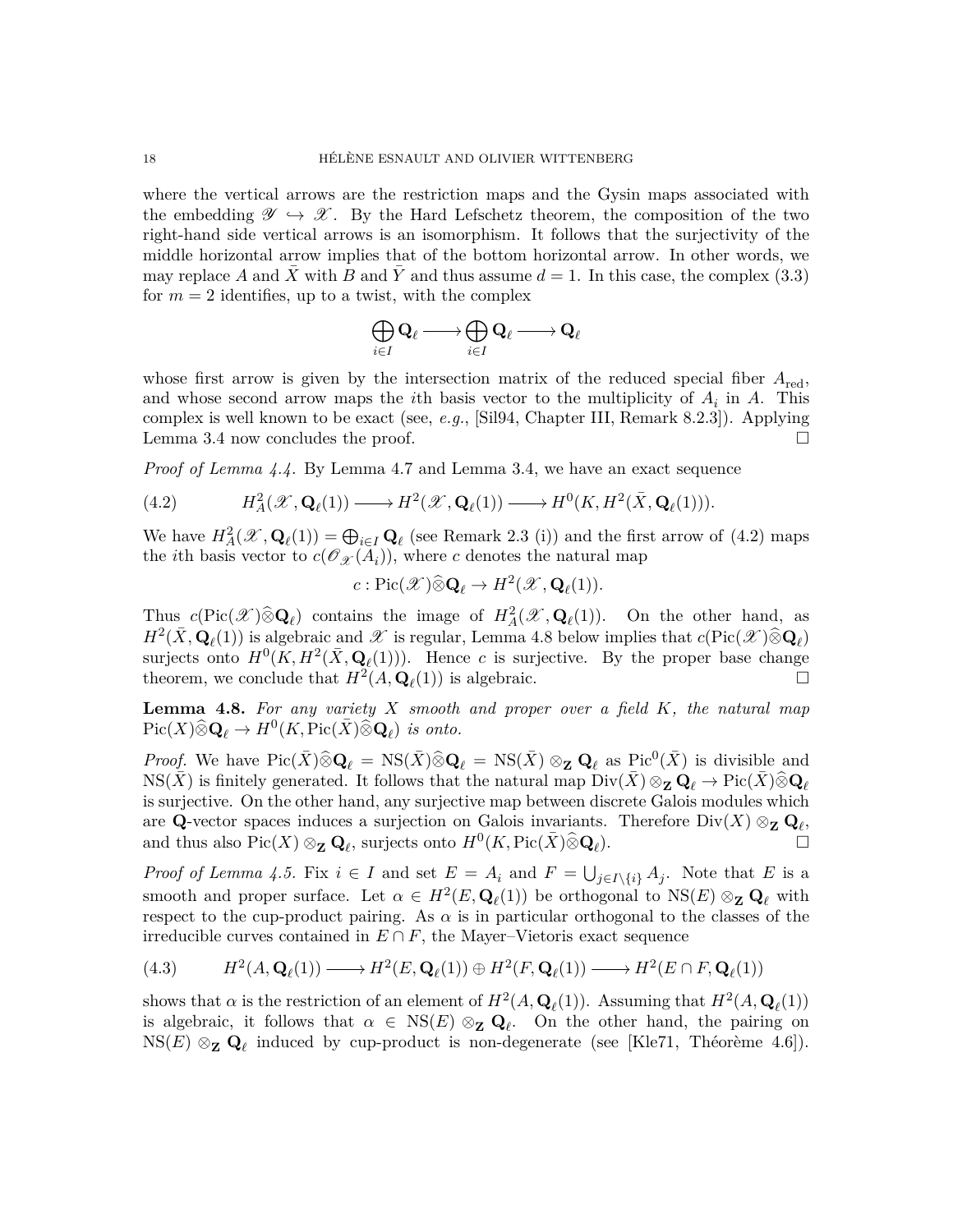where the vertical arrows are the restriction maps and the Gysin maps associated with the embedding $\mathscr{Y} \hookrightarrow \mathscr{X}$. By the Hard Lefschetz theorem, the composition of the two right-hand side vertical arrows is an isomorphism. It follows that the surjectivity of the middle horizontal arrow implies that of the bottom horizontal arrow. In other words, we may replace $A$ and $\bar{X}$ with $B$ and $\bar{Y}$ and thus assume $d = 1$. In this case, the complex (3.3) for $m = 2$ identifies, up to a twist, with the complex

$$\bigoplus_{i \in I} \mathbf{Q}_\ell \longrightarrow \bigoplus_{i \in I} \mathbf{Q}_\ell \longrightarrow \mathbf{Q}_\ell$$

whose first arrow is given by the intersection matrix of the reduced special fiber $A_{\mathrm{red}}$, and whose second arrow maps the $i$th basis vector to the multiplicity of $A_i$ in $A$. This complex is well known to be exact (see, *e.g.*, [Sil94, Chapter III, Remark 8.2.3]). Applying Lemma 3.4 now concludes the proof. $\square$

*Proof of Lemma 4.4.* By Lemma 4.7 and Lemma 3.4, we have an exact sequence

$$H^2_A(\mathscr{X}, \mathbf{Q}_\ell(1)) \longrightarrow H^2(\mathscr{X}, \mathbf{Q}_\ell(1)) \longrightarrow H^0(K, H^2(\bar{X}, \mathbf{Q}_\ell(1))). \tag{4.2}$$

We have $H^2_A(\mathscr{X}, \mathbf{Q}_\ell(1)) = \bigoplus_{i \in I} \mathbf{Q}_\ell$ (see Remark 2.3 (i)) and the first arrow of (4.2) maps the $i$th basis vector to $c(\mathscr{O}_{\mathscr{X}}(A_i))$, where $c$ denotes the natural map

$$c : \mathrm{Pic}(\mathscr{X}) \widehat{\otimes} \mathbf{Q}_\ell \to H^2(\mathscr{X}, \mathbf{Q}_\ell(1)).$$

Thus $c(\mathrm{Pic}(\mathscr{X}) \widehat{\otimes} \mathbf{Q}_\ell)$ contains the image of $H^2_A(\mathscr{X}, \mathbf{Q}_\ell(1))$. On the other hand, as $H^2(\bar{X}, \mathbf{Q}_\ell(1))$ is algebraic and $\mathscr{X}$ is regular, Lemma 4.8 below implies that $c(\mathrm{Pic}(\mathscr{X}) \widehat{\otimes} \mathbf{Q}_\ell)$ surjects onto $H^0(K, H^2(\bar{X}, \mathbf{Q}_\ell(1)))$. Hence $c$ is surjective. By the proper base change theorem, we conclude that $H^2(A, \mathbf{Q}_\ell(1))$ is algebraic. $\square$

**Lemma 4.8.** *For any variety $X$ smooth and proper over a field $K$, the natural map $\mathrm{Pic}(X) \widehat{\otimes} \mathbf{Q}_\ell \to H^0(K, \mathrm{Pic}(\bar{X}) \widehat{\otimes} \mathbf{Q}_\ell)$ is onto.*

*Proof.* We have $\mathrm{Pic}(\bar{X}) \widehat{\otimes} \mathbf{Q}_\ell = \mathrm{NS}(\bar{X}) \widehat{\otimes} \mathbf{Q}_\ell = \mathrm{NS}(\bar{X}) \otimes_{\mathbf{Z}} \mathbf{Q}_\ell$ as $\mathrm{Pic}^0(\bar{X})$ is divisible and $\mathrm{NS}(\bar{X})$ is finitely generated. It follows that the natural map $\mathrm{Div}(\bar{X}) \otimes_{\mathbf{Z}} \mathbf{Q}_\ell \to \mathrm{Pic}(\bar{X}) \widehat{\otimes} \mathbf{Q}_\ell$ is surjective. On the other hand, any surjective map between discrete Galois modules which are $\mathbf{Q}$-vector spaces induces a surjection on Galois invariants. Therefore $\mathrm{Div}(X) \otimes_{\mathbf{Z}} \mathbf{Q}_\ell$, and thus also $\mathrm{Pic}(X) \otimes_{\mathbf{Z}} \mathbf{Q}_\ell$, surjects onto $H^0(K, \mathrm{Pic}(\bar{X}) \widehat{\otimes} \mathbf{Q}_\ell)$. $\square$

*Proof of Lemma 4.5.* Fix $i \in I$ and set $E = A_i$ and $F = \bigcup_{j \in I \setminus \{i\}} A_j$. Note that $E$ is a smooth and proper surface. Let $\alpha \in H^2(E, \mathbf{Q}_\ell(1))$ be orthogonal to $\mathrm{NS}(E) \otimes_{\mathbf{Z}} \mathbf{Q}_\ell$ with respect to the cup-product pairing. As $\alpha$ is in particular orthogonal to the classes of the irreducible curves contained in $E \cap F$, the Mayer–Vietoris exact sequence

$$H^2(A, \mathbf{Q}_\ell(1)) \longrightarrow H^2(E, \mathbf{Q}_\ell(1)) \oplus H^2(F, \mathbf{Q}_\ell(1)) \longrightarrow H^2(E \cap F, \mathbf{Q}_\ell(1)) \tag{4.3}$$

shows that $\alpha$ is the restriction of an element of $H^2(A, \mathbf{Q}_\ell(1))$. Assuming that $H^2(A, \mathbf{Q}_\ell(1))$ is algebraic, it follows that $\alpha \in \mathrm{NS}(E) \otimes_{\mathbf{Z}} \mathbf{Q}_\ell$. On the other hand, the pairing on $\mathrm{NS}(E) \otimes_{\mathbf{Z}} \mathbf{Q}_\ell$ induced by cup-product is non-degenerate (see [Kle71, Théorème 4.6]).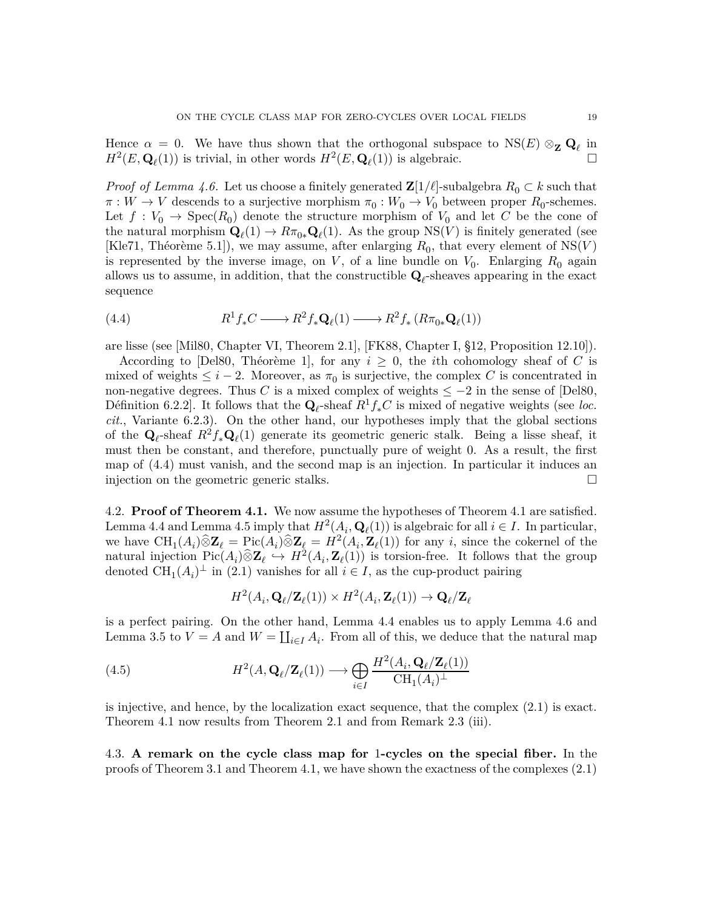Hence $\alpha = 0$. We have thus shown that the orthogonal subspace to $\mathrm{NS}(E) \otimes_{\mathbf{Z}} \mathbf{Q}_\ell$ in $H^2(E, \mathbf{Q}_\ell(1))$ is trivial, in other words $H^2(E, \mathbf{Q}_\ell(1))$ is algebraic. $\square$

*Proof of Lemma 4.6.* Let us choose a finitely generated $\mathbf{Z}[1/\ell]$-subalgebra $R_0 \subset k$ such that $\pi : W \to V$ descends to a surjective morphism $\pi_0 : W_0 \to V_0$ between proper $R_0$-schemes. Let $f : V_0 \to \mathrm{Spec}(R_0)$ denote the structure morphism of $V_0$ and let $C$ be the cone of the natural morphism $\mathbf{Q}_\ell(1) \to R\pi_{0*}\mathbf{Q}_\ell(1)$. As the group $\mathrm{NS}(V)$ is finitely generated (see [Kle71, Théorème 5.1]), we may assume, after enlarging $R_0$, that every element of $\mathrm{NS}(V)$ is represented by the inverse image, on $V$, of a line bundle on $V_0$. Enlarging $R_0$ again allows us to assume, in addition, that the constructible $\mathbf{Q}_\ell$-sheaves appearing in the exact sequence

$$R^1 f_* C \longrightarrow R^2 f_* \mathbf{Q}_\ell(1) \longrightarrow R^2 f_* \left(R\pi_{0*}\mathbf{Q}_\ell(1)\right) \tag{4.4}$$

are lisse (see [Mil80, Chapter VI, Theorem 2.1], [FK88, Chapter I, §12, Proposition 12.10]).

According to [Del80, Théorème 1], for any $i \geq 0$, the $i$th cohomology sheaf of $C$ is mixed of weights $\leq i - 2$. Moreover, as $\pi_0$ is surjective, the complex $C$ is concentrated in non-negative degrees. Thus $C$ is a mixed complex of weights $\leq -2$ in the sense of [Del80, Définition 6.2.2]. It follows that the $\mathbf{Q}_\ell$-sheaf $R^1 f_* C$ is mixed of negative weights (see *loc. cit.*, Variante 6.2.3). On the other hand, our hypotheses imply that the global sections of the $\mathbf{Q}_\ell$-sheaf $R^2 f_* \mathbf{Q}_\ell(1)$ generate its geometric generic stalk. Being a lisse sheaf, it must then be constant, and therefore, punctually pure of weight 0. As a result, the first map of (4.4) must vanish, and the second map is an injection. In particular it induces an injection on the geometric generic stalks. $\square$

4.2. **Proof of Theorem 4.1.** We now assume the hypotheses of Theorem 4.1 are satisfied. Lemma 4.4 and Lemma 4.5 imply that $H^2(A_i, \mathbf{Q}_\ell(1))$ is algebraic for all $i \in I$. In particular, we have $\mathrm{CH}_1(A_i)\widehat{\otimes}\mathbf{Z}_\ell = \mathrm{Pic}(A_i)\widehat{\otimes}\mathbf{Z}_\ell = H^2(A_i, \mathbf{Z}_\ell(1))$ for any $i$, since the cokernel of the natural injection $\mathrm{Pic}(A_i)\widehat{\otimes}\mathbf{Z}_\ell \hookrightarrow H^2(A_i, \mathbf{Z}_\ell(1))$ is torsion-free. It follows that the group denoted $\mathrm{CH}_1(A_i)^\perp$ in (2.1) vanishes for all $i \in I$, as the cup-product pairing

$$H^2(A_i, \mathbf{Q}_\ell/\mathbf{Z}_\ell(1)) \times H^2(A_i, \mathbf{Z}_\ell(1)) \to \mathbf{Q}_\ell/\mathbf{Z}_\ell$$

is a perfect pairing. On the other hand, Lemma 4.4 enables us to apply Lemma 4.6 and Lemma 3.5 to $V = A$ and $W = \coprod_{i \in I} A_i$. From all of this, we deduce that the natural map

$$H^2(A, \mathbf{Q}_\ell/\mathbf{Z}_\ell(1)) \longrightarrow \bigoplus_{i \in I} \frac{H^2(A_i, \mathbf{Q}_\ell/\mathbf{Z}_\ell(1))}{\mathrm{CH}_1(A_i)^\perp} \tag{4.5}$$

is injective, and hence, by the localization exact sequence, that the complex (2.1) is exact. Theorem 4.1 now results from Theorem 2.1 and from Remark 2.3 (iii).

4.3. **A remark on the cycle class map for 1-cycles on the special fiber.** In the proofs of Theorem 3.1 and Theorem 4.1, we have shown the exactness of the complexes (2.1)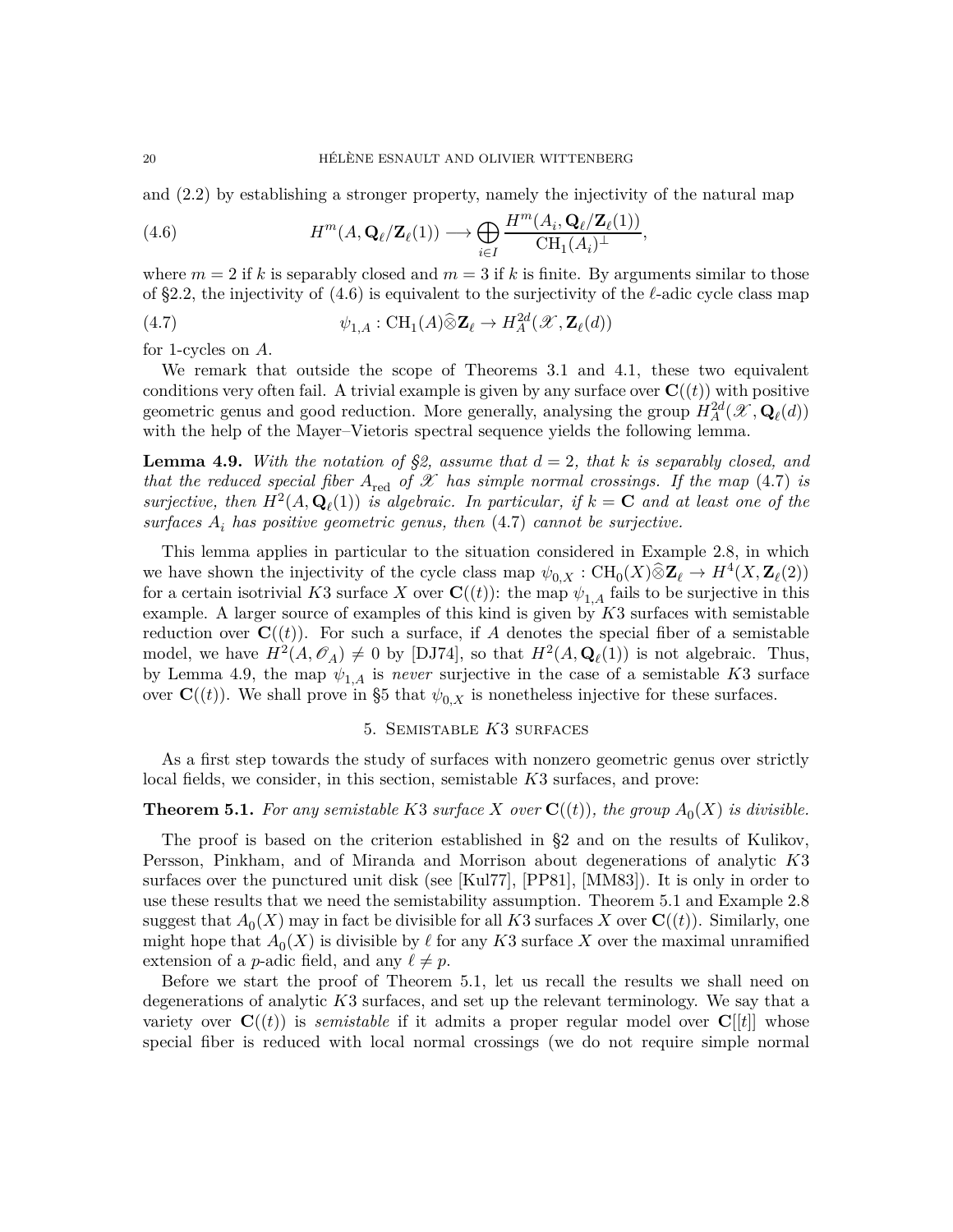and (2.2) by establishing a stronger property, namely the injectivity of the natural map

$$H^m(A, \mathbf{Q}_\ell/\mathbf{Z}_\ell(1)) \longrightarrow \bigoplus_{i \in I} \frac{H^m(A_i, \mathbf{Q}_\ell/\mathbf{Z}_\ell(1))}{\mathrm{CH}_1(A_i)^\perp}, \tag{4.6}$$

where $m = 2$ if $k$ is separably closed and $m = 3$ if $k$ is finite. By arguments similar to those of §2.2, the injectivity of (4.6) is equivalent to the surjectivity of the $\ell$-adic cycle class map

$$\psi_{1,A} : \mathrm{CH}_1(A) \widehat{\otimes} \mathbf{Z}_\ell \to H^{2d}_A(\mathscr{X}, \mathbf{Z}_\ell(d)) \tag{4.7}$$

for 1-cycles on $A$.

We remark that outside the scope of Theorems 3.1 and 4.1, these two equivalent conditions very often fail. A trivial example is given by any surface over $\mathbf{C}((t))$ with positive geometric genus and good reduction. More generally, analysing the group $H^{2d}_A(\mathscr{X}, \mathbf{Q}_\ell(d))$ with the help of the Mayer–Vietoris spectral sequence yields the following lemma.

**Lemma 4.9.** *With the notation of §2, assume that $d = 2$, that $k$ is separably closed, and that the reduced special fiber $A_{\mathrm{red}}$ of $\mathscr{X}$ has simple normal crossings. If the map (4.7) is surjective, then $H^2(A, \mathbf{Q}_\ell(1))$ is algebraic. In particular, if $k = \mathbf{C}$ and at least one of the surfaces $A_i$ has positive geometric genus, then (4.7) cannot be surjective.*

This lemma applies in particular to the situation considered in Example 2.8, in which we have shown the injectivity of the cycle class map $\psi_{0,X} : \mathrm{CH}_0(X) \widehat{\otimes} \mathbf{Z}_\ell \to H^4(X, \mathbf{Z}_\ell(2))$ for a certain isotrivial $K3$ surface $X$ over $\mathbf{C}((t))$: the map $\psi_{1,A}$ fails to be surjective in this example. A larger source of examples of this kind is given by $K3$ surfaces with semistable reduction over $\mathbf{C}((t))$. For such a surface, if $A$ denotes the special fiber of a semistable model, we have $H^2(A, \mathscr{O}_A) \neq 0$ by [DJ74], so that $H^2(A, \mathbf{Q}_\ell(1))$ is not algebraic. Thus, by Lemma 4.9, the map $\psi_{1,A}$ is *never* surjective in the case of a semistable $K3$ surface over $\mathbf{C}((t))$. We shall prove in §5 that $\psi_{0,X}$ is nonetheless injective for these surfaces.

## 5. Semistable $K3$ surfaces

As a first step towards the study of surfaces with nonzero geometric genus over strictly local fields, we consider, in this section, semistable $K3$ surfaces, and prove:

**Theorem 5.1.** *For any semistable $K3$ surface $X$ over $\mathbf{C}((t))$, the group $A_0(X)$ is divisible.*

The proof is based on the criterion established in §2 and on the results of Kulikov, Persson, Pinkham, and of Miranda and Morrison about degenerations of analytic $K3$ surfaces over the punctured unit disk (see [Kul77], [PP81], [MM83]). It is only in order to use these results that we need the semistability assumption. Theorem 5.1 and Example 2.8 suggest that $A_0(X)$ may in fact be divisible for all $K3$ surfaces $X$ over $\mathbf{C}((t))$. Similarly, one might hope that $A_0(X)$ is divisible by $\ell$ for any $K3$ surface $X$ over the maximal unramified extension of a $p$-adic field, and any $\ell \neq p$.

Before we start the proof of Theorem 5.1, let us recall the results we shall need on degenerations of analytic $K3$ surfaces, and set up the relevant terminology. We say that a variety over $\mathbf{C}((t))$ is *semistable* if it admits a proper regular model over $\mathbf{C}[[t]]$ whose special fiber is reduced with local normal crossings (we do not require simple normal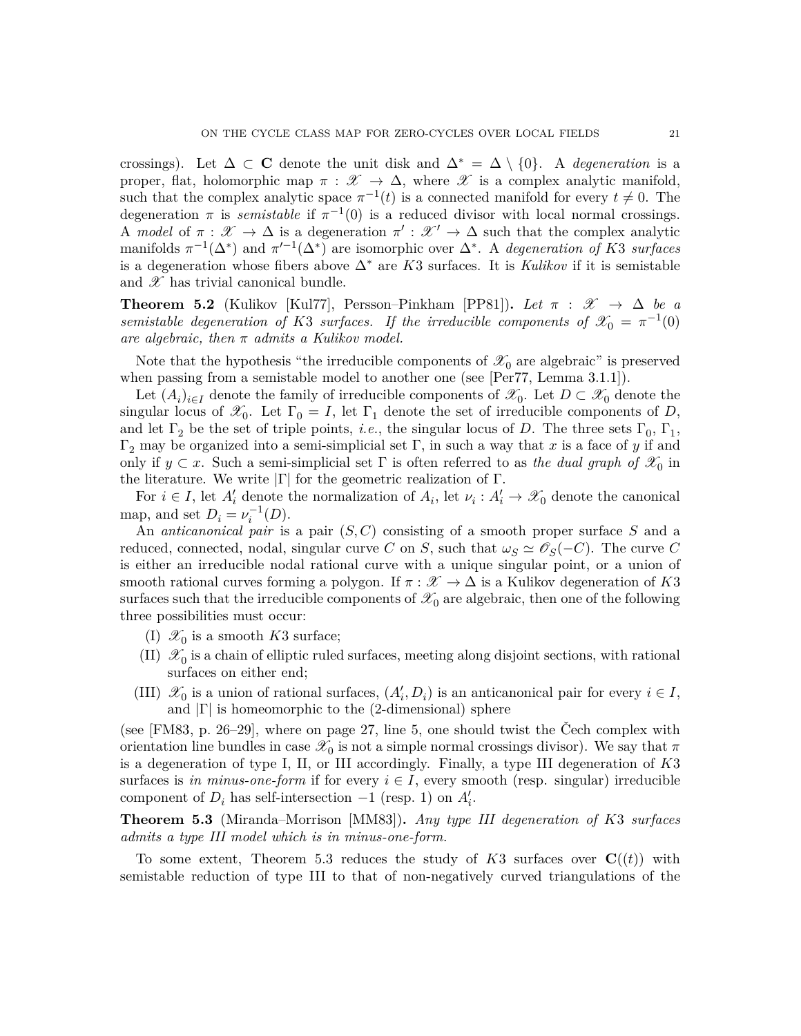crossings). Let $\Delta \subset \mathbf{C}$ denote the unit disk and $\Delta^* = \Delta \setminus \{0\}$. A *degeneration* is a proper, flat, holomorphic map $\pi : \mathscr{X} \to \Delta$, where $\mathscr{X}$ is a complex analytic manifold, such that the complex analytic space $\pi^{-1}(t)$ is a connected manifold for every $t \neq 0$. The degeneration $\pi$ is *semistable* if $\pi^{-1}(0)$ is a reduced divisor with local normal crossings. A *model* of $\pi : \mathscr{X} \to \Delta$ is a degeneration $\pi' : \mathscr{X}' \to \Delta$ such that the complex analytic manifolds $\pi^{-1}(\Delta^*)$ and $\pi'^{-1}(\Delta^*)$ are isomorphic over $\Delta^*$. A *degeneration of* $K3$ *surfaces* is a degeneration whose fibers above $\Delta^*$ are $K3$ surfaces. It is *Kulikov* if it is semistable and $\mathscr{X}$ has trivial canonical bundle.

**Theorem 5.2** (Kulikov [Kul77], Persson–Pinkham [PP81])**.** *Let $\pi : \mathscr{X} \to \Delta$ be a semistable degeneration of $K3$ surfaces. If the irreducible components of $\mathscr{X}_0 = \pi^{-1}(0)$ are algebraic, then $\pi$ admits a Kulikov model.*

Note that the hypothesis "the irreducible components of $\mathscr{X}_0$ are algebraic" is preserved when passing from a semistable model to another one (see [Per77, Lemma 3.1.1]).

Let $(A_i)_{i\in I}$ denote the family of irreducible components of $\mathscr{X}_0$. Let $D \subset \mathscr{X}_0$ denote the singular locus of $\mathscr{X}_0$. Let $\Gamma_0 = I$, let $\Gamma_1$ denote the set of irreducible components of $D$, and let $\Gamma_2$ be the set of triple points, *i.e.*, the singular locus of $D$. The three sets $\Gamma_0$, $\Gamma_1$, $\Gamma_2$ may be organized into a semi-simplicial set $\Gamma$, in such a way that $x$ is a face of $y$ if and only if $y \subset x$. Such a semi-simplicial set $\Gamma$ is often referred to as *the dual graph of* $\mathscr{X}_0$ in the literature. We write $|\Gamma|$ for the geometric realization of $\Gamma$.

For $i \in I$, let $A'_i$ denote the normalization of $A_i$, let $\nu_i : A'_i \to \mathscr{X}_0$ denote the canonical map, and set $D_i = \nu_i^{-1}(D)$.

An *anticanonical pair* is a pair $(S, C)$ consisting of a smooth proper surface $S$ and a reduced, connected, nodal, singular curve $C$ on $S$, such that $\omega_S \simeq \mathscr{O}_S(-C)$. The curve $C$ is either an irreducible nodal rational curve with a unique singular point, or a union of smooth rational curves forming a polygon. If $\pi : \mathscr{X} \to \Delta$ is a Kulikov degeneration of $K3$ surfaces such that the irreducible components of $\mathscr{X}_0$ are algebraic, then one of the following three possibilities must occur:

- (I) $\mathscr{X}_0$ is a smooth $K3$ surface;
- (II) $\mathscr{X}_0$ is a chain of elliptic ruled surfaces, meeting along disjoint sections, with rational surfaces on either end;
- (III) $\mathscr{X}_0$ is a union of rational surfaces, $(A'_i, D_i)$ is an anticanonical pair for every $i \in I$, and $|\Gamma|$ is homeomorphic to the (2-dimensional) sphere

(see [FM83, p. 26–29], where on page 27, line 5, one should twist the Čech complex with orientation line bundles in case $\mathscr{X}_0$ is not a simple normal crossings divisor). We say that $\pi$ is a degeneration of type I, II, or III accordingly. Finally, a type III degeneration of $K3$ surfaces is *in minus-one-form* if for every $i \in I$, every smooth (resp. singular) irreducible component of $D_i$ has self-intersection $-1$ (resp. 1) on $A'_i$.

**Theorem 5.3** (Miranda–Morrison [MM83])**.** *Any type III degeneration of $K3$ surfaces admits a type III model which is in minus-one-form.*

To some extent, Theorem 5.3 reduces the study of $K3$ surfaces over $\mathbf{C}((t))$ with semistable reduction of type III to that of non-negatively curved triangulations of the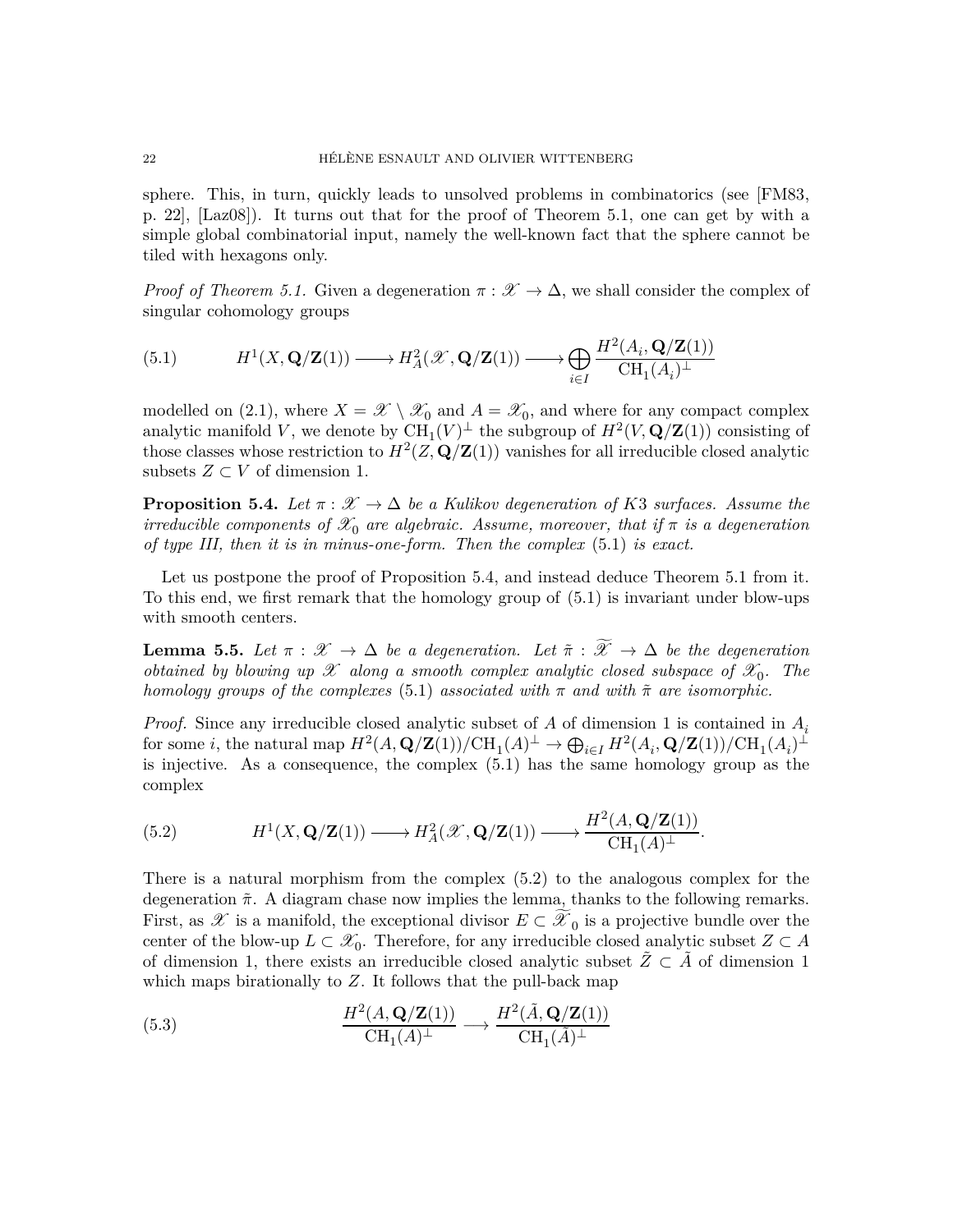sphere. This, in turn, quickly leads to unsolved problems in combinatorics (see [FM83, p. 22], [Laz08]). It turns out that for the proof of Theorem 5.1, one can get by with a simple global combinatorial input, namely the well-known fact that the sphere cannot be tiled with hexagons only.

*Proof of Theorem 5.1.* Given a degeneration $\pi : \mathscr{X} \to \Delta$, we shall consider the complex of singular cohomology groups

$$H^1(X, \mathbf{Q}/\mathbf{Z}(1)) \longrightarrow H^2_A(\mathscr{X}, \mathbf{Q}/\mathbf{Z}(1)) \longrightarrow \bigoplus_{i\in I} \frac{H^2(A_i, \mathbf{Q}/\mathbf{Z}(1))}{\mathrm{CH}_1(A_i)^\perp} \tag{5.1}$$

modelled on (2.1), where $X = \mathscr{X} \setminus \mathscr{X}_0$ and $A = \mathscr{X}_0$, and where for any compact complex analytic manifold $V$, we denote by $\mathrm{CH}_1(V)^\perp$ the subgroup of $H^2(V, \mathbf{Q}/\mathbf{Z}(1))$ consisting of those classes whose restriction to $H^2(Z, \mathbf{Q}/\mathbf{Z}(1))$ vanishes for all irreducible closed analytic subsets $Z \subset V$ of dimension 1.

**Proposition 5.4.** *Let $\pi : \mathscr{X} \to \Delta$ be a Kulikov degeneration of K3 surfaces. Assume the irreducible components of $\mathscr{X}_0$ are algebraic. Assume, moreover, that if $\pi$ is a degeneration of type III, then it is in minus-one-form. Then the complex* (5.1) *is exact.*

Let us postpone the proof of Proposition 5.4, and instead deduce Theorem 5.1 from it. To this end, we first remark that the homology group of (5.1) is invariant under blow-ups with smooth centers.

**Lemma 5.5.** *Let $\pi : \mathscr{X} \to \Delta$ be a degeneration. Let $\tilde{\pi} : \widetilde{\mathscr{X}} \to \Delta$ be the degeneration obtained by blowing up $\mathscr{X}$ along a smooth complex analytic closed subspace of $\mathscr{X}_0$. The homology groups of the complexes* (5.1) *associated with $\pi$ and with $\tilde{\pi}$ are isomorphic.*

*Proof.* Since any irreducible closed analytic subset of $A$ of dimension 1 is contained in $A_i$ for some $i$, the natural map $H^2(A, \mathbf{Q}/\mathbf{Z}(1))/\mathrm{CH}_1(A)^\perp \to \bigoplus_{i\in I} H^2(A_i, \mathbf{Q}/\mathbf{Z}(1))/\mathrm{CH}_1(A_i)^\perp$ is injective. As a consequence, the complex (5.1) has the same homology group as the complex

$$H^1(X, \mathbf{Q}/\mathbf{Z}(1)) \longrightarrow H^2_A(\mathscr{X}, \mathbf{Q}/\mathbf{Z}(1)) \longrightarrow \frac{H^2(A, \mathbf{Q}/\mathbf{Z}(1))}{\mathrm{CH}_1(A)^\perp}. \tag{5.2}$$

There is a natural morphism from the complex (5.2) to the analogous complex for the degeneration $\tilde{\pi}$. A diagram chase now implies the lemma, thanks to the following remarks. First, as $\mathscr{X}$ is a manifold, the exceptional divisor $E \subset \widetilde{\mathscr{X}}_0$ is a projective bundle over the center of the blow-up $L \subset \mathscr{X}_0$. Therefore, for any irreducible closed analytic subset $Z \subset A$ of dimension 1, there exists an irreducible closed analytic subset $\tilde{Z} \subset \tilde{A}$ of dimension 1 which maps birationally to $Z$. It follows that the pull-back map

$$\frac{H^2(A, \mathbf{Q}/\mathbf{Z}(1))}{\mathrm{CH}_1(A)^\perp} \longrightarrow \frac{H^2(\tilde{A}, \mathbf{Q}/\mathbf{Z}(1))}{\mathrm{CH}_1(\tilde{A})^\perp} \tag{5.3}$$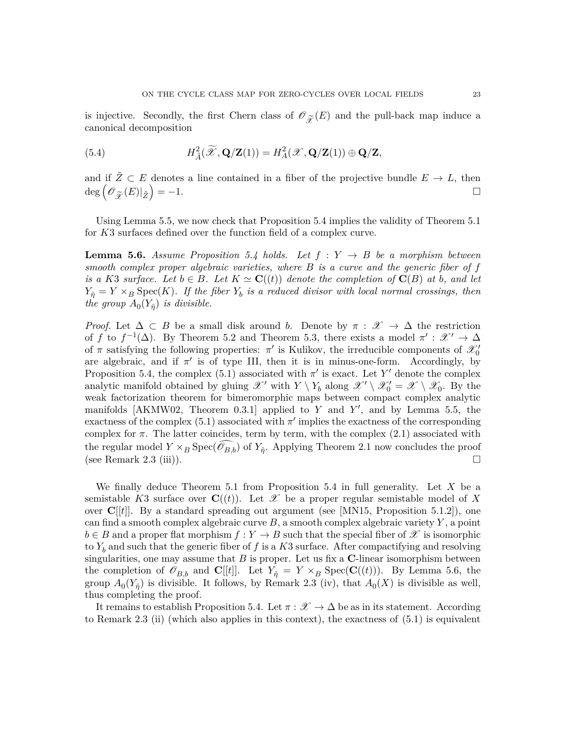is injective. Secondly, the first Chern class of $\mathscr{O}_{\widetilde{\mathscr{X}}}(E)$ and the pull-back map induce a canonical decomposition

$$H^2_{\tilde{A}}(\widetilde{\mathscr{X}}, \mathbf{Q}/\mathbf{Z}(1)) = H^2_A(\mathscr{X}, \mathbf{Q}/\mathbf{Z}(1)) \oplus \mathbf{Q}/\mathbf{Z}, \tag{5.4}$$

and if $\tilde{Z} \subset E$ denotes a line contained in a fiber of the projective bundle $E \to L$, then $\deg\left(\mathscr{O}_{\widetilde{\mathscr{X}}}(E)|_{\tilde{Z}}\right) = -1$. □

Using Lemma 5.5, we now check that Proposition 5.4 implies the validity of Theorem 5.1 for $K3$ surfaces defined over the function field of a complex curve.

**Lemma 5.6.** *Assume Proposition 5.4 holds. Let $f : Y \to B$ be a morphism between smooth complex proper algebraic varieties, where $B$ is a curve and the generic fiber of $f$ is a $K3$ surface. Let $b \in B$. Let $K \simeq \mathbf{C}((t))$ denote the completion of $\mathbf{C}(B)$ at $b$, and let $Y_{\hat{\eta}} = Y \times_B \operatorname{Spec}(K)$. If the fiber $Y_b$ is a reduced divisor with local normal crossings, then the group $A_0(Y_{\hat{\eta}})$ is divisible.*

*Proof.* Let $\Delta \subset B$ be a small disk around $b$. Denote by $\pi : \mathscr{X} \to \Delta$ the restriction of $f$ to $f^{-1}(\Delta)$. By Theorem 5.2 and Theorem 5.3, there exists a model $\pi' : \mathscr{X}' \to \Delta$ of $\pi$ satisfying the following properties: $\pi'$ is Kulikov, the irreducible components of $\mathscr{X}'_0$ are algebraic, and if $\pi'$ is of type III, then it is in minus-one-form. Accordingly, by Proposition 5.4, the complex (5.1) associated with $\pi'$ is exact. Let $Y'$ denote the complex analytic manifold obtained by gluing $\mathscr{X}'$ with $Y \setminus Y_b$ along $\mathscr{X}' \setminus \mathscr{X}'_0 = \mathscr{X} \setminus \mathscr{X}_0$. By the weak factorization theorem for bimeromorphic maps between compact complex analytic manifolds [AKMW02, Theorem 0.3.1] applied to $Y$ and $Y'$, and by Lemma 5.5, the exactness of the complex (5.1) associated with $\pi'$ implies the exactness of the corresponding complex for $\pi$. The latter coincides, term by term, with the complex (2.1) associated with the regular model $Y \times_B \operatorname{Spec}(\widehat{\mathscr{O}_{B,b}})$ of $Y_{\hat{\eta}}$. Applying Theorem 2.1 now concludes the proof (see Remark 2.3 (iii)). □

We finally deduce Theorem 5.1 from Proposition 5.4 in full generality. Let $X$ be a semistable $K3$ surface over $\mathbf{C}((t))$. Let $\mathscr{X}$ be a proper regular semistable model of $X$ over $\mathbf{C}[[t]]$. By a standard spreading out argument (see [MN15, Proposition 5.1.2]), one can find a smooth complex algebraic curve $B$, a smooth complex algebraic variety $Y$, a point $b \in B$ and a proper flat morphism $f : Y \to B$ such that the special fiber of $\mathscr{X}$ is isomorphic to $Y_b$ and such that the generic fiber of $f$ is a $K3$ surface. After compactifying and resolving singularities, one may assume that $B$ is proper. Let us fix a $\mathbf{C}$-linear isomorphism between the completion of $\mathscr{O}_{B,b}$ and $\mathbf{C}[[t]]$. Let $Y_{\hat{\eta}} = Y \times_B \operatorname{Spec}(\mathbf{C}((t)))$. By Lemma 5.6, the group $A_0(Y_{\hat{\eta}})$ is divisible. It follows, by Remark 2.3 (iv), that $A_0(X)$ is divisible as well, thus completing the proof.

It remains to establish Proposition 5.4. Let $\pi : \mathscr{X} \to \Delta$ be as in its statement. According to Remark 2.3 (ii) (which also applies in this context), the exactness of (5.1) is equivalent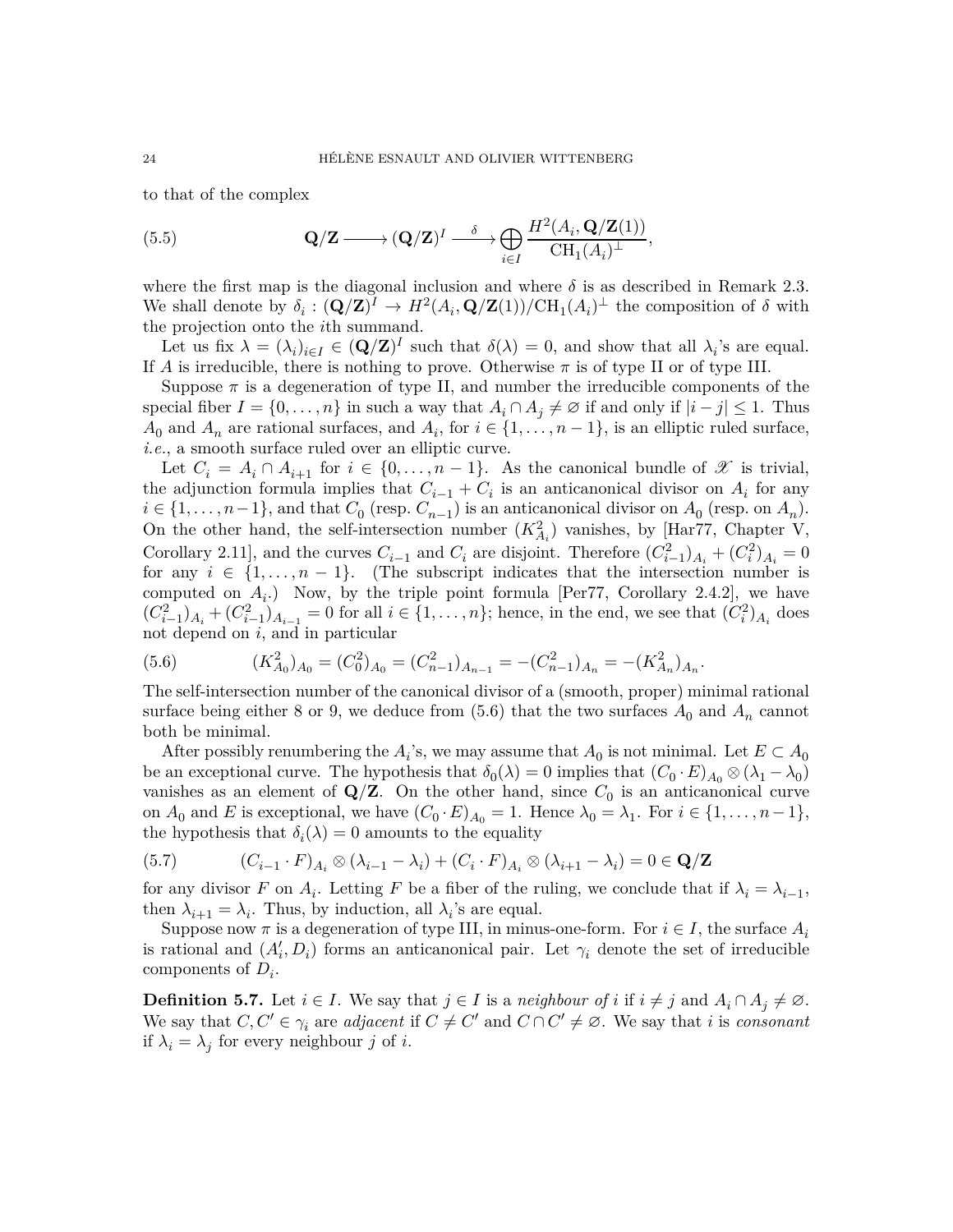to that of the complex

$$\mathbf{Q}/\mathbf{Z} \longrightarrow (\mathbf{Q}/\mathbf{Z})^I \xrightarrow{\ \delta\ } \bigoplus_{i \in I} \frac{H^2(A_i, \mathbf{Q}/\mathbf{Z}(1))}{\mathrm{CH}_1(A_i)^\perp}, \tag{5.5}$$

where the first map is the diagonal inclusion and where $\delta$ is as described in Remark 2.3. We shall denote by $\delta_i : (\mathbf{Q}/\mathbf{Z})^I \to H^2(A_i, \mathbf{Q}/\mathbf{Z}(1))/\mathrm{CH}_1(A_i)^\perp$ the composition of $\delta$ with the projection onto the $i$th summand.

Let us fix $\lambda = (\lambda_i)_{i \in I} \in (\mathbf{Q}/\mathbf{Z})^I$ such that $\delta(\lambda) = 0$, and show that all $\lambda_i$'s are equal. If $A$ is irreducible, there is nothing to prove. Otherwise $\pi$ is of type II or of type III.

Suppose $\pi$ is a degeneration of type II, and number the irreducible components of the special fiber $I = \{0, \ldots, n\}$ in such a way that $A_i \cap A_j \neq \varnothing$ if and only if $|i - j| \leq 1$. Thus $A_0$ and $A_n$ are rational surfaces, and $A_i$, for $i \in \{1, \ldots, n-1\}$, is an elliptic ruled surface, *i.e.*, a smooth surface ruled over an elliptic curve.

Let $C_i = A_i \cap A_{i+1}$ for $i \in \{0, \ldots, n-1\}$. As the canonical bundle of $\mathscr{X}$ is trivial, the adjunction formula implies that $C_{i-1} + C_i$ is an anticanonical divisor on $A_i$ for any $i \in \{1, \ldots, n-1\}$, and that $C_0$ (resp. $C_{n-1}$) is an anticanonical divisor on $A_0$ (resp. on $A_n$). On the other hand, the self-intersection number $(K^2_{A_i})$ vanishes, by [Har77, Chapter V, Corollary 2.11], and the curves $C_{i-1}$ and $C_i$ are disjoint. Therefore $(C^2_{i-1})_{A_i} + (C^2_i)_{A_i} = 0$ for any $i \in \{1, \ldots, n-1\}$. (The subscript indicates that the intersection number is computed on $A_i$.) Now, by the triple point formula [Per77, Corollary 2.4.2], we have $(C^2_{i-1})_{A_i} + (C^2_{i-1})_{A_{i-1}} = 0$ for all $i \in \{1, \ldots, n\}$; hence, in the end, we see that $(C^2_i)_{A_i}$ does not depend on $i$, and in particular

$$(K^2_{A_0})_{A_0} = (C^2_0)_{A_0} = (C^2_{n-1})_{A_{n-1}} = -(C^2_{n-1})_{A_n} = -(K^2_{A_n})_{A_n}. \tag{5.6}$$

The self-intersection number of the canonical divisor of a (smooth, proper) minimal rational surface being either 8 or 9, we deduce from (5.6) that the two surfaces $A_0$ and $A_n$ cannot both be minimal.

After possibly renumbering the $A_i$'s, we may assume that $A_0$ is not minimal. Let $E \subset A_0$ be an exceptional curve. The hypothesis that $\delta_0(\lambda) = 0$ implies that $(C_0 \cdot E)_{A_0} \otimes (\lambda_1 - \lambda_0)$ vanishes as an element of $\mathbf{Q}/\mathbf{Z}$. On the other hand, since $C_0$ is an anticanonical curve on $A_0$ and $E$ is exceptional, we have $(C_0 \cdot E)_{A_0} = 1$. Hence $\lambda_0 = \lambda_1$. For $i \in \{1, \ldots, n-1\}$, the hypothesis that $\delta_i(\lambda) = 0$ amounts to the equality

$$(C_{i-1} \cdot F)_{A_i} \otimes (\lambda_{i-1} - \lambda_i) + (C_i \cdot F)_{A_i} \otimes (\lambda_{i+1} - \lambda_i) = 0 \in \mathbf{Q}/\mathbf{Z} \tag{5.7}$$

for any divisor $F$ on $A_i$. Letting $F$ be a fiber of the ruling, we conclude that if $\lambda_i = \lambda_{i-1}$, then $\lambda_{i+1} = \lambda_i$. Thus, by induction, all $\lambda_i$'s are equal.

Suppose now $\pi$ is a degeneration of type III, in minus-one-form. For $i \in I$, the surface $A_i$ is rational and $(A'_i, D_i)$ forms an anticanonical pair. Let $\gamma_i$ denote the set of irreducible components of $D_i$.

**Definition 5.7.** Let $i \in I$. We say that $j \in I$ is a *neighbour of* $i$ if $i \neq j$ and $A_i \cap A_j \neq \varnothing$. We say that $C, C' \in \gamma_i$ are *adjacent* if $C \neq C'$ and $C \cap C' \neq \varnothing$. We say that $i$ is *consonant* if $\lambda_i = \lambda_j$ for every neighbour $j$ of $i$.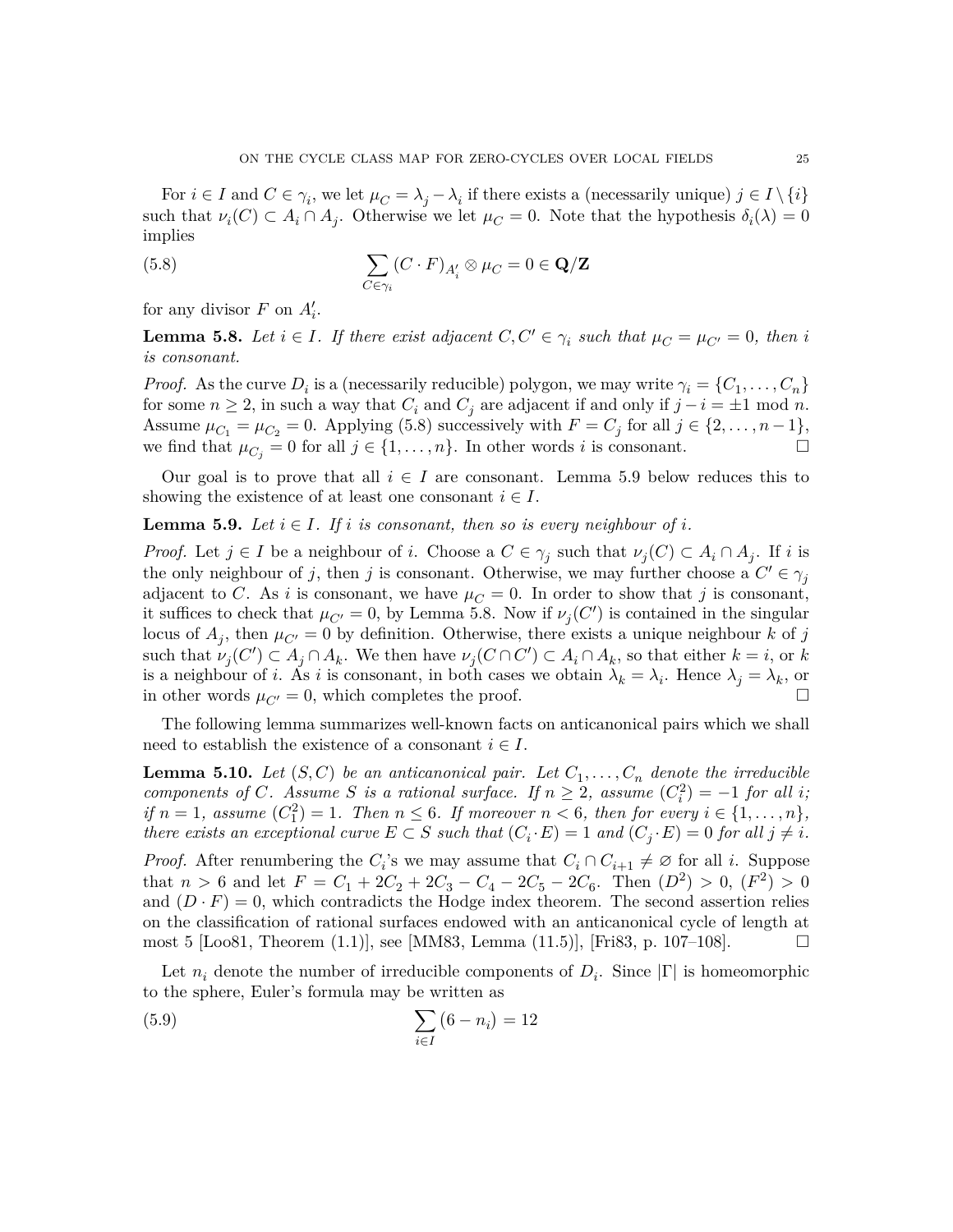For $i \in I$ and $C \in \gamma_i$, we let $\mu_C = \lambda_j - \lambda_i$ if there exists a (necessarily unique) $j \in I \setminus \{i\}$ such that $\nu_i(C) \subset A_i \cap A_j$. Otherwise we let $\mu_C = 0$. Note that the hypothesis $\delta_i(\lambda) = 0$ implies

$$\sum_{C \in \gamma_i} (C \cdot F)_{A'_i} \otimes \mu_C = 0 \in \mathbf{Q}/\mathbf{Z} \tag{5.8}$$

for any divisor $F$ on $A'_i$.

**Lemma 5.8.** *Let $i \in I$. If there exist adjacent $C, C' \in \gamma_i$ such that $\mu_C = \mu_{C'} = 0$, then $i$ is consonant.*

*Proof.* As the curve $D_i$ is a (necessarily reducible) polygon, we may write $\gamma_i = \{C_1, \ldots, C_n\}$ for some $n \geq 2$, in such a way that $C_i$ and $C_j$ are adjacent if and only if $j - i = \pm 1 \bmod n$. Assume $\mu_{C_1} = \mu_{C_2} = 0$. Applying (5.8) successively with $F = C_j$ for all $j \in \{2, \ldots, n-1\}$, we find that $\mu_{C_j} = 0$ for all $j \in \{1, \ldots, n\}$. In other words $i$ is consonant. □

Our goal is to prove that all $i \in I$ are consonant. Lemma 5.9 below reduces this to showing the existence of at least one consonant $i \in I$.

**Lemma 5.9.** *Let $i \in I$. If $i$ is consonant, then so is every neighbour of $i$.*

*Proof.* Let $j \in I$ be a neighbour of $i$. Choose a $C \in \gamma_j$ such that $\nu_j(C) \subset A_i \cap A_j$. If $i$ is the only neighbour of $j$, then $j$ is consonant. Otherwise, we may further choose a $C' \in \gamma_j$ adjacent to $C$. As $i$ is consonant, we have $\mu_C = 0$. In order to show that $j$ is consonant, it suffices to check that $\mu_{C'} = 0$, by Lemma 5.8. Now if $\nu_j(C')$ is contained in the singular locus of $A_j$, then $\mu_{C'} = 0$ by definition. Otherwise, there exists a unique neighbour $k$ of $j$ such that $\nu_j(C') \subset A_j \cap A_k$. We then have $\nu_j(C \cap C') \subset A_i \cap A_k$, so that either $k = i$, or $k$ is a neighbour of $i$. As $i$ is consonant, in both cases we obtain $\lambda_k = \lambda_i$. Hence $\lambda_j = \lambda_k$, or in other words $\mu_{C'} = 0$, which completes the proof. □

The following lemma summarizes well-known facts on anticanonical pairs which we shall need to establish the existence of a consonant $i \in I$.

**Lemma 5.10.** *Let $(S, C)$ be an anticanonical pair. Let $C_1, \ldots, C_n$ denote the irreducible components of $C$. Assume $S$ is a rational surface. If $n \geq 2$, assume $(C_i^2) = -1$ for all $i$; if $n = 1$, assume $(C_1^2) = 1$. Then $n \leq 6$. If moreover $n < 6$, then for every $i \in \{1, \ldots, n\}$, there exists an exceptional curve $E \subset S$ such that $(C_i \cdot E) = 1$ and $(C_j \cdot E) = 0$ for all $j \neq i$.*

*Proof.* After renumbering the $C_i$'s we may assume that $C_i \cap C_{i+1} \neq \varnothing$ for all $i$. Suppose that $n > 6$ and let $F = C_1 + 2C_2 + 2C_3 - C_4 - 2C_5 - 2C_6$. Then $(D^2) > 0$, $(F^2) > 0$ and $(D \cdot F) = 0$, which contradicts the Hodge index theorem. The second assertion relies on the classification of rational surfaces endowed with an anticanonical cycle of length at most 5 [Loo81, Theorem (1.1)], see [MM83, Lemma (11.5)], [Fri83, p. 107–108]. □

Let $n_i$ denote the number of irreducible components of $D_i$. Since $|\Gamma|$ is homeomorphic to the sphere, Euler's formula may be written as

$$\sum_{i \in I} (6 - n_i) = 12 \tag{5.9}$$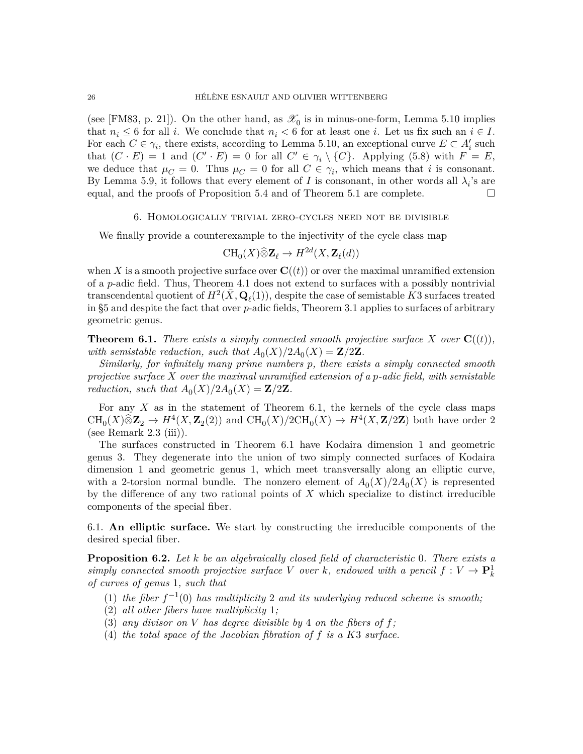(see [FM83, p. 21]). On the other hand, as $\mathscr{X}_0$ is in minus-one-form, Lemma 5.10 implies that $n_i \leq 6$ for all $i$. We conclude that $n_i < 6$ for at least one $i$. Let us fix such an $i \in I$. For each $C \in \gamma_i$, there exists, according to Lemma 5.10, an exceptional curve $E \subset A'_i$ such that $(C \cdot E) = 1$ and $(C' \cdot E) = 0$ for all $C' \in \gamma_i \setminus \{C\}$. Applying (5.8) with $F = E$, we deduce that $\mu_C = 0$. Thus $\mu_C = 0$ for all $C \in \gamma_i$, which means that $i$ is consonant. By Lemma 5.9, it follows that every element of $I$ is consonant, in other words all $\lambda_i$'s are equal, and the proofs of Proposition 5.4 and of Theorem 5.1 are complete. ☐

## 6. Homologically trivial zero-cycles need not be divisible

We finally provide a counterexample to the injectivity of the cycle class map

$$\mathrm{CH}_0(X)\widehat{\otimes}\mathbf{Z}_\ell \to H^{2d}(X, \mathbf{Z}_\ell(d))$$

when $X$ is a smooth projective surface over $\mathbf{C}((t))$ or over the maximal unramified extension of a $p$-adic field. Thus, Theorem 4.1 does not extend to surfaces with a possibly nontrivial transcendental quotient of $H^2(\bar{X}, \mathbf{Q}_\ell(1))$, despite the case of semistable $K3$ surfaces treated in §5 and despite the fact that over $p$-adic fields, Theorem 3.1 applies to surfaces of arbitrary geometric genus.

**Theorem 6.1.** *There exists a simply connected smooth projective surface $X$ over $\mathbf{C}((t))$, with semistable reduction, such that $A_0(X)/2A_0(X) = \mathbf{Z}/2\mathbf{Z}$.*

*Similarly, for infinitely many prime numbers $p$, there exists a simply connected smooth projective surface $X$ over the maximal unramified extension of a $p$-adic field, with semistable reduction, such that $A_0(X)/2A_0(X) = \mathbf{Z}/2\mathbf{Z}$.*

For any $X$ as in the statement of Theorem 6.1, the kernels of the cycle class maps $\mathrm{CH}_0(X)\widehat{\otimes}\mathbf{Z}_2 \to H^4(X, \mathbf{Z}_2(2))$ and $\mathrm{CH}_0(X)/2\mathrm{CH}_0(X) \to H^4(X, \mathbf{Z}/2\mathbf{Z})$ both have order 2 (see Remark 2.3 (iii)).

The surfaces constructed in Theorem 6.1 have Kodaira dimension 1 and geometric genus 3. They degenerate into the union of two simply connected surfaces of Kodaira dimension 1 and geometric genus 1, which meet transversally along an elliptic curve, with a 2-torsion normal bundle. The nonzero element of $A_0(X)/2A_0(X)$ is represented by the difference of any two rational points of $X$ which specialize to distinct irreducible components of the special fiber.

### 6.1. An elliptic surface.

We start by constructing the irreducible components of the desired special fiber.

**Proposition 6.2.** *Let $k$ be an algebraically closed field of characteristic 0. There exists a simply connected smooth projective surface $V$ over $k$, endowed with a pencil $f : V \to \mathbf{P}^1_k$ of curves of genus 1, such that*

1. *the fiber $f^{-1}(0)$ has multiplicity 2 and its underlying reduced scheme is smooth;*
2. *all other fibers have multiplicity 1;*
3. *any divisor on $V$ has degree divisible by 4 on the fibers of $f$;*
4. *the total space of the Jacobian fibration of $f$ is a $K3$ surface.*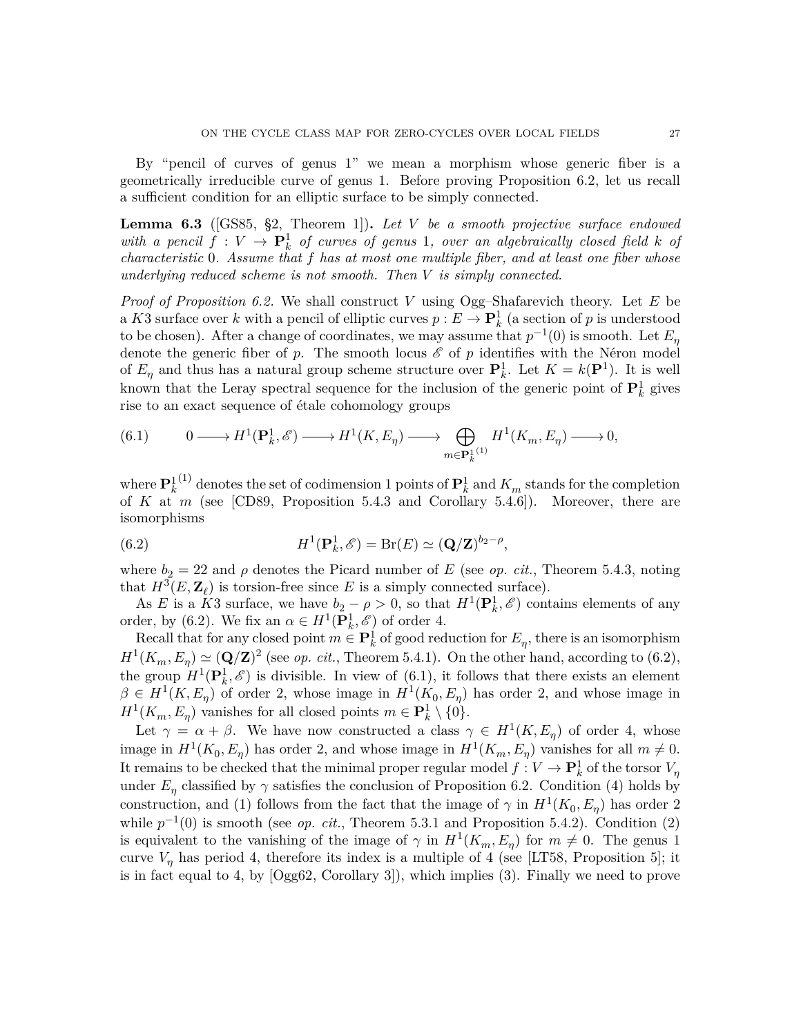By "pencil of curves of genus 1" we mean a morphism whose generic fiber is a geometrically irreducible curve of genus 1. Before proving Proposition 6.2, let us recall a sufficient condition for an elliptic surface to be simply connected.

**Lemma 6.3** ([GS85, §2, Theorem 1])**.** *Let $V$ be a smooth projective surface endowed with a pencil $f : V \to \mathbf{P}^1_k$ of curves of genus 1, over an algebraically closed field $k$ of characteristic 0. Assume that $f$ has at most one multiple fiber, and at least one fiber whose underlying reduced scheme is not smooth. Then $V$ is simply connected.*

*Proof of Proposition 6.2.* We shall construct $V$ using Ogg–Shafarevich theory. Let $E$ be a $K3$ surface over $k$ with a pencil of elliptic curves $p : E \to \mathbf{P}^1_k$ (a section of $p$ is understood to be chosen). After a change of coordinates, we may assume that $p^{-1}(0)$ is smooth. Let $E_\eta$ denote the generic fiber of $p$. The smooth locus $\mathscr{E}$ of $p$ identifies with the Néron model of $E_\eta$ and thus has a natural group scheme structure over $\mathbf{P}^1_k$. Let $K = k(\mathbf{P}^1)$. It is well known that the Leray spectral sequence for the inclusion of the generic point of $\mathbf{P}^1_k$ gives rise to an exact sequence of étale cohomology groups

$$
(6.1) \qquad 0 \longrightarrow H^1(\mathbf{P}^1_k, \mathscr{E}) \longrightarrow H^1(K, E_\eta) \longrightarrow \bigoplus_{m \in {\mathbf{P}^1_k}^{(1)}} H^1(K_m, E_\eta) \longrightarrow 0,
$$

where ${\mathbf{P}^1_k}^{(1)}$ denotes the set of codimension 1 points of $\mathbf{P}^1_k$ and $K_m$ stands for the completion of $K$ at $m$ (see [CD89, Proposition 5.4.3 and Corollary 5.4.6]). Moreover, there are isomorphisms

$$
(6.2) \qquad H^1(\mathbf{P}^1_k, \mathscr{E}) = \mathrm{Br}(E) \simeq (\mathbf{Q}/\mathbf{Z})^{b_2 - \rho},
$$

where $b_2 = 22$ and $\rho$ denotes the Picard number of $E$ (see *op. cit.*, Theorem 5.4.3, noting that $H^3(E, \mathbf{Z}_\ell)$ is torsion-free since $E$ is a simply connected surface).

As $E$ is a $K3$ surface, we have $b_2 - \rho > 0$, so that $H^1(\mathbf{P}^1_k, \mathscr{E})$ contains elements of any order, by (6.2). We fix an $\alpha \in H^1(\mathbf{P}^1_k, \mathscr{E})$ of order 4.

Recall that for any closed point $m \in \mathbf{P}^1_k$ of good reduction for $E_\eta$, there is an isomorphism $H^1(K_m, E_\eta) \simeq (\mathbf{Q}/\mathbf{Z})^2$ (see *op. cit.*, Theorem 5.4.1). On the other hand, according to (6.2), the group $H^1(\mathbf{P}^1_k, \mathscr{E})$ is divisible. In view of (6.1), it follows that there exists an element $\beta \in H^1(K, E_\eta)$ of order 2, whose image in $H^1(K_0, E_\eta)$ has order 2, and whose image in $H^1(K_m, E_\eta)$ vanishes for all closed points $m \in \mathbf{P}^1_k \setminus \{0\}$.

Let $\gamma = \alpha + \beta$. We have now constructed a class $\gamma \in H^1(K, E_\eta)$ of order 4, whose image in $H^1(K_0, E_\eta)$ has order 2, and whose image in $H^1(K_m, E_\eta)$ vanishes for all $m \neq 0$. It remains to be checked that the minimal proper regular model $f : V \to \mathbf{P}^1_k$ of the torsor $V_\eta$ under $E_\eta$ classified by $\gamma$ satisfies the conclusion of Proposition 6.2. Condition (4) holds by construction, and (1) follows from the fact that the image of $\gamma$ in $H^1(K_0, E_\eta)$ has order 2 while $p^{-1}(0)$ is smooth (see *op. cit.*, Theorem 5.3.1 and Proposition 5.4.2). Condition (2) is equivalent to the vanishing of the image of $\gamma$ in $H^1(K_m, E_\eta)$ for $m \neq 0$. The genus 1 curve $V_\eta$ has period 4, therefore its index is a multiple of 4 (see [LT58, Proposition 5]; it is in fact equal to 4, by [Ogg62, Corollary 3]), which implies (3). Finally we need to prove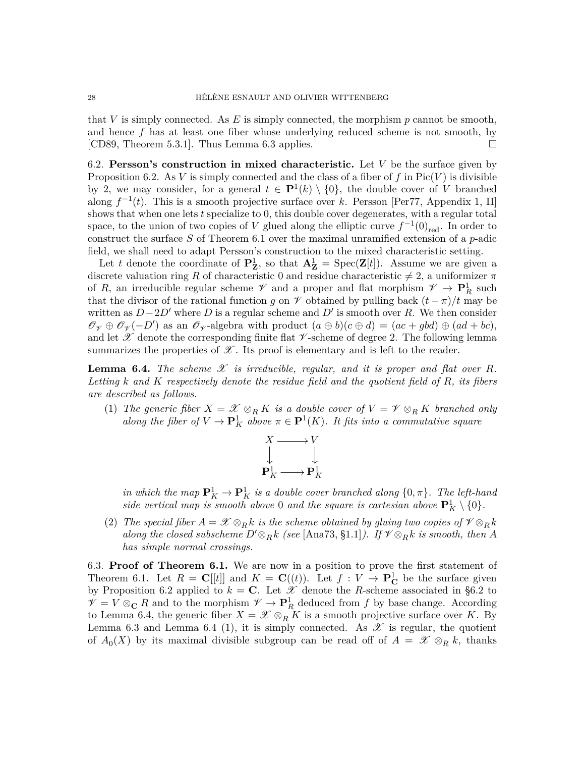that $V$ is simply connected. As $E$ is simply connected, the morphism $p$ cannot be smooth, and hence $f$ has at least one fiber whose underlying reduced scheme is not smooth, by [CD89, Theorem 5.3.1]. Thus Lemma 6.3 applies. $\square$

6.2. **Persson's construction in mixed characteristic.** Let $V$ be the surface given by Proposition 6.2. As $V$ is simply connected and the class of a fiber of $f$ in $\mathrm{Pic}(V)$ is divisible by 2, we may consider, for a general $t \in \mathbf{P}^1(k) \setminus \{0\}$, the double cover of $V$ branched along $f^{-1}(t)$. This is a smooth projective surface over $k$. Persson [Per77, Appendix 1, II] shows that when one lets $t$ specialize to 0, this double cover degenerates, with a regular total space, to the union of two copies of $V$ glued along the elliptic curve $f^{-1}(0)_{\mathrm{red}}$. In order to construct the surface $S$ of Theorem 6.1 over the maximal unramified extension of a $p$-adic field, we shall need to adapt Persson's construction to the mixed characteristic setting.

Let $t$ denote the coordinate of $\mathbf{P}^1_{\mathbf{Z}}$, so that $\mathbf{A}^1_{\mathbf{Z}} = \mathrm{Spec}(\mathbf{Z}[t])$. Assume we are given a discrete valuation ring $R$ of characteristic 0 and residue characteristic $\neq 2$, a uniformizer $\pi$ of $R$, an irreducible regular scheme $\mathscr{V}$ and a proper and flat morphism $\mathscr{V} \to \mathbf{P}^1_R$ such that the divisor of the rational function $g$ on $\mathscr{V}$ obtained by pulling back $(t-\pi)/t$ may be written as $D - 2D'$ where $D$ is a regular scheme and $D'$ is smooth over $R$. We then consider $\mathscr{O}_{\mathscr{V}} \oplus \mathscr{O}_{\mathscr{V}}(-D')$ as an $\mathscr{O}_{\mathscr{V}}$-algebra with product $(a \oplus b)(c \oplus d) = (ac + gbd) \oplus (ad + bc)$, and let $\mathscr{X}$ denote the corresponding finite flat $\mathscr{V}$-scheme of degree 2. The following lemma summarizes the properties of $\mathscr{X}$. Its proof is elementary and is left to the reader.

**Lemma 6.4.** *The scheme $\mathscr{X}$ is irreducible, regular, and it is proper and flat over $R$. Letting $k$ and $K$ respectively denote the residue field and the quotient field of $R$, its fibers are described as follows.*

1. *The generic fiber $X = \mathscr{X} \otimes_R K$ is a double cover of $V = \mathscr{V} \otimes_R K$ branched only along the fiber of $V \to \mathbf{P}^1_K$ above $\pi \in \mathbf{P}^1(K)$. It fits into a commutative square*
$$\begin{array}{ccc} X & \longrightarrow & V \\ \downarrow & & \downarrow \\ \mathbf{P}^1_K & \longrightarrow & \mathbf{P}^1_K \end{array}$$
*in which the map $\mathbf{P}^1_K \to \mathbf{P}^1_K$ is a double cover branched along $\{0, \pi\}$. The left-hand side vertical map is smooth above 0 and the square is cartesian above $\mathbf{P}^1_K \setminus \{0\}$.*
2. *The special fiber $A = \mathscr{X} \otimes_R k$ is the scheme obtained by gluing two copies of $\mathscr{V} \otimes_R k$ along the closed subscheme $D' \otimes_R k$ (see [Ana73, §1.1]). If $\mathscr{V} \otimes_R k$ is smooth, then $A$ has simple normal crossings.*

6.3. **Proof of Theorem 6.1.** We are now in a position to prove the first statement of Theorem 6.1. Let $R = \mathbf{C}[[t]]$ and $K = \mathbf{C}((t))$. Let $f : V \to \mathbf{P}^1_{\mathbf{C}}$ be the surface given by Proposition 6.2 applied to $k = \mathbf{C}$. Let $\mathscr{X}$ denote the $R$-scheme associated in §6.2 to $\mathscr{V} = V \otimes_{\mathbf{C}} R$ and to the morphism $\mathscr{V} \to \mathbf{P}^1_R$ deduced from $f$ by base change. According to Lemma 6.4, the generic fiber $X = \mathscr{X} \otimes_R K$ is a smooth projective surface over $K$. By Lemma 6.3 and Lemma 6.4 (1), it is simply connected. As $\mathscr{X}$ is regular, the quotient of $A_0(X)$ by its maximal divisible subgroup can be read off of $A = \mathscr{X} \otimes_R k$, thanks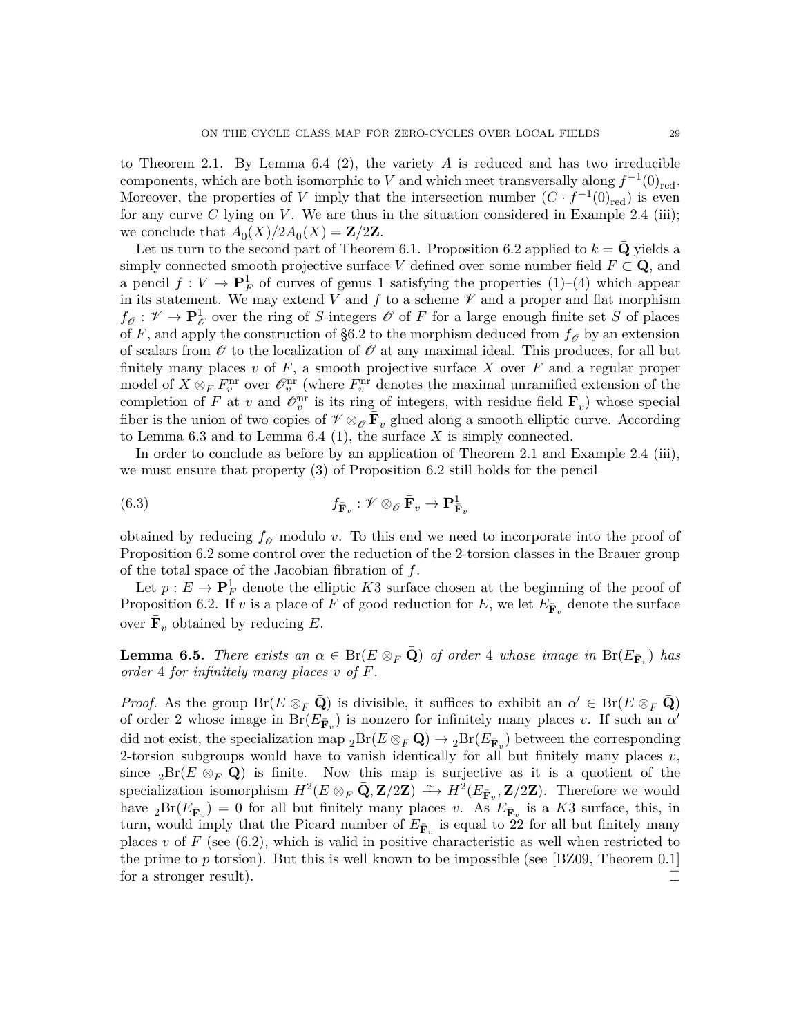to Theorem 2.1. By Lemma 6.4 (2), the variety $A$ is reduced and has two irreducible components, which are both isomorphic to $V$ and which meet transversally along $f^{-1}(0)_{\mathrm{red}}$. Moreover, the properties of $V$ imply that the intersection number $(C \cdot f^{-1}(0)_{\mathrm{red}})$ is even for any curve $C$ lying on $V$. We are thus in the situation considered in Example 2.4 (iii); we conclude that $A_0(X)/2A_0(X) = \mathbf{Z}/2\mathbf{Z}$.

Let us turn to the second part of Theorem 6.1. Proposition 6.2 applied to $k = \bar{\mathbf{Q}}$ yields a simply connected smooth projective surface $V$ defined over some number field $F \subset \bar{\mathbf{Q}}$, and a pencil $f : V \to \mathbf{P}^1_F$ of curves of genus 1 satisfying the properties (1)–(4) which appear in its statement. We may extend $V$ and $f$ to a scheme $\mathscr{V}$ and a proper and flat morphism $f_{\mathscr{O}} : \mathscr{V} \to \mathbf{P}^1_{\mathscr{O}}$ over the ring of $S$-integers $\mathscr{O}$ of $F$ for a large enough finite set $S$ of places of $F$, and apply the construction of §6.2 to the morphism deduced from $f_{\mathscr{O}}$ by an extension of scalars from $\mathscr{O}$ to the localization of $\mathscr{O}$ at any maximal ideal. This produces, for all but finitely many places $v$ of $F$, a smooth projective surface $X$ over $F$ and a regular proper model of $X \otimes_F F_v^{\mathrm{nr}}$ over $\mathscr{O}_v^{\mathrm{nr}}$ (where $F_v^{\mathrm{nr}}$ denotes the maximal unramified extension of the completion of $F$ at $v$ and $\mathscr{O}_v^{\mathrm{nr}}$ is its ring of integers, with residue field $\bar{\mathbf{F}}_v$) whose special fiber is the union of two copies of $\mathscr{V} \otimes_{\mathscr{O}} \bar{\mathbf{F}}_v$ glued along a smooth elliptic curve. According to Lemma 6.3 and to Lemma 6.4 (1), the surface $X$ is simply connected.

In order to conclude as before by an application of Theorem 2.1 and Example 2.4 (iii), we must ensure that property (3) of Proposition 6.2 still holds for the pencil

$$f_{\bar{\mathbf{F}}_v} : \mathscr{V} \otimes_{\mathscr{O}} \bar{\mathbf{F}}_v \to \mathbf{P}^1_{\bar{\mathbf{F}}_v} \tag{6.3}$$

obtained by reducing $f_{\mathscr{O}}$ modulo $v$. To this end we need to incorporate into the proof of Proposition 6.2 some control over the reduction of the 2-torsion classes in the Brauer group of the total space of the Jacobian fibration of $f$.

Let $p : E \to \mathbf{P}^1_F$ denote the elliptic $K3$ surface chosen at the beginning of the proof of Proposition 6.2. If $v$ is a place of $F$ of good reduction for $E$, we let $E_{\bar{\mathbf{F}}_v}$ denote the surface over $\bar{\mathbf{F}}_v$ obtained by reducing $E$.

**Lemma 6.5.** *There exists an $\alpha \in \mathrm{Br}(E \otimes_F \bar{\mathbf{Q}})$ of order 4 whose image in $\mathrm{Br}(E_{\bar{\mathbf{F}}_v})$ has order 4 for infinitely many places $v$ of $F$.*

*Proof.* As the group $\mathrm{Br}(E \otimes_F \bar{\mathbf{Q}})$ is divisible, it suffices to exhibit an $\alpha' \in \mathrm{Br}(E \otimes_F \bar{\mathbf{Q}})$ of order 2 whose image in $\mathrm{Br}(E_{\bar{\mathbf{F}}_v})$ is nonzero for infinitely many places $v$. If such an $\alpha'$ did not exist, the specialization map ${}_2\mathrm{Br}(E \otimes_F \bar{\mathbf{Q}}) \to {}_2\mathrm{Br}(E_{\bar{\mathbf{F}}_v})$ between the corresponding 2-torsion subgroups would have to vanish identically for all but finitely many places $v$, since ${}_2\mathrm{Br}(E \otimes_F \bar{\mathbf{Q}})$ is finite. Now this map is surjective as it is a quotient of the specialization isomorphism $H^2(E \otimes_F \bar{\mathbf{Q}}, \mathbf{Z}/2\mathbf{Z}) \xrightarrow{\sim} H^2(E_{\bar{\mathbf{F}}_v}, \mathbf{Z}/2\mathbf{Z})$. Therefore we would have ${}_2\mathrm{Br}(E_{\bar{\mathbf{F}}_v}) = 0$ for all but finitely many places $v$. As $E_{\bar{\mathbf{F}}_v}$ is a $K3$ surface, this, in turn, would imply that the Picard number of $E_{\bar{\mathbf{F}}_v}$ is equal to 22 for all but finitely many places $v$ of $F$ (see (6.2), which is valid in positive characteristic as well when restricted to the prime to $p$ torsion). But this is well known to be impossible (see [BZ09, Theorem 0.1] for a stronger result). $\square$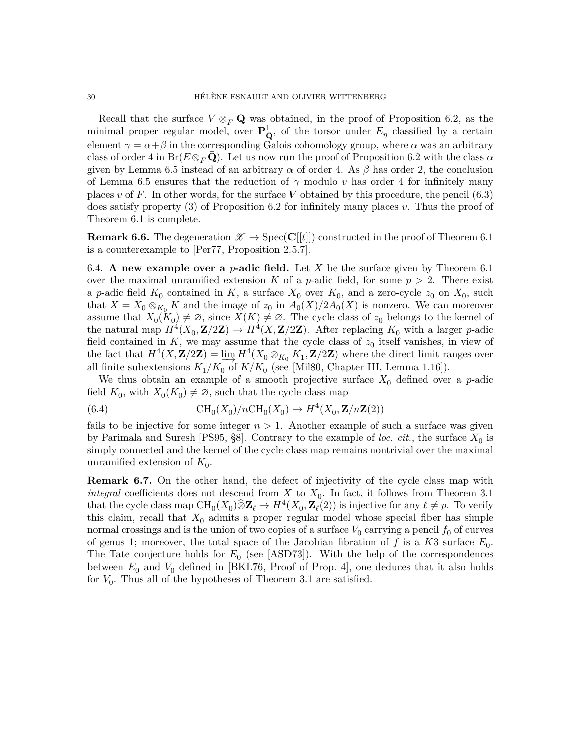Recall that the surface $V \otimes_F \bar{\mathbf{Q}}$ was obtained, in the proof of Proposition 6.2, as the minimal proper regular model, over $\mathbf{P}^1_{\bar{\mathbf{Q}}}$, of the torsor under $E_\eta$ classified by a certain element $\gamma = \alpha + \beta$ in the corresponding Galois cohomology group, where $\alpha$ was an arbitrary class of order 4 in $\mathrm{Br}(E \otimes_F \bar{\mathbf{Q}})$. Let us now run the proof of Proposition 6.2 with the class $\alpha$ given by Lemma 6.5 instead of an arbitrary $\alpha$ of order 4. As $\beta$ has order 2, the conclusion of Lemma 6.5 ensures that the reduction of $\gamma$ modulo $v$ has order 4 for infinitely many places $v$ of $F$. In other words, for the surface $V$ obtained by this procedure, the pencil (6.3) does satisfy property (3) of Proposition 6.2 for infinitely many places $v$. Thus the proof of Theorem 6.1 is complete.

**Remark 6.6.** The degeneration $\mathscr{X} \to \mathrm{Spec}(\mathbf{C}[[t]])$ constructed in the proof of Theorem 6.1 is a counterexample to [Per77, Proposition 2.5.7].

6.4. **A new example over a $p$-adic field.** Let $X$ be the surface given by Theorem 6.1 over the maximal unramified extension $K$ of a $p$-adic field, for some $p > 2$. There exist a $p$-adic field $K_0$ contained in $K$, a surface $X_0$ over $K_0$, and a zero-cycle $z_0$ on $X_0$, such that $X = X_0 \otimes_{K_0} K$ and the image of $z_0$ in $A_0(X)/2A_0(X)$ is nonzero. We can moreover assume that $X_0(K_0) \neq \varnothing$, since $X(K) \neq \varnothing$. The cycle class of $z_0$ belongs to the kernel of the natural map $H^4(X_0, \mathbf{Z}/2\mathbf{Z}) \to H^4(X, \mathbf{Z}/2\mathbf{Z})$. After replacing $K_0$ with a larger $p$-adic field contained in $K$, we may assume that the cycle class of $z_0$ itself vanishes, in view of the fact that $H^4(X, \mathbf{Z}/2\mathbf{Z}) = \varinjlim H^4(X_0 \otimes_{K_0} K_1, \mathbf{Z}/2\mathbf{Z})$ where the direct limit ranges over all finite subextensions $K_1/K_0$ of $K/K_0$ (see [Mil80, Chapter III, Lemma 1.16]).

We thus obtain an example of a smooth projective surface $X_0$ defined over a $p$-adic field $K_0$, with $X_0(K_0) \neq \varnothing$, such that the cycle class map

$$\mathrm{CH}_0(X_0)/n\mathrm{CH}_0(X_0) \to H^4(X_0, \mathbf{Z}/n\mathbf{Z}(2)) \tag{6.4}$$

fails to be injective for some integer $n > 1$. Another example of such a surface was given by Parimala and Suresh [PS95, §8]. Contrary to the example of *loc. cit.*, the surface $X_0$ is simply connected and the kernel of the cycle class map remains nontrivial over the maximal unramified extension of $K_0$.

**Remark 6.7.** On the other hand, the defect of injectivity of the cycle class map with *integral* coefficients does not descend from $X$ to $X_0$. In fact, it follows from Theorem 3.1 that the cycle class map $\mathrm{CH}_0(X_0)\widehat{\otimes}\mathbf{Z}_\ell \to H^4(X_0, \mathbf{Z}_\ell(2))$ is injective for any $\ell \neq p$. To verify this claim, recall that $X_0$ admits a proper regular model whose special fiber has simple normal crossings and is the union of two copies of a surface $V_0$ carrying a pencil $f_0$ of curves of genus 1; moreover, the total space of the Jacobian fibration of $f$ is a $K3$ surface $E_0$. The Tate conjecture holds for $E_0$ (see [ASD73]). With the help of the correspondences between $E_0$ and $V_0$ defined in [BKL76, Proof of Prop. 4], one deduces that it also holds for $V_0$. Thus all of the hypotheses of Theorem 3.1 are satisfied.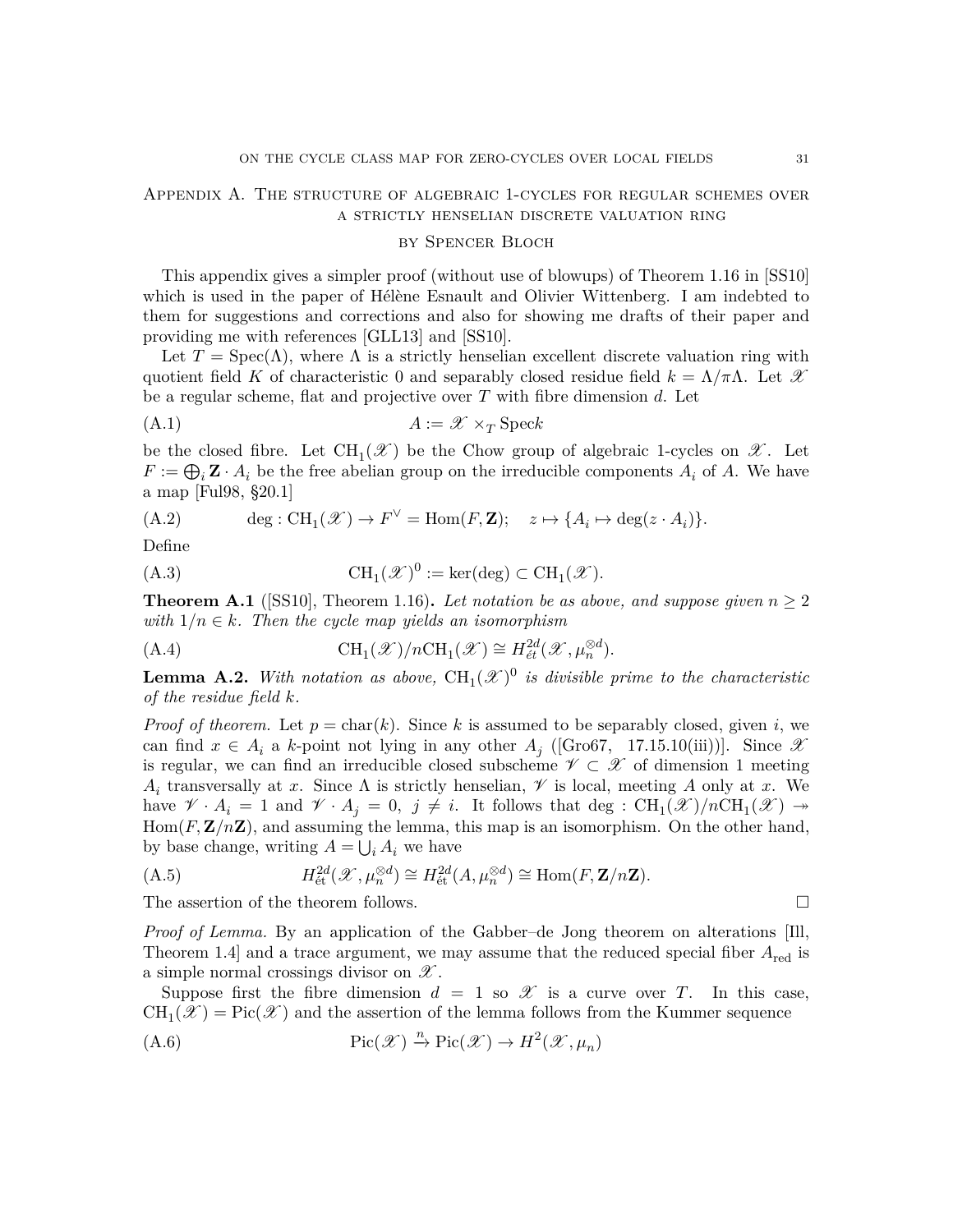## Appendix A. The structure of algebraic 1-cycles for regular schemes over a strictly henselian discrete valuation ring

### by Spencer Bloch

This appendix gives a simpler proof (without use of blowups) of Theorem 1.16 in [SS10] which is used in the paper of Hélène Esnault and Olivier Wittenberg. I am indebted to them for suggestions and corrections and also for showing me drafts of their paper and providing me with references [GLL13] and [SS10].

Let $T = \mathrm{Spec}(\Lambda)$, where $\Lambda$ is a strictly henselian excellent discrete valuation ring with quotient field $K$ of characteristic 0 and separably closed residue field $k = \Lambda/\pi\Lambda$. Let $\mathscr{X}$ be a regular scheme, flat and projective over $T$ with fibre dimension $d$. Let

$$A := \mathscr{X} \times_T \mathrm{Spec} k \tag{A.1}$$

be the closed fibre. Let $\mathrm{CH}_1(\mathscr{X})$ be the Chow group of algebraic 1-cycles on $\mathscr{X}$. Let $F := \bigoplus_i \mathbf{Z} \cdot A_i$ be the free abelian group on the irreducible components $A_i$ of $A$. We have a map [Ful98, §20.1]

$$\deg : \mathrm{CH}_1(\mathscr{X}) \to F^\vee = \mathrm{Hom}(F, \mathbf{Z}); \quad z \mapsto \{A_i \mapsto \deg(z \cdot A_i)\}. \tag{A.2}$$

Define

$$\mathrm{CH}_1(\mathscr{X})^0 := \ker(\deg) \subset \mathrm{CH}_1(\mathscr{X}). \tag{A.3}$$

**Theorem A.1** ([SS10], Theorem 1.16)**.** *Let notation be as above, and suppose given $n \geq 2$ with $1/n \in k$. Then the cycle map yields an isomorphism*

$$\mathrm{CH}_1(\mathscr{X})/n\mathrm{CH}_1(\mathscr{X}) \cong H^{2d}_{\text{ét}}(\mathscr{X}, \mu_n^{\otimes d}). \tag{A.4}$$

**Lemma A.2.** *With notation as above, $\mathrm{CH}_1(\mathscr{X})^0$ is divisible prime to the characteristic of the residue field $k$.*

*Proof of theorem.* Let $p = \mathrm{char}(k)$. Since $k$ is assumed to be separably closed, given $i$, we can find $x \in A_i$ a $k$-point not lying in any other $A_j$ ([Gro67, 17.15.10(iii))]. Since $\mathscr{X}$ is regular, we can find an irreducible closed subscheme $\mathscr{V} \subset \mathscr{X}$ of dimension 1 meeting $A_i$ transversally at $x$. Since $\Lambda$ is strictly henselian, $\mathscr{V}$ is local, meeting $A$ only at $x$. We have $\mathscr{V} \cdot A_i = 1$ and $\mathscr{V} \cdot A_j = 0$, $j \neq i$. It follows that $\deg : \mathrm{CH}_1(\mathscr{X})/n\mathrm{CH}_1(\mathscr{X}) \twoheadrightarrow \mathrm{Hom}(F, \mathbf{Z}/n\mathbf{Z})$, and assuming the lemma, this map is an isomorphism. On the other hand, by base change, writing $A = \bigcup_i A_i$ we have

$$H^{2d}_{\text{ét}}(\mathscr{X}, \mu_n^{\otimes d}) \cong H^{2d}_{\text{ét}}(A, \mu_n^{\otimes d}) \cong \mathrm{Hom}(F, \mathbf{Z}/n\mathbf{Z}). \tag{A.5}$$

The assertion of the theorem follows. □

*Proof of Lemma.* By an application of the Gabber–de Jong theorem on alterations [Ill, Theorem 1.4] and a trace argument, we may assume that the reduced special fiber $A_{\text{red}}$ is a simple normal crossings divisor on $\mathscr{X}$.

Suppose first the fibre dimension $d = 1$ so $\mathscr{X}$ is a curve over $T$. In this case, $\mathrm{CH}_1(\mathscr{X}) = \mathrm{Pic}(\mathscr{X})$ and the assertion of the lemma follows from the Kummer sequence

$$\mathrm{Pic}(\mathscr{X}) \xrightarrow{n} \mathrm{Pic}(\mathscr{X}) \to H^2(\mathscr{X}, \mu_n) \tag{A.6}$$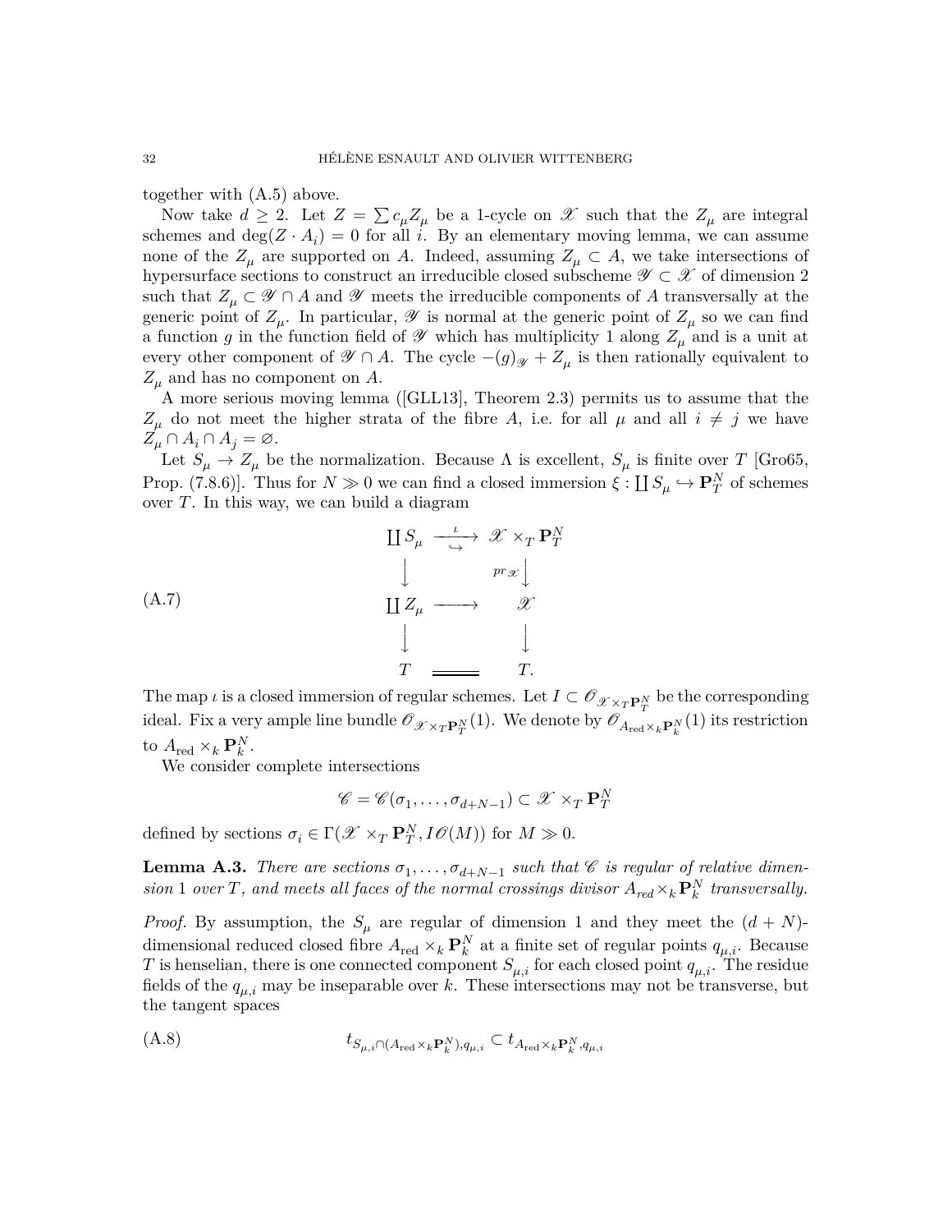together with (A.5) above.

Now take $d \geq 2$. Let $Z = \sum c_\mu Z_\mu$ be a 1-cycle on $\mathscr{X}$ such that the $Z_\mu$ are integral schemes and $\deg(Z \cdot A_i) = 0$ for all $i$. By an elementary moving lemma, we can assume none of the $Z_\mu$ are supported on $A$. Indeed, assuming $Z_\mu \subset A$, we take intersections of hypersurface sections to construct an irreducible closed subscheme $\mathscr{Y} \subset \mathscr{X}$ of dimension 2 such that $Z_\mu \subset \mathscr{Y} \cap A$ and $\mathscr{Y}$ meets the irreducible components of $A$ transversally at the generic point of $Z_\mu$. In particular, $\mathscr{Y}$ is normal at the generic point of $Z_\mu$ so we can find a function $g$ in the function field of $\mathscr{Y}$ which has multiplicity 1 along $Z_\mu$ and is a unit at every other component of $\mathscr{Y} \cap A$. The cycle $-(g)_{\mathscr{Y}} + Z_\mu$ is then rationally equivalent to $Z_\mu$ and has no component on $A$.

A more serious moving lemma ([GLL13], Theorem 2.3) permits us to assume that the $Z_\mu$ do not meet the higher strata of the fibre $A$, i.e. for all $\mu$ and all $i \neq j$ we have $Z_\mu \cap A_i \cap A_j = \varnothing$.

Let $S_\mu \to Z_\mu$ be the normalization. Because $\Lambda$ is excellent, $S_\mu$ is finite over $T$ [Gro65, Prop. (7.8.6)]. Thus for $N \gg 0$ we can find a closed immersion $\xi : \coprod S_\mu \hookrightarrow \mathbf{P}^N_T$ of schemes over $T$. In this way, we can build a diagram

$$
\text{(A.7)} \qquad
\begin{array}{ccc}
\coprod S_\mu & \overset{\iota}{\hookrightarrow} & \mathscr{X} \times_T \mathbf{P}^N_T \\
\downarrow & & \downarrow {\scriptstyle pr_{\mathscr{X}}} \\
\coprod Z_\mu & \longrightarrow & \mathscr{X} \\
\downarrow & & \downarrow \\
T & = & T.
\end{array}
$$

The map $\iota$ is a closed immersion of regular schemes. Let $I \subset \mathscr{O}_{\mathscr{X} \times_T \mathbf{P}^N_T}$ be the corresponding ideal. Fix a very ample line bundle $\mathscr{O}_{\mathscr{X} \times_T \mathbf{P}^N_T}(1)$. We denote by $\mathscr{O}_{A_{\mathrm{red}} \times_k \mathbf{P}^N_k}(1)$ its restriction to $A_{\mathrm{red}} \times_k \mathbf{P}^N_k$.

We consider complete intersections

$$\mathscr{C} = \mathscr{C}(\sigma_1, \ldots, \sigma_{d+N-1}) \subset \mathscr{X} \times_T \mathbf{P}^N_T$$

defined by sections $\sigma_i \in \Gamma(\mathscr{X} \times_T \mathbf{P}^N_T, I\mathscr{O}(M))$ for $M \gg 0$.

**Lemma A.3.** *There are sections $\sigma_1, \ldots, \sigma_{d+N-1}$ such that $\mathscr{C}$ is regular of relative dimension 1 over $T$, and meets all faces of the normal crossings divisor $A_{red} \times_k \mathbf{P}^N_k$ transversally.*

*Proof.* By assumption, the $S_\mu$ are regular of dimension 1 and they meet the $(d+N)$-dimensional reduced closed fibre $A_{\mathrm{red}} \times_k \mathbf{P}^N_k$ at a finite set of regular points $q_{\mu,i}$. Because $T$ is henselian, there is one connected component $S_{\mu,i}$ for each closed point $q_{\mu,i}$. The residue fields of the $q_{\mu,i}$ may be inseparable over $k$. These intersections may not be transverse, but the tangent spaces

$$\text{(A.8)} \qquad t_{S_{\mu,i} \cap (A_{\mathrm{red}} \times_k \mathbf{P}^N_k), q_{\mu,i}} \subset t_{A_{\mathrm{red}} \times_k \mathbf{P}^N_k, q_{\mu,i}}$$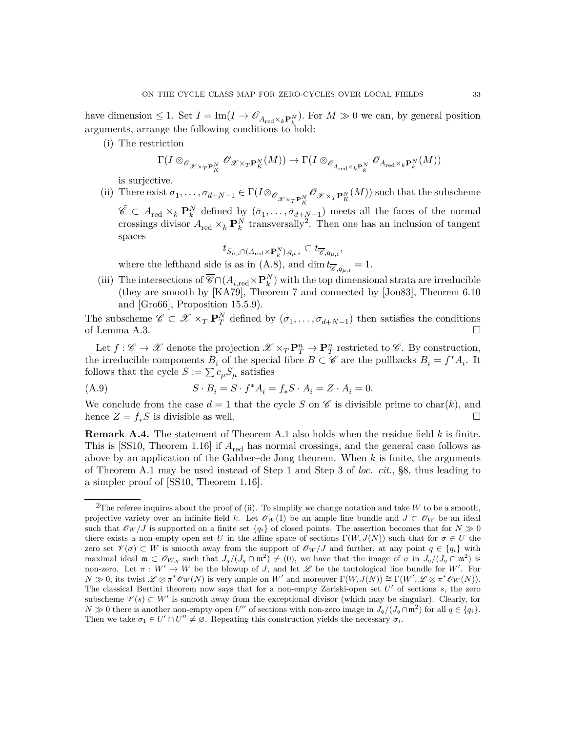have dimension $\leq 1$. Set $\bar{I} = \mathrm{Im}(I \to \mathscr{O}_{A_{\mathrm{red}} \times_k \mathbf{P}^N_k})$. For $M \gg 0$ we can, by general position arguments, arrange the following conditions to hold:

(i) The restriction

$$\Gamma(I \otimes_{\mathscr{O}_{\mathscr{X} \times_T \mathbf{P}^N_K}} \mathscr{O}_{\mathscr{X} \times_T \mathbf{P}^N_K}(M)) \to \Gamma(\bar{I} \otimes_{\mathscr{O}_{A_{\mathrm{red}} \times_k \mathbf{P}^N_k}} \mathscr{O}_{A_{\mathrm{red}} \times_k \mathbf{P}^N_k}(M))$$

is surjective.

(ii) There exist $\sigma_1, \ldots, \sigma_{d+N-1} \in \Gamma(I \otimes_{\mathscr{O}_{\mathscr{X} \times_T \mathbf{P}^N_K}} \mathscr{O}_{\mathscr{X} \times_T \mathbf{P}^N_K}(M))$ such that the subscheme $\bar{\mathscr{C}} \subset A_{\mathrm{red}} \times_k \mathbf{P}^N_k$ defined by $(\bar{\sigma}_1, \ldots, \bar{\sigma}_{d+N-1})$ meets all the faces of the normal crossings divisor $A_{\mathrm{red}} \times_k \mathbf{P}^N_k$ transversally[2]. Then one has an inclusion of tangent spaces

$$t_{S_{\mu,i} \cap (A_{\mathrm{red}} \times \mathbf{P}^N_k), q_{\mu,i}} \subset t_{\overline{\mathscr{C}}, q_{\mu,i}},$$

where the lefthand side is as in (A.8), and $\dim t_{\overline{\mathscr{C}}, q_{\mu,i}} = 1$.

(iii) The intersections of $\overline{\mathscr{C}} \cap (A_{i,\mathrm{red}} \times \mathbf{P}^N_k)$ with the top dimensional strata are irreducible (they are smooth by [KA79], Theorem 7 and connected by [Jou83], Theorem 6.10 and [Gro66], Proposition 15.5.9).

The subscheme $\mathscr{C} \subset \mathscr{X} \times_T \mathbf{P}^N_T$ defined by $(\sigma_1, \ldots, \sigma_{d+N-1})$ then satisfies the conditions of Lemma A.3. □

Let $f : \mathscr{C} \to \mathscr{X}$ denote the projection $\mathscr{X} \times_T \mathbf{P}^n_T \to \mathbf{P}^n_T$ restricted to $\mathscr{C}$. By construction, the irreducible components $B_i$ of the special fibre $B \subset \mathscr{C}$ are the pullbacks $B_i = f^* A_i$. It follows that the cycle $S := \sum c_\mu S_\mu$ satisfies

$$S \cdot B_i = S \cdot f^* A_i = f_* S \cdot A_i = Z \cdot A_i = 0. \tag{A.9}$$

We conclude from the case $d = 1$ that the cycle $S$ on $\mathscr{C}$ is divisible prime to $\mathrm{char}(k)$, and hence $Z = f_* S$ is divisible as well. □

**Remark A.4.** The statement of Theorem A.1 also holds when the residue field $k$ is finite. This is [SS10, Theorem 1.16] if $A_{\mathrm{red}}$ has normal crossings, and the general case follows as above by an application of the Gabber–de Jong theorem. When $k$ is finite, the arguments of Theorem A.1 may be used instead of Step 1 and Step 3 of *loc. cit.*, §8, thus leading to a simpler proof of [SS10, Theorem 1.16].

---

[2] The referee inquires about the proof of (ii). To simplify we change notation and take $W$ to be a smooth, projective variety over an infinite field $k$. Let $\mathscr{O}_W(1)$ be an ample line bundle and $J \subset \mathscr{O}_W$ be an ideal such that $\mathscr{O}_W/J$ is supported on a finite set $\{q_i\}$ of closed points. The assertion becomes that for $N \gg 0$ there exists a non-empty open set $U$ in the affine space of sections $\Gamma(W, J(N))$ such that for $\sigma \in U$ the zero set $\mathscr{V}(\sigma) \subset W$ is smooth away from the support of $\mathscr{O}_W/J$ and further, at any point $q \in \{q_i\}$ with maximal ideal $\mathfrak{m} \subset \mathscr{O}_{W,q}$ such that $J_q/(J_q \cap \mathfrak{m}^2) \neq (0)$, we have that the image of $\sigma$ in $J_q/(J_q \cap \mathfrak{m}^2)$ is non-zero. Let $\pi : W' \to W$ be the blowup of $J$, and let $\mathscr{L}$ be the tautological line bundle for $W'$. For $N \gg 0$, its twist $\mathscr{L} \otimes \pi^* \mathscr{O}_W(N)$ is very ample on $W'$ and moreover $\Gamma(W, J(N)) \cong \Gamma(W', \mathscr{L} \otimes \pi^* \mathscr{O}_W(N))$. The classical Bertini theorem now says that for a non-empty Zariski-open set $U'$ of sections $s$, the zero subscheme $\mathscr{V}(s) \subset W'$ is smooth away from the exceptional divisor (which may be singular). Clearly, for $N \gg 0$ there is another non-empty open $U''$ of sections with non-zero image in $J_q/(J_q \cap \mathfrak{m}^2)$ for all $q \in \{q_i\}$. Then we take $\sigma_1 \in U' \cap U'' \neq \varnothing$. Repeating this construction yields the necessary $\sigma_i$.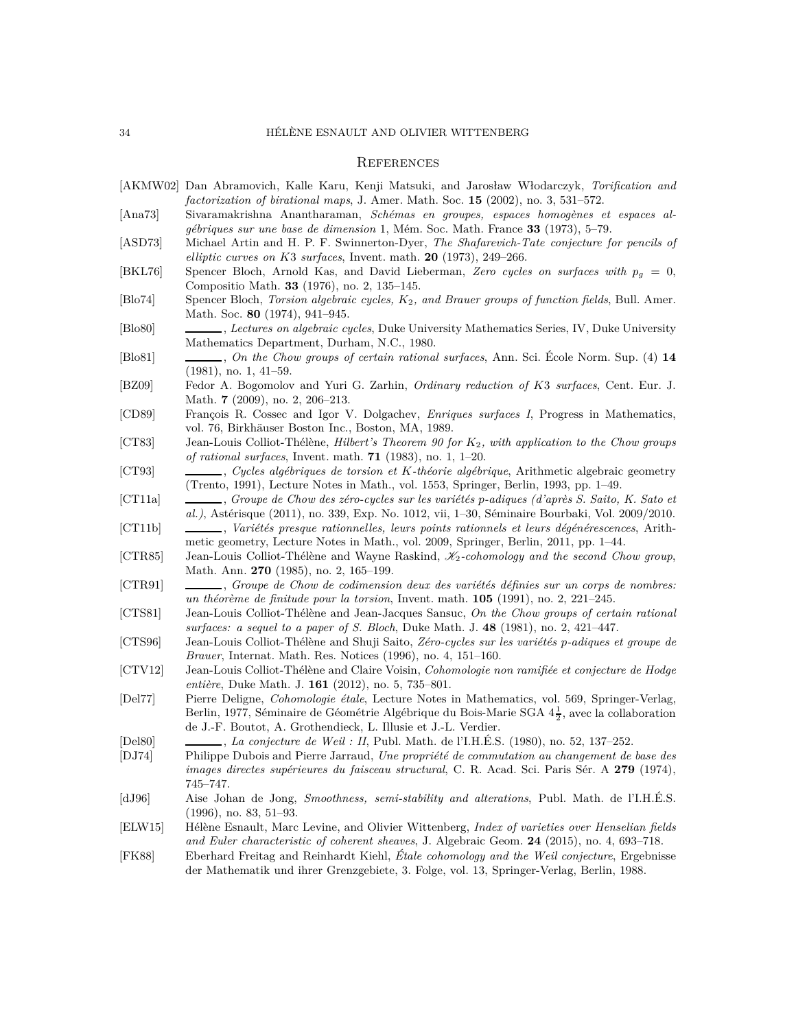## References

[AKMW02] Dan Abramovich, Kalle Karu, Kenji Matsuki, and Jarosław Włodarczyk, *Torification and factorization of birational maps*, J. Amer. Math. Soc. **15** (2002), no. 3, 531–572.

[Ana73] Sivaramakrishna Anantharaman, *Schémas en groupes, espaces homogènes et espaces algébriques sur une base de dimension* 1, Mém. Soc. Math. France **33** (1973), 5–79.

[ASD73] Michael Artin and H. P. F. Swinnerton-Dyer, *The Shafarevich-Tate conjecture for pencils of elliptic curves on K*3 *surfaces*, Invent. math. **20** (1973), 249–266.

[BKL76] Spencer Bloch, Arnold Kas, and David Lieberman, *Zero cycles on surfaces with $p_g = 0$*, Compositio Math. **33** (1976), no. 2, 135–145.

[Blo74] Spencer Bloch, *Torsion algebraic cycles, $K_2$, and Brauer groups of function fields*, Bull. Amer. Math. Soc. **80** (1974), 941–945.

[Blo80] ______, *Lectures on algebraic cycles*, Duke University Mathematics Series, IV, Duke University Mathematics Department, Durham, N.C., 1980.

[Blo81] ______, *On the Chow groups of certain rational surfaces*, Ann. Sci. École Norm. Sup. (4) **14** (1981), no. 1, 41–59.

[BZ09] Fedor A. Bogomolov and Yuri G. Zarhin, *Ordinary reduction of K*3 *surfaces*, Cent. Eur. J. Math. **7** (2009), no. 2, 206–213.

[CD89] François R. Cossec and Igor V. Dolgachev, *Enriques surfaces I*, Progress in Mathematics, vol. 76, Birkhäuser Boston Inc., Boston, MA, 1989.

[CT83] Jean-Louis Colliot-Thélène, *Hilbert's Theorem 90 for $K_2$, with application to the Chow groups of rational surfaces*, Invent. math. **71** (1983), no. 1, 1–20.

[CT93] ______, *Cycles algébriques de torsion et K-théorie algébrique*, Arithmetic algebraic geometry (Trento, 1991), Lecture Notes in Math., vol. 1553, Springer, Berlin, 1993, pp. 1–49.

[CT11a] ______, *Groupe de Chow des zéro-cycles sur les variétés p-adiques (d'après S. Saito, K. Sato et al.)*, Astérisque (2011), no. 339, Exp. No. 1012, vii, 1–30, Séminaire Bourbaki, Vol. 2009/2010.

[CT11b] ______, *Variétés presque rationnelles, leurs points rationnels et leurs dégénérescences*, Arithmetic geometry, Lecture Notes in Math., vol. 2009, Springer, Berlin, 2011, pp. 1–44.

[CTR85] Jean-Louis Colliot-Thélène and Wayne Raskind, *$\mathscr{K}_2$-cohomology and the second Chow group*, Math. Ann. **270** (1985), no. 2, 165–199.

[CTR91] ______, *Groupe de Chow de codimension deux des variétés définies sur un corps de nombres: un théorème de finitude pour la torsion*, Invent. math. **105** (1991), no. 2, 221–245.

[CTS81] Jean-Louis Colliot-Thélène and Jean-Jacques Sansuc, *On the Chow groups of certain rational surfaces: a sequel to a paper of S. Bloch*, Duke Math. J. **48** (1981), no. 2, 421–447.

[CTS96] Jean-Louis Colliot-Thélène and Shuji Saito, *Zéro-cycles sur les variétés p-adiques et groupe de Brauer*, Internat. Math. Res. Notices (1996), no. 4, 151–160.

[CTV12] Jean-Louis Colliot-Thélène and Claire Voisin, *Cohomologie non ramifiée et conjecture de Hodge entière*, Duke Math. J. **161** (2012), no. 5, 735–801.

[Del77] Pierre Deligne, *Cohomologie étale*, Lecture Notes in Mathematics, vol. 569, Springer-Verlag, Berlin, 1977, Séminaire de Géométrie Algébrique du Bois-Marie SGA $4\frac{1}{2}$, avec la collaboration de J.-F. Boutot, A. Grothendieck, L. Illusie et J.-L. Verdier.

[Del80] ______, *La conjecture de Weil : II*, Publ. Math. de l'I.H.É.S. (1980), no. 52, 137–252.

[DJ74] Philippe Dubois and Pierre Jarraud, *Une propriété de commutation au changement de base des images directes supérieures du faisceau structural*, C. R. Acad. Sci. Paris Sér. A **279** (1974), 745–747.

[dJ96] Aise Johan de Jong, *Smoothness, semi-stability and alterations*, Publ. Math. de l'I.H.É.S. (1996), no. 83, 51–93.

[ELW15] Hélène Esnault, Marc Levine, and Olivier Wittenberg, *Index of varieties over Henselian fields and Euler characteristic of coherent sheaves*, J. Algebraic Geom. **24** (2015), no. 4, 693–718.

[FK88] Eberhard Freitag and Reinhardt Kiehl, *Étale cohomology and the Weil conjecture*, Ergebnisse der Mathematik und ihrer Grenzgebiete, 3. Folge, vol. 13, Springer-Verlag, Berlin, 1988.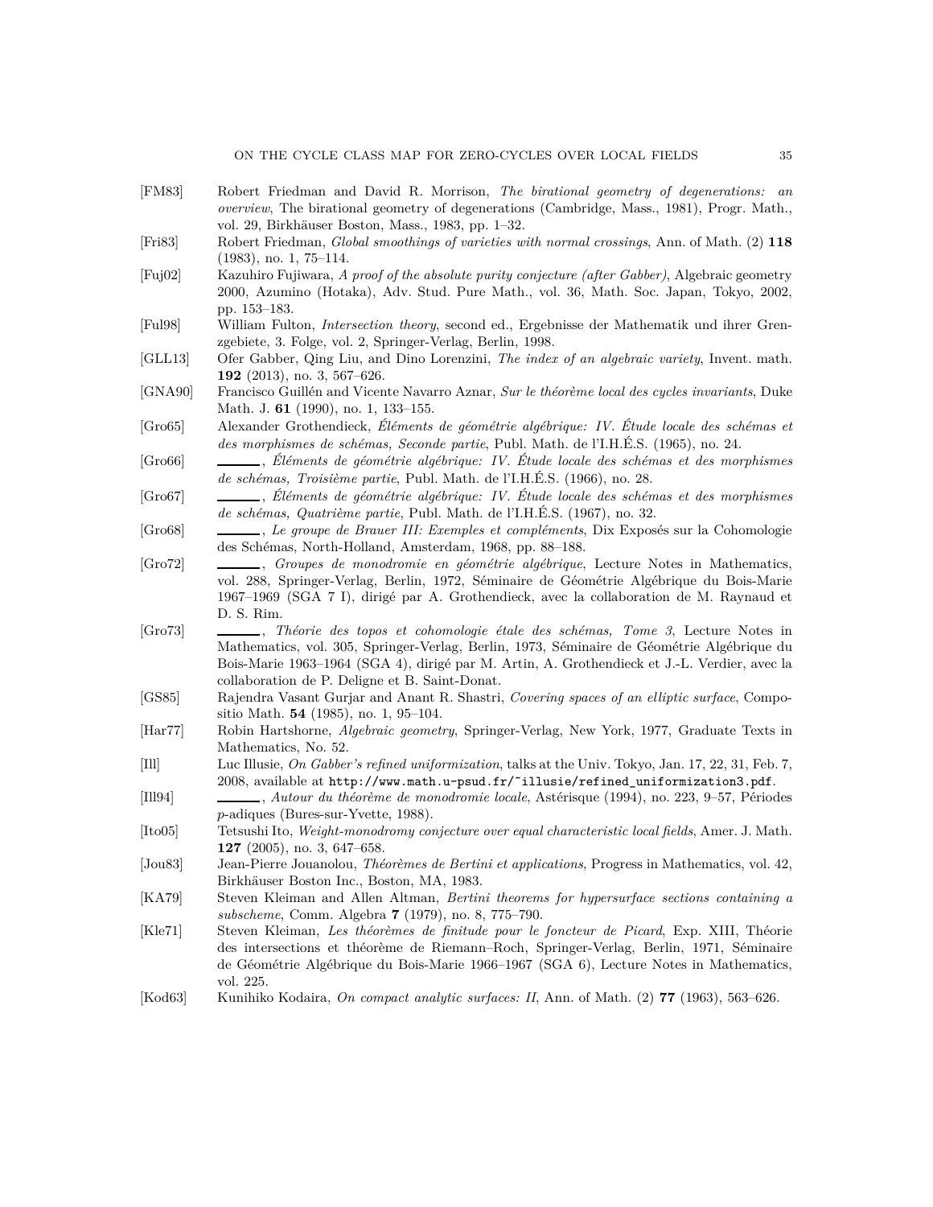[FM83] Robert Friedman and David R. Morrison, *The birational geometry of degenerations: an overview*, The birational geometry of degenerations (Cambridge, Mass., 1981), Progr. Math., vol. 29, Birkhäuser Boston, Mass., 1983, pp. 1–32.

[Fri83] Robert Friedman, *Global smoothings of varieties with normal crossings*, Ann. of Math. (2) **118** (1983), no. 1, 75–114.

[Fuj02] Kazuhiro Fujiwara, *A proof of the absolute purity conjecture (after Gabber)*, Algebraic geometry 2000, Azumino (Hotaka), Adv. Stud. Pure Math., vol. 36, Math. Soc. Japan, Tokyo, 2002, pp. 153–183.

[Ful98] William Fulton, *Intersection theory*, second ed., Ergebnisse der Mathematik und ihrer Grenzgebiete, 3. Folge, vol. 2, Springer-Verlag, Berlin, 1998.

[GLL13] Ofer Gabber, Qing Liu, and Dino Lorenzini, *The index of an algebraic variety*, Invent. math. **192** (2013), no. 3, 567–626.

[GNA90] Francisco Guillén and Vicente Navarro Aznar, *Sur le théorème local des cycles invariants*, Duke Math. J. **61** (1990), no. 1, 133–155.

[Gro65] Alexander Grothendieck, *Éléments de géométrie algébrique: IV. Étude locale des schémas et des morphismes de schémas, Seconde partie*, Publ. Math. de l'I.H.É.S. (1965), no. 24.

[Gro66] ———, *Éléments de géométrie algébrique: IV. Étude locale des schémas et des morphismes de schémas, Troisième partie*, Publ. Math. de l'I.H.É.S. (1966), no. 28.

[Gro67] ———, *Éléments de géométrie algébrique: IV. Étude locale des schémas et des morphismes de schémas, Quatrième partie*, Publ. Math. de l'I.H.É.S. (1967), no. 32.

[Gro68] ———, *Le groupe de Brauer III: Exemples et compléments*, Dix Exposés sur la Cohomologie des Schémas, North-Holland, Amsterdam, 1968, pp. 88–188.

[Gro72] ———, *Groupes de monodromie en géométrie algébrique*, Lecture Notes in Mathematics, vol. 288, Springer-Verlag, Berlin, 1972, Séminaire de Géométrie Algébrique du Bois-Marie 1967–1969 (SGA 7 I), dirigé par A. Grothendieck, avec la collaboration de M. Raynaud et D. S. Rim.

[Gro73] ———, *Théorie des topos et cohomologie étale des schémas, Tome 3*, Lecture Notes in Mathematics, vol. 305, Springer-Verlag, Berlin, 1973, Séminaire de Géométrie Algébrique du Bois-Marie 1963–1964 (SGA 4), dirigé par M. Artin, A. Grothendieck et J.-L. Verdier, avec la collaboration de P. Deligne et B. Saint-Donat.

[GS85] Rajendra Vasant Gurjar and Anant R. Shastri, *Covering spaces of an elliptic surface*, Compositio Math. **54** (1985), no. 1, 95–104.

[Har77] Robin Hartshorne, *Algebraic geometry*, Springer-Verlag, New York, 1977, Graduate Texts in Mathematics, No. 52.

[Ill] Luc Illusie, *On Gabber's refined uniformization*, talks at the Univ. Tokyo, Jan. 17, 22, 31, Feb. 7, 2008, available at `http://www.math.u-psud.fr/~illusie/refined_uniformization3.pdf`.

[Ill94] ———, *Autour du théorème de monodromie locale*, Astérisque (1994), no. 223, 9–57, Périodes $p$-adiques (Bures-sur-Yvette, 1988).

[Ito05] Tetsushi Ito, *Weight-monodromy conjecture over equal characteristic local fields*, Amer. J. Math. **127** (2005), no. 3, 647–658.

[Jou83] Jean-Pierre Jouanolou, *Théorèmes de Bertini et applications*, Progress in Mathematics, vol. 42, Birkhäuser Boston Inc., Boston, MA, 1983.

[KA79] Steven Kleiman and Allen Altman, *Bertini theorems for hypersurface sections containing a subscheme*, Comm. Algebra **7** (1979), no. 8, 775–790.

[Kle71] Steven Kleiman, *Les théorèmes de finitude pour le foncteur de Picard*, Exp. XIII, Théorie des intersections et théorème de Riemann–Roch, Springer-Verlag, Berlin, 1971, Séminaire de Géométrie Algébrique du Bois-Marie 1966–1967 (SGA 6), Lecture Notes in Mathematics, vol. 225.

[Kod63] Kunihiko Kodaira, *On compact analytic surfaces: II*, Ann. of Math. (2) **77** (1963), 563–626.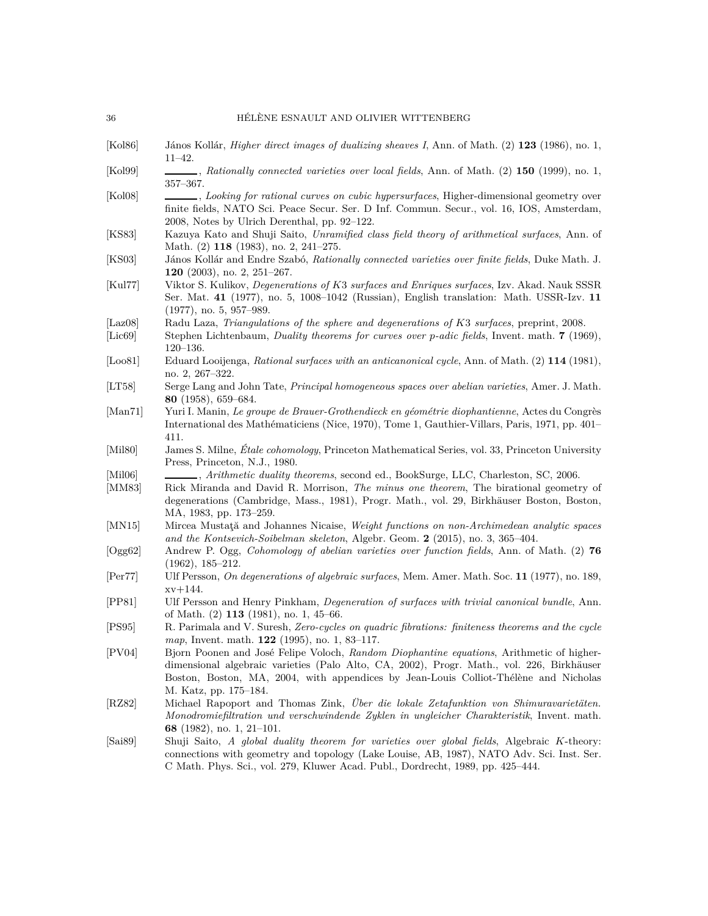[Kol86] János Kollár, *Higher direct images of dualizing sheaves I*, Ann. of Math. (2) **123** (1986), no. 1, 11–42.

[Kol99] ______, *Rationally connected varieties over local fields*, Ann. of Math. (2) **150** (1999), no. 1, 357–367.

[Kol08] ______, *Looking for rational curves on cubic hypersurfaces*, Higher-dimensional geometry over finite fields, NATO Sci. Peace Secur. Ser. D Inf. Commun. Secur., vol. 16, IOS, Amsterdam, 2008, Notes by Ulrich Derenthal, pp. 92–122.

[KS83] Kazuya Kato and Shuji Saito, *Unramified class field theory of arithmetical surfaces*, Ann. of Math. (2) **118** (1983), no. 2, 241–275.

[KS03] János Kollár and Endre Szabó, *Rationally connected varieties over finite fields*, Duke Math. J. **120** (2003), no. 2, 251–267.

[Kul77] Viktor S. Kulikov, *Degenerations of K3 surfaces and Enriques surfaces*, Izv. Akad. Nauk SSSR Ser. Mat. **41** (1977), no. 5, 1008–1042 (Russian), English translation: Math. USSR-Izv. **11** (1977), no. 5, 957–989.

[Laz08] Radu Laza, *Triangulations of the sphere and degenerations of K3 surfaces*, preprint, 2008.

[Lic69] Stephen Lichtenbaum, *Duality theorems for curves over p-adic fields*, Invent. math. **7** (1969), 120–136.

[Loo81] Eduard Looijenga, *Rational surfaces with an anticanonical cycle*, Ann. of Math. (2) **114** (1981), no. 2, 267–322.

[LT58] Serge Lang and John Tate, *Principal homogeneous spaces over abelian varieties*, Amer. J. Math. **80** (1958), 659–684.

[Man71] Yuri I. Manin, *Le groupe de Brauer-Grothendieck en géométrie diophantienne*, Actes du Congrès International des Mathématiciens (Nice, 1970), Tome 1, Gauthier-Villars, Paris, 1971, pp. 401–411.

[Mil80] James S. Milne, *Étale cohomology*, Princeton Mathematical Series, vol. 33, Princeton University Press, Princeton, N.J., 1980.

[Mil06] ______, *Arithmetic duality theorems*, second ed., BookSurge, LLC, Charleston, SC, 2006.

[MM83] Rick Miranda and David R. Morrison, *The minus one theorem*, The birational geometry of degenerations (Cambridge, Mass., 1981), Progr. Math., vol. 29, Birkhäuser Boston, Boston, MA, 1983, pp. 173–259.

[MN15] Mircea Mustaţă and Johannes Nicaise, *Weight functions on non-Archimedean analytic spaces and the Kontsevich-Soibelman skeleton*, Algebr. Geom. **2** (2015), no. 3, 365–404.

[Ogg62] Andrew P. Ogg, *Cohomology of abelian varieties over function fields*, Ann. of Math. (2) **76** (1962), 185–212.

[Per77] Ulf Persson, *On degenerations of algebraic surfaces*, Mem. Amer. Math. Soc. **11** (1977), no. 189, xv+144.

[PP81] Ulf Persson and Henry Pinkham, *Degeneration of surfaces with trivial canonical bundle*, Ann. of Math. (2) **113** (1981), no. 1, 45–66.

[PS95] R. Parimala and V. Suresh, *Zero-cycles on quadric fibrations: finiteness theorems and the cycle map*, Invent. math. **122** (1995), no. 1, 83–117.

[PV04] Bjorn Poonen and José Felipe Voloch, *Random Diophantine equations*, Arithmetic of higher-dimensional algebraic varieties (Palo Alto, CA, 2002), Progr. Math., vol. 226, Birkhäuser Boston, Boston, MA, 2004, with appendices by Jean-Louis Colliot-Thélène and Nicholas M. Katz, pp. 175–184.

[RZ82] Michael Rapoport and Thomas Zink, *Über die lokale Zetafunktion von Shimuravarietäten. Monodromiefiltration und verschwindende Zyklen in ungleicher Charakteristik*, Invent. math. **68** (1982), no. 1, 21–101.

[Sai89] Shuji Saito, *A global duality theorem for varieties over global fields*, Algebraic K-theory: connections with geometry and topology (Lake Louise, AB, 1987), NATO Adv. Sci. Inst. Ser. C Math. Phys. Sci., vol. 279, Kluwer Acad. Publ., Dordrecht, 1989, pp. 425–444.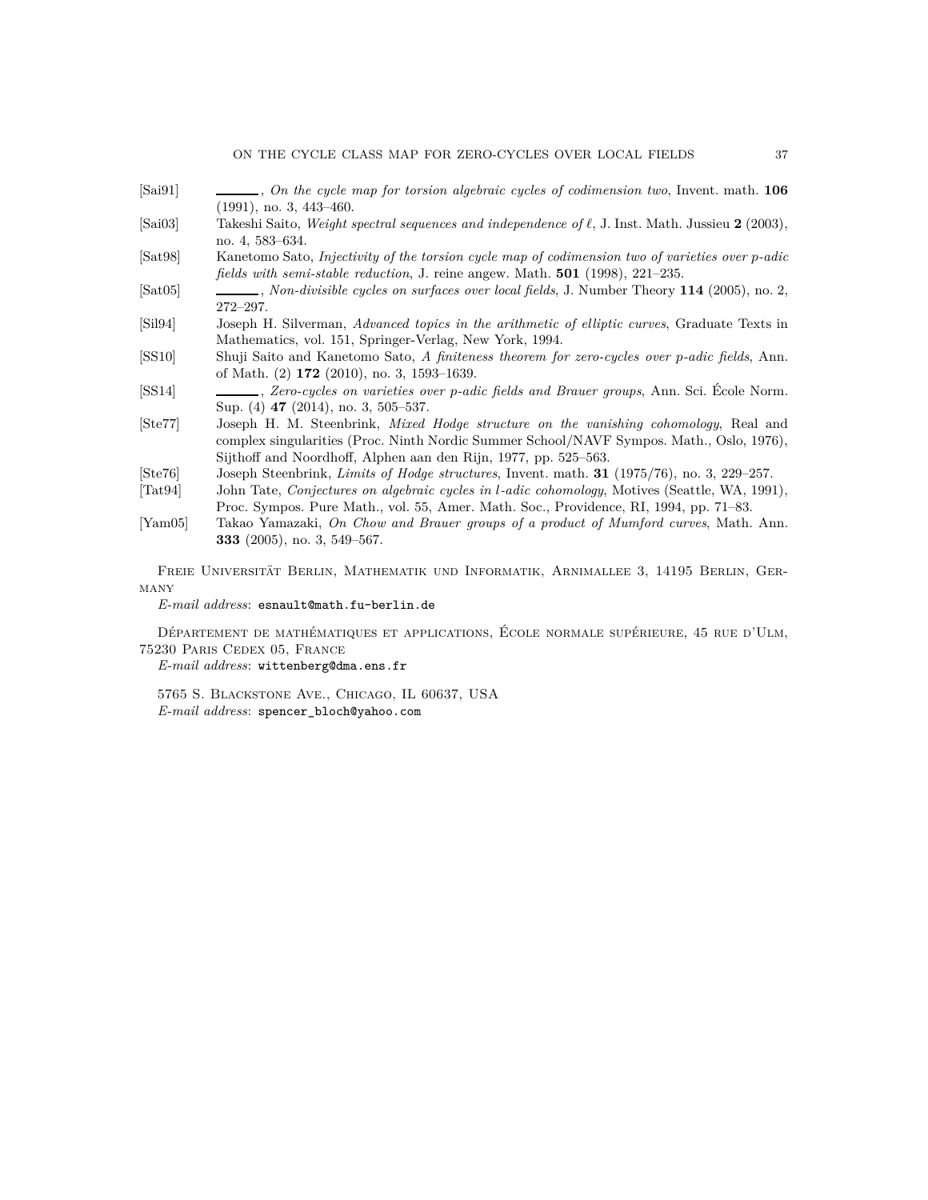[Sai91] ———, *On the cycle map for torsion algebraic cycles of codimension two*, Invent. math. **106** (1991), no. 3, 443–460.

[Sai03] Takeshi Saito, *Weight spectral sequences and independence of $\ell$*, J. Inst. Math. Jussieu **2** (2003), no. 4, 583–634.

[Sat98] Kanetomo Sato, *Injectivity of the torsion cycle map of codimension two of varieties over p-adic fields with semi-stable reduction*, J. reine angew. Math. **501** (1998), 221–235.

[Sat05] ———, *Non-divisible cycles on surfaces over local fields*, J. Number Theory **114** (2005), no. 2, 272–297.

[Sil94] Joseph H. Silverman, *Advanced topics in the arithmetic of elliptic curves*, Graduate Texts in Mathematics, vol. 151, Springer-Verlag, New York, 1994.

[SS10] Shuji Saito and Kanetomo Sato, *A finiteness theorem for zero-cycles over p-adic fields*, Ann. of Math. (2) **172** (2010), no. 3, 1593–1639.

[SS14] ———, *Zero-cycles on varieties over p-adic fields and Brauer groups*, Ann. Sci. École Norm. Sup. (4) **47** (2014), no. 3, 505–537.

[Ste77] Joseph H. M. Steenbrink, *Mixed Hodge structure on the vanishing cohomology*, Real and complex singularities (Proc. Ninth Nordic Summer School/NAVF Sympos. Math., Oslo, 1976), Sijthoff and Noordhoff, Alphen aan den Rijn, 1977, pp. 525–563.

[Ste76] Joseph Steenbrink, *Limits of Hodge structures*, Invent. math. **31** (1975/76), no. 3, 229–257.

[Tat94] John Tate, *Conjectures on algebraic cycles in l-adic cohomology*, Motives (Seattle, WA, 1991), Proc. Sympos. Pure Math., vol. 55, Amer. Math. Soc., Providence, RI, 1994, pp. 71–83.

[Yam05] Takao Yamazaki, *On Chow and Brauer groups of a product of Mumford curves*, Math. Ann. **333** (2005), no. 3, 549–567.

Freie Universität Berlin, Mathematik und Informatik, Arnimallee 3, 14195 Berlin, Germany

*E-mail address*: `esnault@math.fu-berlin.de`

Département de mathématiques et applications, École normale supérieure, 45 rue d'Ulm, 75230 Paris Cedex 05, France

*E-mail address*: `wittenberg@dma.ens.fr`

5765 S. Blackstone Ave., Chicago, IL 60637, USA

*E-mail address*: `spencer_bloch@yahoo.com`